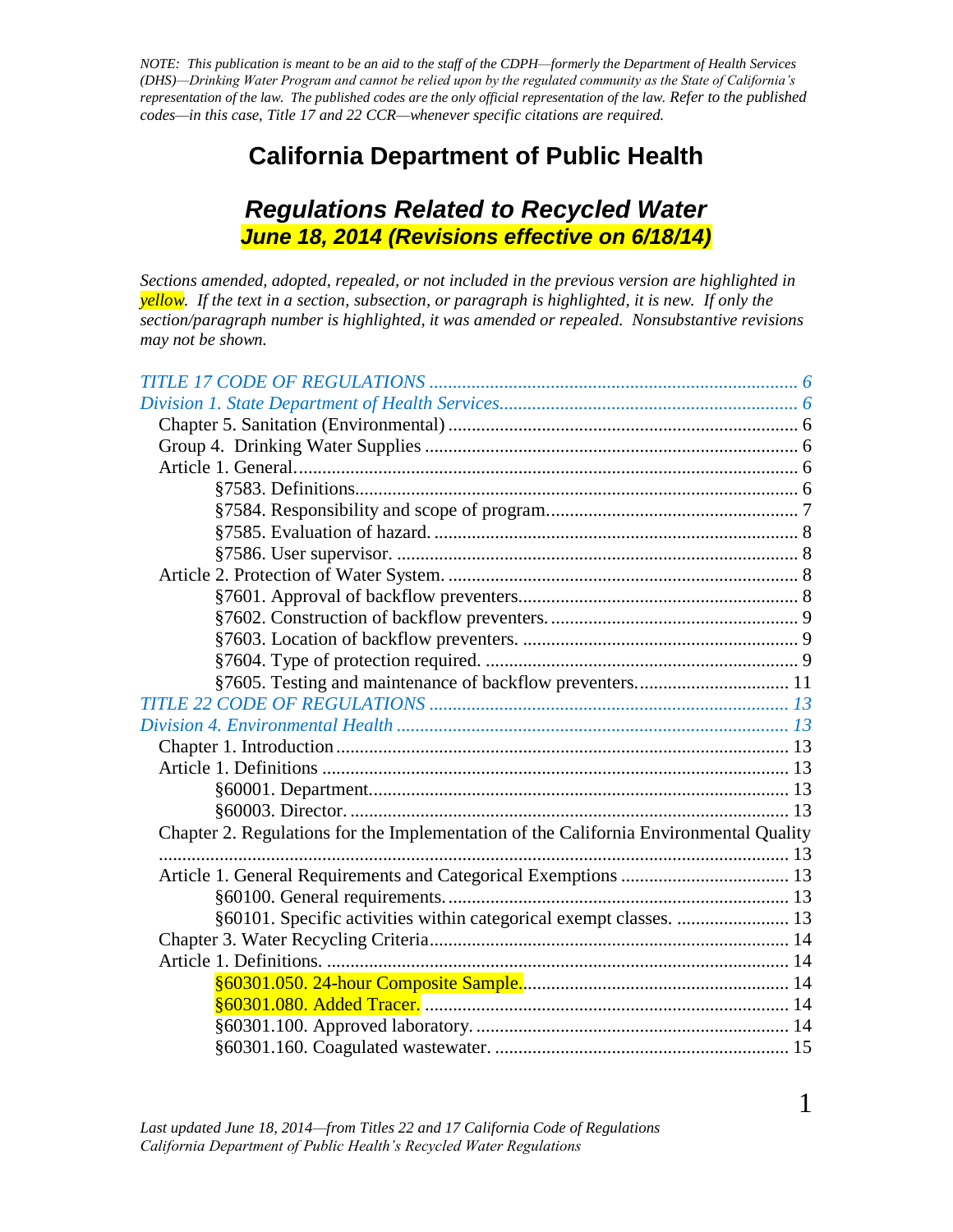*NOTE: This publication is meant to be an aid to the staff of the CDPH—formerly the Department of Health Services (DHS)—Drinking Water Program and cannot be relied upon by the regulated community as the State of California's representation of the law. The published codes are the only official representation of the law. Refer to the published codes—in this case, Title 17 and 22 CCR—whenever specific citations are required.*

# California Department of Public Health

## *Regulations Related to Recycled Water*

### *June 18, 2014 (Revisions effective on 6/18/14)*

*Sections amended, adopted, repealed, or not included in the previous version are highlighted in yellow. If the text in a section, subsection, or paragraph is highlighted, it is new. If only the section/paragraph number is highlighted, it was amended or repealed. Nonsubstantive revisions may not be shown.*

*TITLE 17 CODE OF REGULATIONS* ..... *6*
*Division 1. State Department of Health Services* ..... *6*
- Chapter 5. Sanitation (Environmental) ..... 6
- Group 4. Drinking Water Supplies ..... 6
- Article 1. General ..... 6
  - §7583. Definitions ..... 6
  - §7584. Responsibility and scope of program ..... 7
  - §7585. Evaluation of hazard. ..... 8
  - §7586. User supervisor. ..... 8
- Article 2. Protection of Water System. ..... 8
  - §7601. Approval of backflow preventers ..... 8
  - §7602. Construction of backflow preventers. ..... 9
  - §7603. Location of backflow preventers. ..... 9
  - §7604. Type of protection required. ..... 9
  - §7605. Testing and maintenance of backflow preventers. ..... 11

*TITLE 22 CODE OF REGULATIONS* ..... *13*
*Division 4. Environmental Health* ..... *13*
- Chapter 1. Introduction ..... 13
- Article 1. Definitions ..... 13
  - §60001. Department ..... 13
  - §60003. Director. ..... 13
- Chapter 2. Regulations for the Implementation of the California Environmental Quality ..... 13
- Article 1. General Requirements and Categorical Exemptions ..... 13
  - §60100. General requirements. ..... 13
  - §60101. Specific activities within categorical exempt classes. ..... 13
- Chapter 3. Water Recycling Criteria ..... 14
- Article 1. Definitions. ..... 14
  - §60301.050. 24-hour Composite Sample. ..... 14
  - §60301.080. Added Tracer. ..... 14
  - §60301.100. Approved laboratory. ..... 14
  - §60301.160. Coagulated wastewater. ..... 15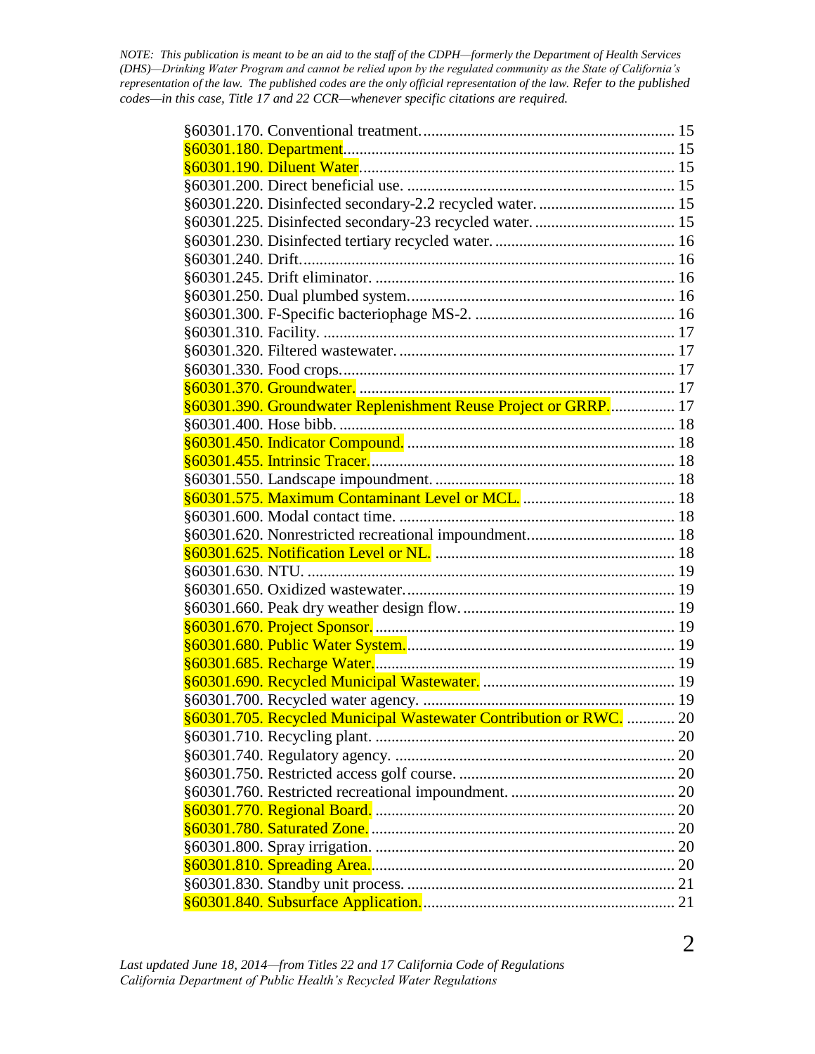*NOTE: This publication is meant to be an aid to the staff of the CDPH—formerly the Department of Health Services (DHS)—Drinking Water Program and cannot be relied upon by the regulated community as the State of California's representation of the law. The published codes are the only official representation of the law. Refer to the published codes—in this case, Title 17 and 22 CCR—whenever specific citations are required.*

§60301.170. Conventional treatment. ........ 15
§60301.180. Department ........ 15
§60301.190. Diluent Water ........ 15
§60301.200. Direct beneficial use. ........ 15
§60301.220. Disinfected secondary-2.2 recycled water. ........ 15
§60301.225. Disinfected secondary-23 recycled water. ........ 15
§60301.230. Disinfected tertiary recycled water. ........ 16
§60301.240. Drift. ........ 16
§60301.245. Drift eliminator. ........ 16
§60301.250. Dual plumbed system. ........ 16
§60301.300. F-Specific bacteriophage MS-2. ........ 16
§60301.310. Facility. ........ 17
§60301.320. Filtered wastewater. ........ 17
§60301.330. Food crops. ........ 17
§60301.370. Groundwater. ........ 17
§60301.390. Groundwater Replenishment Reuse Project or GRRP. ........ 17
§60301.400. Hose bibb. ........ 18
§60301.450. Indicator Compound. ........ 18
§60301.455. Intrinsic Tracer. ........ 18
§60301.550. Landscape impoundment. ........ 18
§60301.575. Maximum Contaminant Level or MCL. ........ 18
§60301.600. Modal contact time. ........ 18
§60301.620. Nonrestricted recreational impoundment. ........ 18
§60301.625. Notification Level or NL. ........ 18
§60301.630. NTU. ........ 19
§60301.650. Oxidized wastewater. ........ 19
§60301.660. Peak dry weather design flow. ........ 19
§60301.670. Project Sponsor. ........ 19
§60301.680. Public Water System. ........ 19
§60301.685. Recharge Water. ........ 19
§60301.690. Recycled Municipal Wastewater. ........ 19
§60301.700. Recycled water agency. ........ 19
§60301.705. Recycled Municipal Wastewater Contribution or RWC. ........ 20
§60301.710. Recycling plant. ........ 20
§60301.740. Regulatory agency. ........ 20
§60301.750. Restricted access golf course. ........ 20
§60301.760. Restricted recreational impoundment. ........ 20
§60301.770. Regional Board. ........ 20
§60301.780. Saturated Zone. ........ 20
§60301.800. Spray irrigation. ........ 20
§60301.810. Spreading Area. ........ 20
§60301.830. Standby unit process. ........ 21
§60301.840. Subsurface Application. ........ 21

*Last updated June 18, 2014—from Titles 22 and 17 California Code of Regulations*
*California Department of Public Health's Recycled Water Regulations*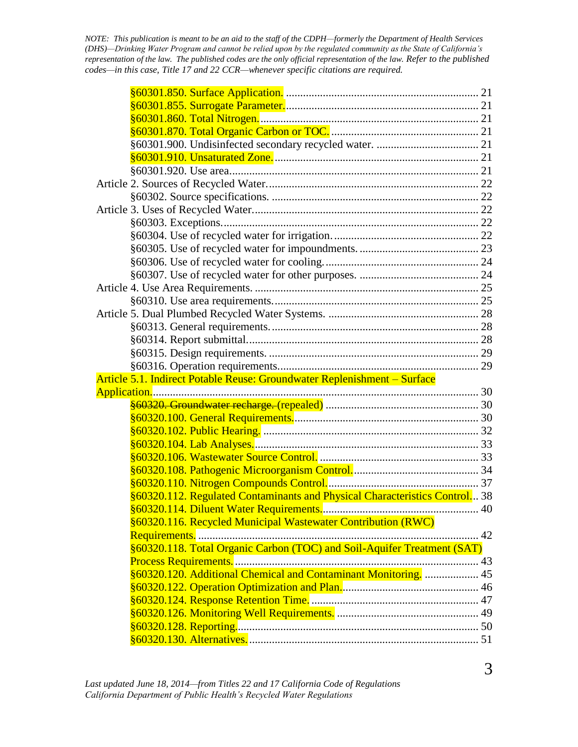*NOTE: This publication is meant to be an aid to the staff of the CDPH—formerly the Department of Health Services (DHS)—Drinking Water Program and cannot be relied upon by the regulated community as the State of California's representation of the law. The published codes are the only official representation of the law. Refer to the published codes—in this case, Title 17 and 22 CCR—whenever specific citations are required.*

- §60301.850. Surface Application. .... 21
- §60301.855. Surrogate Parameter. .... 21
- §60301.860. Total Nitrogen. .... 21
- §60301.870. Total Organic Carbon or TOC. .... 21
- §60301.900. Undisinfected secondary recycled water. .... 21
- §60301.910. Unsaturated Zone. .... 21
- §60301.920. Use area. .... 21

Article 2. Sources of Recycled Water. .... 22
- §60302. Source specifications. .... 22

Article 3. Uses of Recycled Water. .... 22
- §60303. Exceptions. .... 22
- §60304. Use of recycled water for irrigation. .... 22
- §60305. Use of recycled water for impoundments. .... 23
- §60306. Use of recycled water for cooling. .... 24
- §60307. Use of recycled water for other purposes. .... 24

Article 4. Use Area Requirements. .... 25
- §60310. Use area requirements. .... 25

Article 5. Dual Plumbed Recycled Water Systems. .... 28
- §60313. General requirements. .... 28
- §60314. Report submittal. .... 28
- §60315. Design requirements. .... 29
- §60316. Operation requirements. .... 29

Article 5.1. Indirect Potable Reuse: Groundwater Replenishment – Surface Application. .... 30
- ~~§60320. Groundwater recharge.~~ (repealed) .... 30
- §60320.100. General Requirements. .... 30
- §60320.102. Public Hearing. .... 32
- §60320.104. Lab Analyses. .... 33
- §60320.106. Wastewater Source Control. .... 33
- §60320.108. Pathogenic Microorganism Control. .... 34
- §60320.110. Nitrogen Compounds Control. .... 37
- §60320.112. Regulated Contaminants and Physical Characteristics Control. .... 38
- §60320.114. Diluent Water Requirements. .... 40
- §60320.116. Recycled Municipal Wastewater Contribution (RWC) Requirements. .... 42
- §60320.118. Total Organic Carbon (TOC) and Soil-Aquifer Treatment (SAT) Process Requirements. .... 43
- §60320.120. Additional Chemical and Contaminant Monitoring. .... 45
- §60320.122. Operation Optimization and Plan. .... 46
- §60320.124. Response Retention Time. .... 47
- §60320.126. Monitoring Well Requirements. .... 49
- §60320.128. Reporting. .... 50
- §60320.130. Alternatives. .... 51

*Last updated June 18, 2014—from Titles 22 and 17 California Code of Regulations*
*California Department of Public Health's Recycled Water Regulations*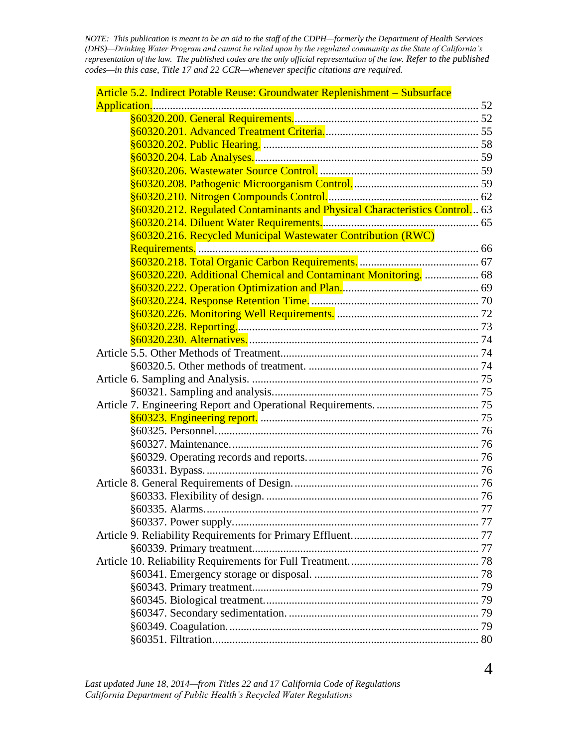*NOTE: This publication is meant to be an aid to the staff of the CDPH—formerly the Department of Health Services (DHS)—Drinking Water Program and cannot be relied upon by the regulated community as the State of California's representation of the law. The published codes are the only official representation of the law. Refer to the published codes—in this case, Title 17 and 22 CCR—whenever specific citations are required.*

Article 5.2. Indirect Potable Reuse: Groundwater Replenishment – Subsurface Application. .... 52
- §60320.200. General Requirements. .... 52
- §60320.201. Advanced Treatment Criteria. .... 55
- §60320.202. Public Hearing. .... 58
- §60320.204. Lab Analyses. .... 59
- §60320.206. Wastewater Source Control. .... 59
- §60320.208. Pathogenic Microorganism Control. .... 59
- §60320.210. Nitrogen Compounds Control. .... 62
- §60320.212. Regulated Contaminants and Physical Characteristics Control. .... 63
- §60320.214. Diluent Water Requirements. .... 65
- §60320.216. Recycled Municipal Wastewater Contribution (RWC) Requirements. .... 66
- §60320.218. Total Organic Carbon Requirements. .... 67
- §60320.220. Additional Chemical and Contaminant Monitoring. .... 68
- §60320.222. Operation Optimization and Plan. .... 69
- §60320.224. Response Retention Time. .... 70
- §60320.226. Monitoring Well Requirements. .... 72
- §60320.228. Reporting. .... 73
- §60320.230. Alternatives. .... 74

Article 5.5. Other Methods of Treatment .... 74
- §60320.5. Other methods of treatment. .... 74

Article 6. Sampling and Analysis. .... 75
- §60321. Sampling and analysis. .... 75

Article 7. Engineering Report and Operational Requirements. .... 75
- §60323. Engineering report. .... 75
- §60325. Personnel. .... 76
- §60327. Maintenance. .... 76
- §60329. Operating records and reports. .... 76
- §60331. Bypass. .... 76

Article 8. General Requirements of Design. .... 76
- §60333. Flexibility of design. .... 76
- §60335. Alarms. .... 77
- §60337. Power supply. .... 77

Article 9. Reliability Requirements for Primary Effluent. .... 77
- §60339. Primary treatment. .... 77

Article 10. Reliability Requirements for Full Treatment. .... 78
- §60341. Emergency storage or disposal. .... 78
- §60343. Primary treatment. .... 79
- §60345. Biological treatment. .... 79
- §60347. Secondary sedimentation. .... 79
- §60349. Coagulation. .... 79
- §60351. Filtration. .... 80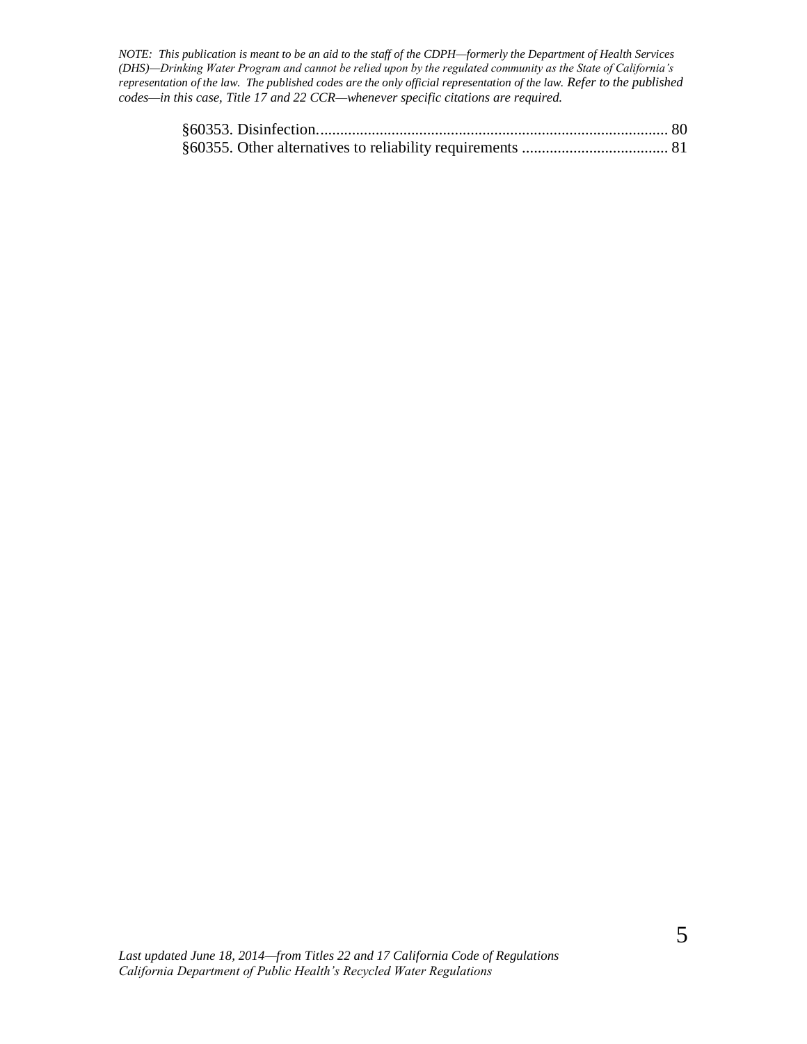§60353. Disinfection........................................................................................ 80

§60355. Other alternatives to reliability requirements ..................................... 81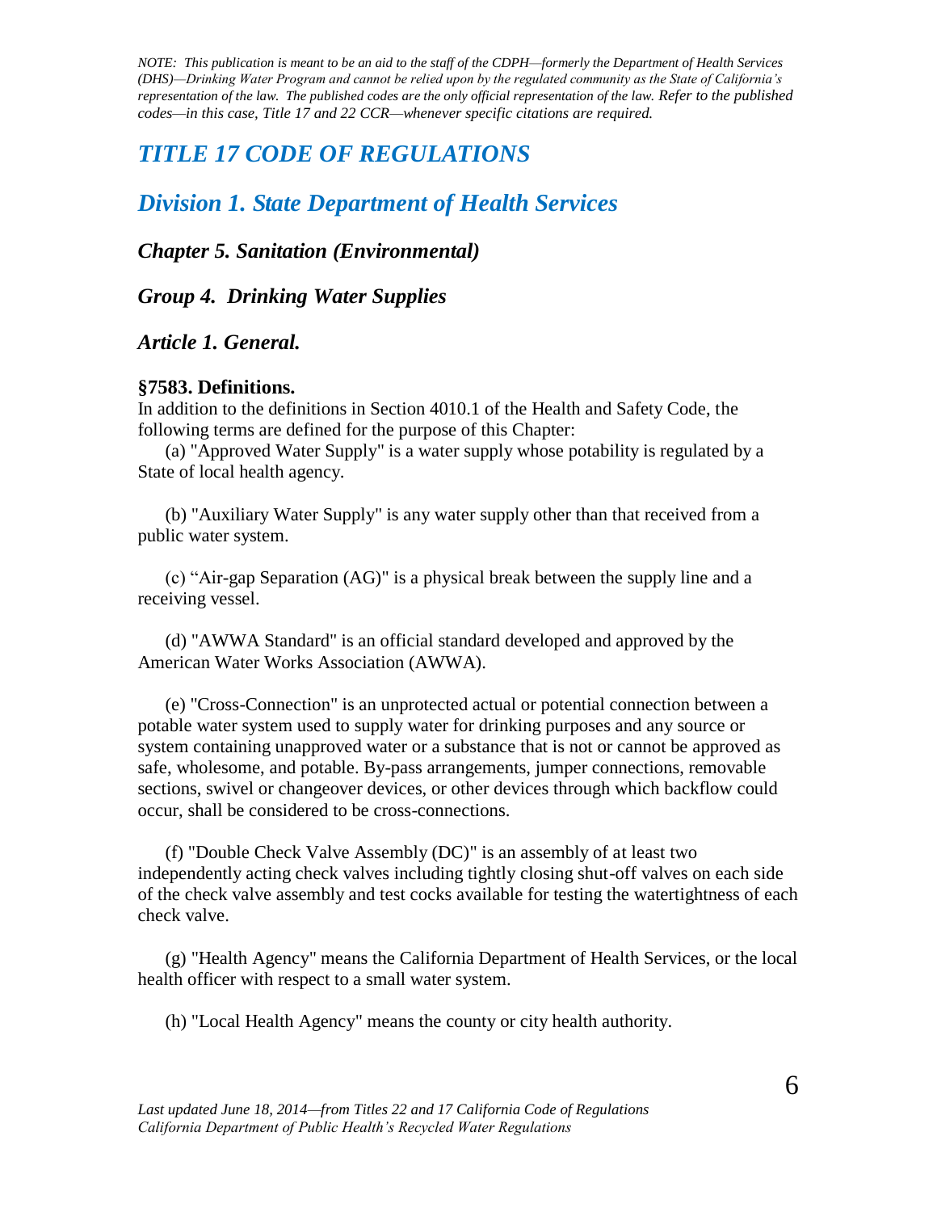*NOTE: This publication is meant to be an aid to the staff of the CDPH—formerly the Department of Health Services (DHS)—Drinking Water Program and cannot be relied upon by the regulated community as the State of California's representation of the law. The published codes are the only official representation of the law. Refer to the published codes—in this case, Title 17 and 22 CCR—whenever specific citations are required.*

# *TITLE 17 CODE OF REGULATIONS*

## *Division 1. State Department of Health Services*

### *Chapter 5. Sanitation (Environmental)*

### *Group 4. Drinking Water Supplies*

### *Article 1. General.*

**§7583. Definitions.**

In addition to the definitions in Section 4010.1 of the Health and Safety Code, the following terms are defined for the purpose of this Chapter:

(a) "Approved Water Supply" is a water supply whose potability is regulated by a State of local health agency.

(b) "Auxiliary Water Supply" is any water supply other than that received from a public water system.

(c) "Air-gap Separation (AG)" is a physical break between the supply line and a receiving vessel.

(d) "AWWA Standard" is an official standard developed and approved by the American Water Works Association (AWWA).

(e) "Cross-Connection" is an unprotected actual or potential connection between a potable water system used to supply water for drinking purposes and any source or system containing unapproved water or a substance that is not or cannot be approved as safe, wholesome, and potable. By-pass arrangements, jumper connections, removable sections, swivel or changeover devices, or other devices through which backflow could occur, shall be considered to be cross-connections.

(f) "Double Check Valve Assembly (DC)" is an assembly of at least two independently acting check valves including tightly closing shut-off valves on each side of the check valve assembly and test cocks available for testing the watertightness of each check valve.

(g) "Health Agency" means the California Department of Health Services, or the local health officer with respect to a small water system.

(h) "Local Health Agency" means the county or city health authority.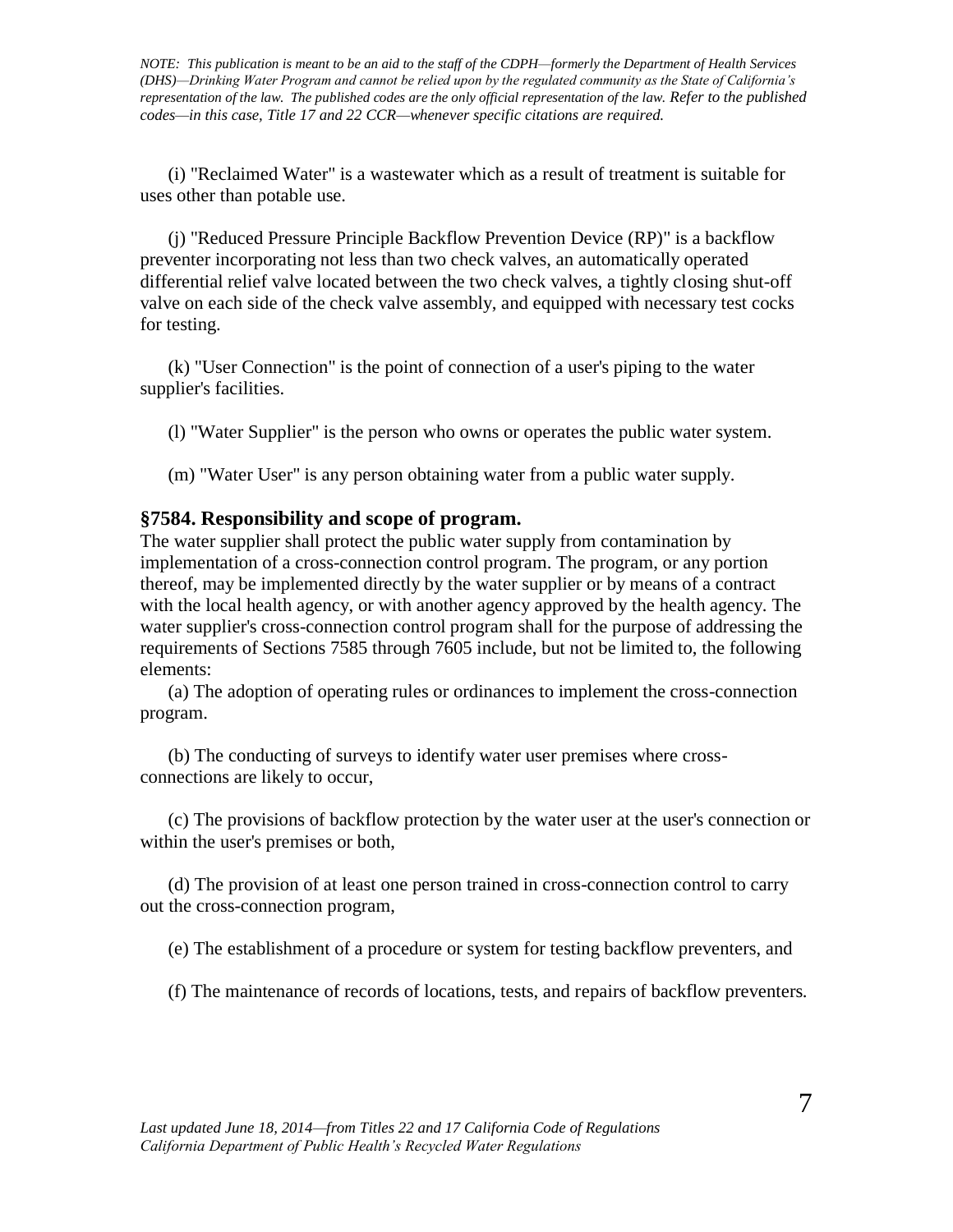(i) "Reclaimed Water" is a wastewater which as a result of treatment is suitable for uses other than potable use.

(j) "Reduced Pressure Principle Backflow Prevention Device (RP)" is a backflow preventer incorporating not less than two check valves, an automatically operated differential relief valve located between the two check valves, a tightly closing shut-off valve on each side of the check valve assembly, and equipped with necessary test cocks for testing.

(k) "User Connection" is the point of connection of a user's piping to the water supplier's facilities.

(l) "Water Supplier" is the person who owns or operates the public water system.

(m) "Water User" is any person obtaining water from a public water supply.

### §7584. Responsibility and scope of program.

The water supplier shall protect the public water supply from contamination by implementation of a cross-connection control program. The program, or any portion thereof, may be implemented directly by the water supplier or by means of a contract with the local health agency, or with another agency approved by the health agency. The water supplier's cross-connection control program shall for the purpose of addressing the requirements of Sections 7585 through 7605 include, but not be limited to, the following elements:

(a) The adoption of operating rules or ordinances to implement the cross-connection program.

(b) The conducting of surveys to identify water user premises where cross-connections are likely to occur,

(c) The provisions of backflow protection by the water user at the user's connection or within the user's premises or both,

(d) The provision of at least one person trained in cross-connection control to carry out the cross-connection program,

(e) The establishment of a procedure or system for testing backflow preventers, and

(f) The maintenance of records of locations, tests, and repairs of backflow preventers.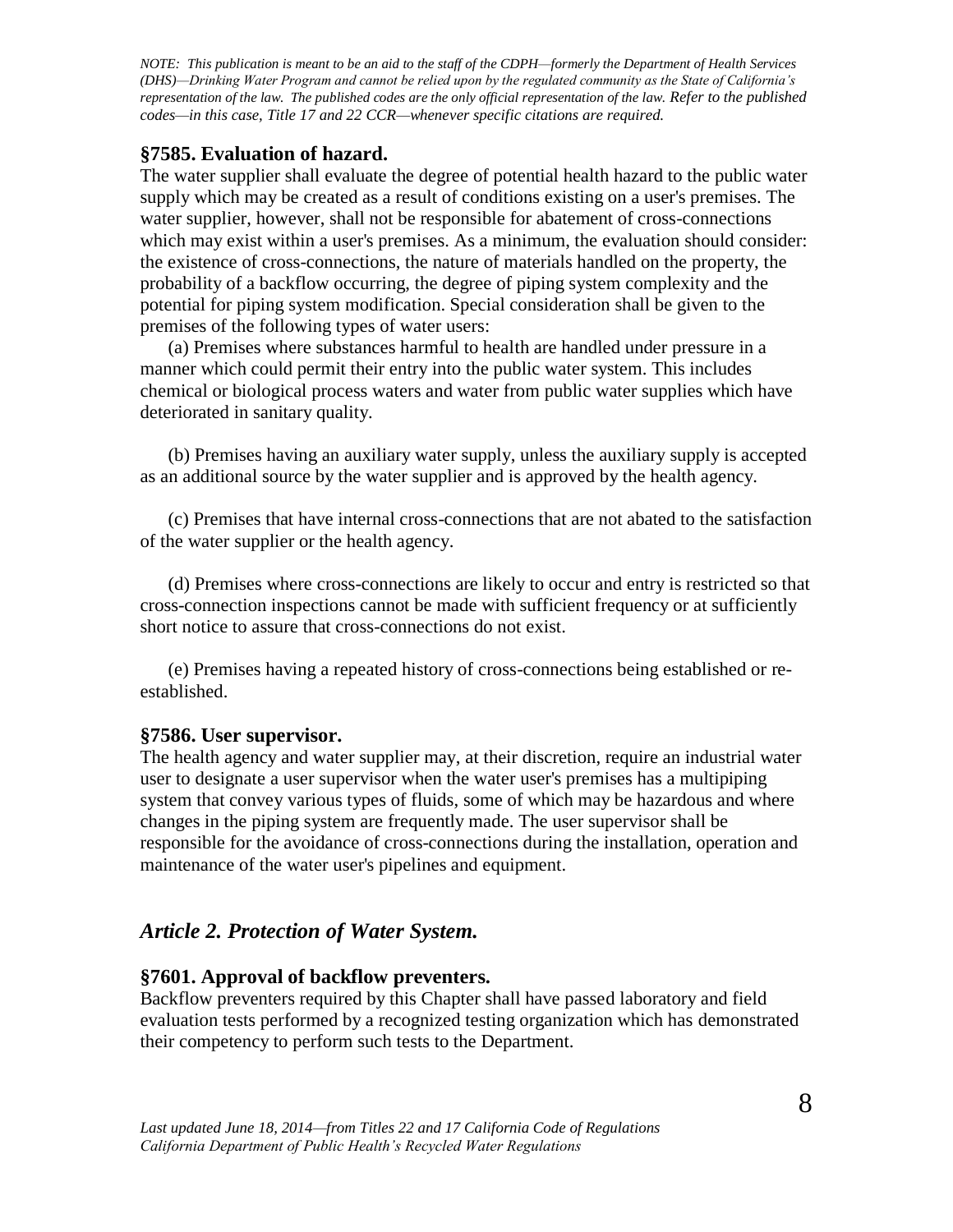*NOTE: This publication is meant to be an aid to the staff of the CDPH—formerly the Department of Health Services (DHS)—Drinking Water Program and cannot be relied upon by the regulated community as the State of California's representation of the law. The published codes are the only official representation of the law. Refer to the published codes—in this case, Title 17 and 22 CCR—whenever specific citations are required.*

### §7585. Evaluation of hazard.

The water supplier shall evaluate the degree of potential health hazard to the public water supply which may be created as a result of conditions existing on a user's premises. The water supplier, however, shall not be responsible for abatement of cross-connections which may exist within a user's premises. As a minimum, the evaluation should consider: the existence of cross-connections, the nature of materials handled on the property, the probability of a backflow occurring, the degree of piping system complexity and the potential for piping system modification. Special consideration shall be given to the premises of the following types of water users:

(a) Premises where substances harmful to health are handled under pressure in a manner which could permit their entry into the public water system. This includes chemical or biological process waters and water from public water supplies which have deteriorated in sanitary quality.

(b) Premises having an auxiliary water supply, unless the auxiliary supply is accepted as an additional source by the water supplier and is approved by the health agency.

(c) Premises that have internal cross-connections that are not abated to the satisfaction of the water supplier or the health agency.

(d) Premises where cross-connections are likely to occur and entry is restricted so that cross-connection inspections cannot be made with sufficient frequency or at sufficiently short notice to assure that cross-connections do not exist.

(e) Premises having a repeated history of cross-connections being established or re-established.

### §7586. User supervisor.

The health agency and water supplier may, at their discretion, require an industrial water user to designate a user supervisor when the water user's premises has a multipiping system that convey various types of fluids, some of which may be hazardous and where changes in the piping system are frequently made. The user supervisor shall be responsible for the avoidance of cross-connections during the installation, operation and maintenance of the water user's pipelines and equipment.

## *Article 2. Protection of Water System.*

### §7601. Approval of backflow preventers.

Backflow preventers required by this Chapter shall have passed laboratory and field evaluation tests performed by a recognized testing organization which has demonstrated their competency to perform such tests to the Department.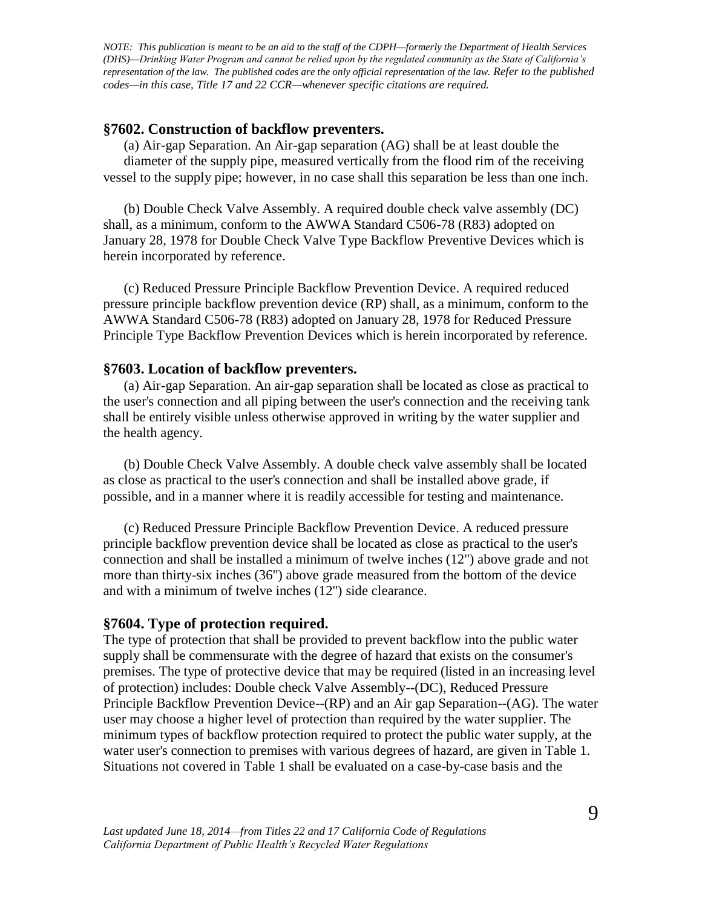*NOTE: This publication is meant to be an aid to the staff of the CDPH—formerly the Department of Health Services (DHS)—Drinking Water Program and cannot be relied upon by the regulated community as the State of California's representation of the law. The published codes are the only official representation of the law. Refer to the published codes—in this case, Title 17 and 22 CCR—whenever specific citations are required.*

### §7602. Construction of backflow preventers.

(a) Air-gap Separation. An Air-gap separation (AG) shall be at least double the diameter of the supply pipe, measured vertically from the flood rim of the receiving vessel to the supply pipe; however, in no case shall this separation be less than one inch.

(b) Double Check Valve Assembly. A required double check valve assembly (DC) shall, as a minimum, conform to the AWWA Standard C506-78 (R83) adopted on January 28, 1978 for Double Check Valve Type Backflow Preventive Devices which is herein incorporated by reference.

(c) Reduced Pressure Principle Backflow Prevention Device. A required reduced pressure principle backflow prevention device (RP) shall, as a minimum, conform to the AWWA Standard C506-78 (R83) adopted on January 28, 1978 for Reduced Pressure Principle Type Backflow Prevention Devices which is herein incorporated by reference.

### §7603. Location of backflow preventers.

(a) Air-gap Separation. An air-gap separation shall be located as close as practical to the user's connection and all piping between the user's connection and the receiving tank shall be entirely visible unless otherwise approved in writing by the water supplier and the health agency.

(b) Double Check Valve Assembly. A double check valve assembly shall be located as close as practical to the user's connection and shall be installed above grade, if possible, and in a manner where it is readily accessible for testing and maintenance.

(c) Reduced Pressure Principle Backflow Prevention Device. A reduced pressure principle backflow prevention device shall be located as close as practical to the user's connection and shall be installed a minimum of twelve inches (12") above grade and not more than thirty-six inches (36") above grade measured from the bottom of the device and with a minimum of twelve inches (12") side clearance.

### §7604. Type of protection required.

The type of protection that shall be provided to prevent backflow into the public water supply shall be commensurate with the degree of hazard that exists on the consumer's premises. The type of protective device that may be required (listed in an increasing level of protection) includes: Double check Valve Assembly--(DC), Reduced Pressure Principle Backflow Prevention Device--(RP) and an Air gap Separation--(AG). The water user may choose a higher level of protection than required by the water supplier. The minimum types of backflow protection required to protect the public water supply, at the water user's connection to premises with various degrees of hazard, are given in Table 1. Situations not covered in Table 1 shall be evaluated on a case-by-case basis and the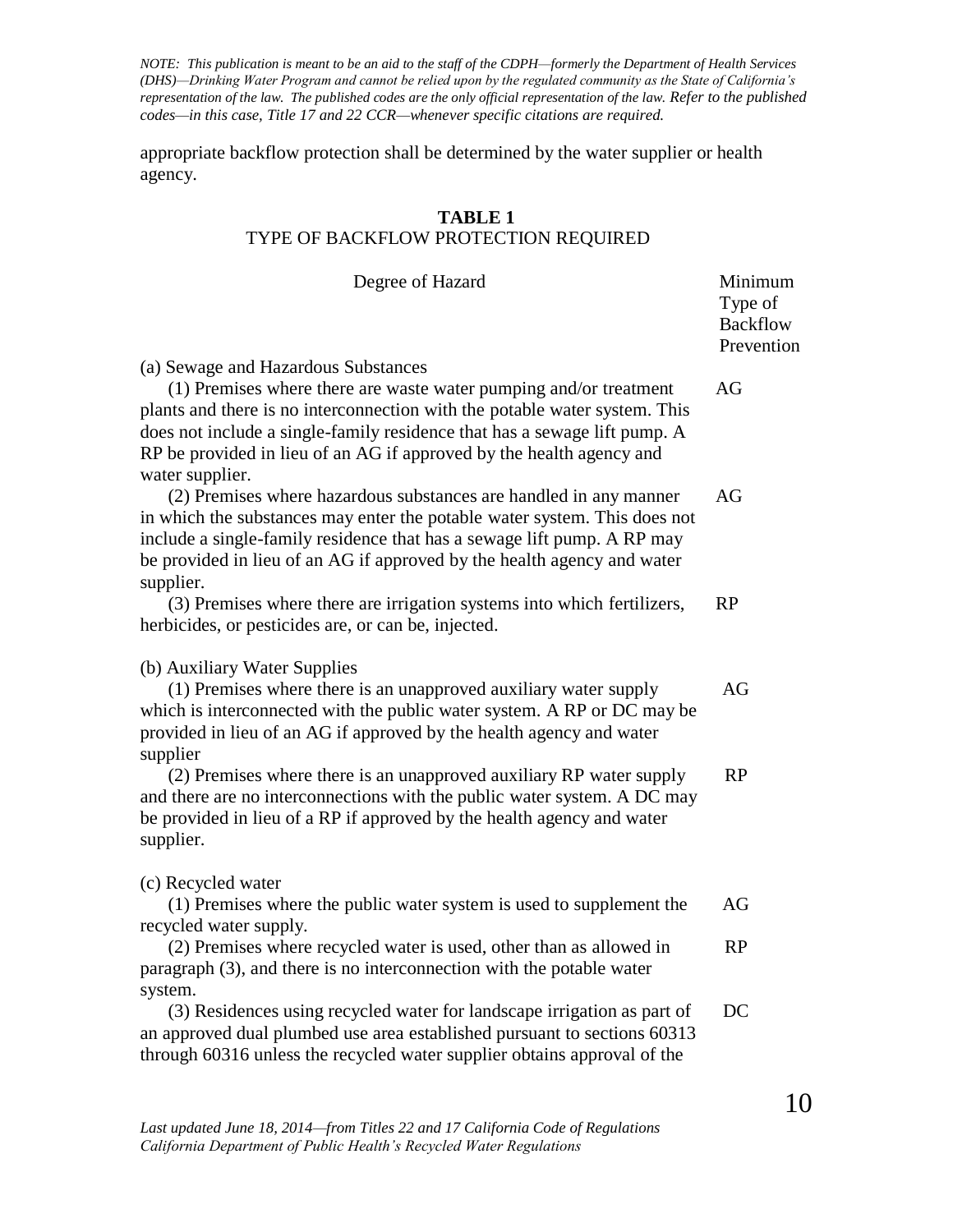appropriate backflow protection shall be determined by the water supplier or health agency.

**TABLE 1**
TYPE OF BACKFLOW PROTECTION REQUIRED

| Degree of Hazard | Minimum Type of Backflow Prevention |
| --- | --- |
| (a) Sewage and Hazardous Substances | |
| (1) Premises where there are waste water pumping and/or treatment plants and there is no interconnection with the potable water system. This does not include a single-family residence that has a sewage lift pump. A RP be provided in lieu of an AG if approved by the health agency and water supplier. | AG |
| (2) Premises where hazardous substances are handled in any manner in which the substances may enter the potable water system. This does not include a single-family residence that has a sewage lift pump. A RP may be provided in lieu of an AG if approved by the health agency and water supplier. | AG |
| (3) Premises where there are irrigation systems into which fertilizers, herbicides, or pesticides are, or can be, injected. | RP |
| (b) Auxiliary Water Supplies | |
| (1) Premises where there is an unapproved auxiliary water supply which is interconnected with the public water system. A RP or DC may be provided in lieu of an AG if approved by the health agency and water supplier | AG |
| (2) Premises where there is an unapproved auxiliary RP water supply and there are no interconnections with the public water system. A DC may be provided in lieu of a RP if approved by the health agency and water supplier. | RP |
| (c) Recycled water | |
| (1) Premises where the public water system is used to supplement the recycled water supply. | AG |
| (2) Premises where recycled water is used, other than as allowed in paragraph (3), and there is no interconnection with the potable water system. | RP |
| (3) Residences using recycled water for landscape irrigation as part of an approved dual plumbed use area established pursuant to sections 60313 through 60316 unless the recycled water supplier obtains approval of the | DC |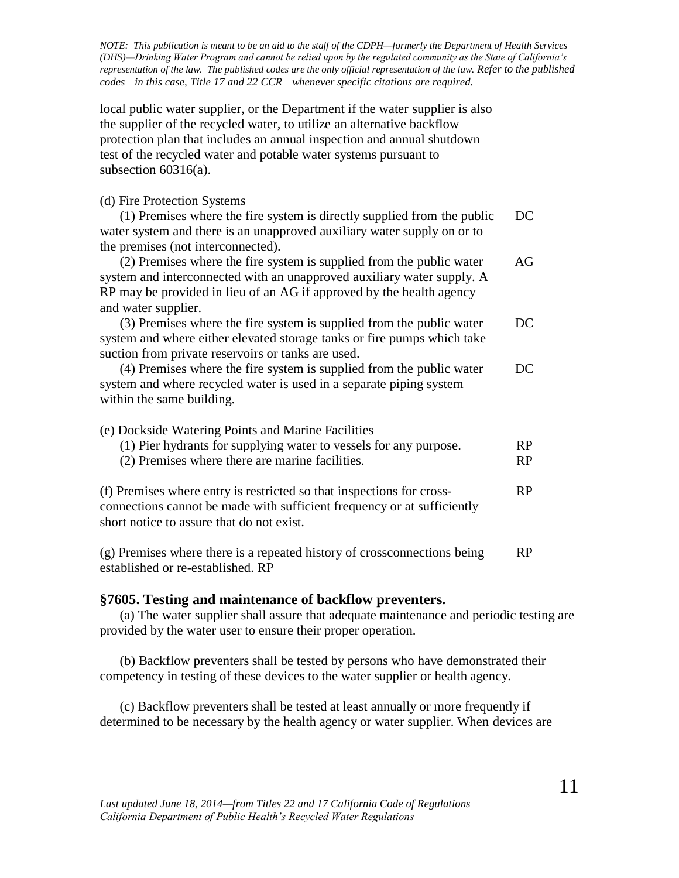*NOTE: This publication is meant to be an aid to the staff of the CDPH—formerly the Department of Health Services (DHS)—Drinking Water Program and cannot be relied upon by the regulated community as the State of California's representation of the law. The published codes are the only official representation of the law. Refer to the published codes—in this case, Title 17 and 22 CCR—whenever specific citations are required.*

local public water supplier, or the Department if the water supplier is also the supplier of the recycled water, to utilize an alternative backflow protection plan that includes an annual inspection and annual shutdown test of the recycled water and potable water systems pursuant to subsection 60316(a).

| | |
|---|---|
| (d) Fire Protection Systems | |
| (1) Premises where the fire system is directly supplied from the public water system and there is an unapproved auxiliary water supply on or to the premises (not interconnected). | DC |
| (2) Premises where the fire system is supplied from the public water system and interconnected with an unapproved auxiliary water supply. A RP may be provided in lieu of an AG if approved by the health agency and water supplier. | AG |
| (3) Premises where the fire system is supplied from the public water system and where either elevated storage tanks or fire pumps which take suction from private reservoirs or tanks are used. | DC |
| (4) Premises where the fire system is supplied from the public water system and where recycled water is used in a separate piping system within the same building. | DC |
| (e) Dockside Watering Points and Marine Facilities | |
| (1) Pier hydrants for supplying water to vessels for any purpose. | RP |
| (2) Premises where there are marine facilities. | RP |
| (f) Premises where entry is restricted so that inspections for cross-connections cannot be made with sufficient frequency or at sufficiently short notice to assure that do not exist. | RP |
| (g) Premises where there is a repeated history of crossconnections being established or re-established. RP | RP |

### §7605. Testing and maintenance of backflow preventers.

(a) The water supplier shall assure that adequate maintenance and periodic testing are provided by the water user to ensure their proper operation.

(b) Backflow preventers shall be tested by persons who have demonstrated their competency in testing of these devices to the water supplier or health agency.

(c) Backflow preventers shall be tested at least annually or more frequently if determined to be necessary by the health agency or water supplier. When devices are

*Last updated June 18, 2014—from Titles 22 and 17 California Code of Regulations*
*California Department of Public Health's Recycled Water Regulations*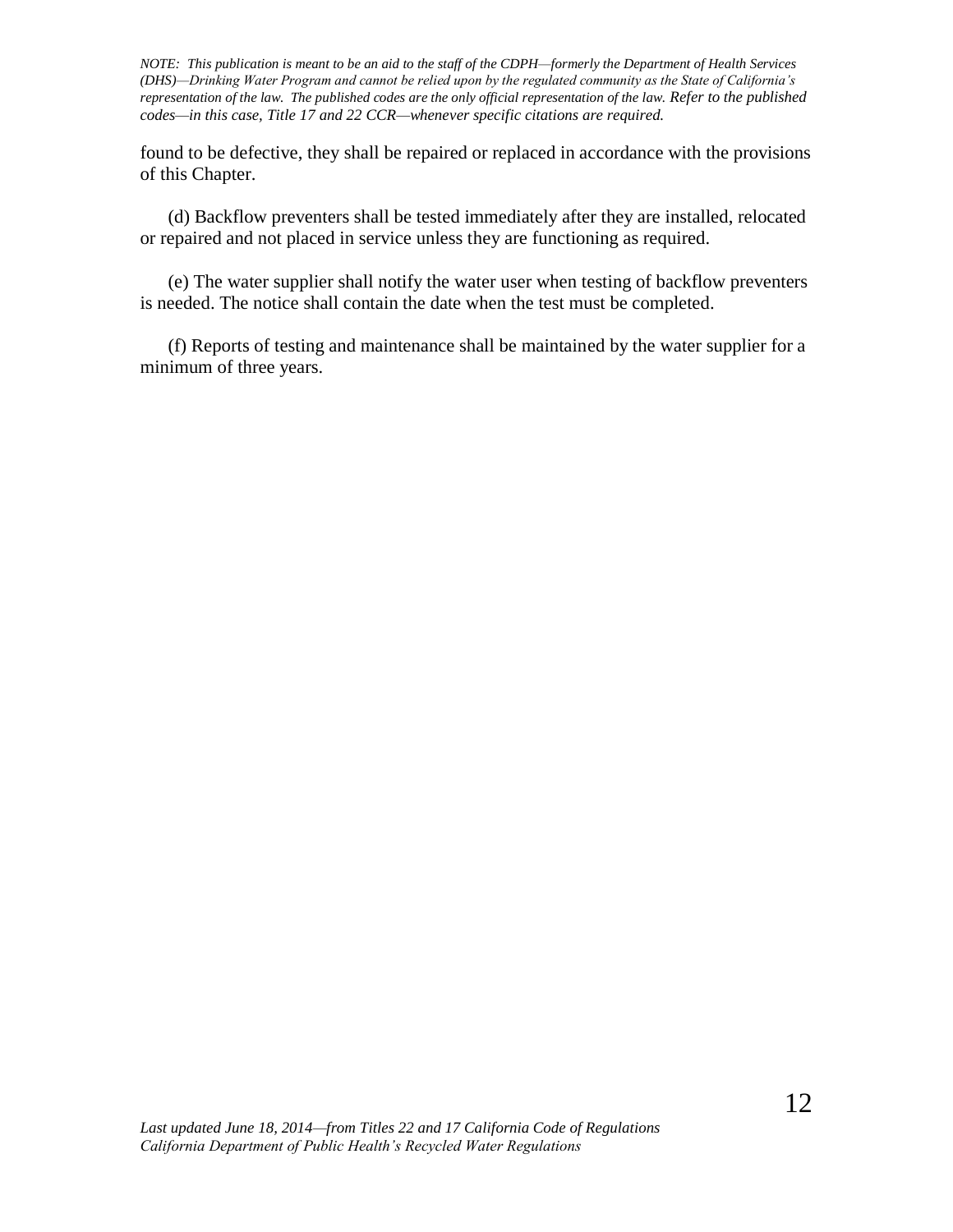found to be defective, they shall be repaired or replaced in accordance with the provisions of this Chapter.

(d) Backflow preventers shall be tested immediately after they are installed, relocated or repaired and not placed in service unless they are functioning as required.

(e) The water supplier shall notify the water user when testing of backflow preventers is needed. The notice shall contain the date when the test must be completed.

(f) Reports of testing and maintenance shall be maintained by the water supplier for a minimum of three years.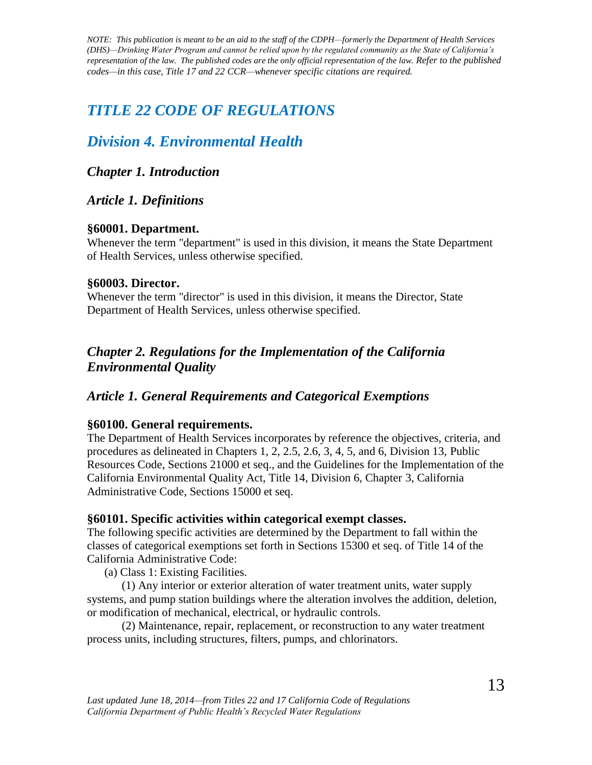*NOTE: This publication is meant to be an aid to the staff of the CDPH—formerly the Department of Health Services (DHS)—Drinking Water Program and cannot be relied upon by the regulated community as the State of California's representation of the law. The published codes are the only official representation of the law. Refer to the published codes—in this case, Title 17 and 22 CCR—whenever specific citations are required.*

# *TITLE 22 CODE OF REGULATIONS*

## *Division 4. Environmental Health*

### *Chapter 1. Introduction*

### *Article 1. Definitions*

**§60001. Department.**
Whenever the term "department" is used in this division, it means the State Department of Health Services, unless otherwise specified.

**§60003. Director.**
Whenever the term "director" is used in this division, it means the Director, State Department of Health Services, unless otherwise specified.

### *Chapter 2. Regulations for the Implementation of the California Environmental Quality*

### *Article 1. General Requirements and Categorical Exemptions*

**§60100. General requirements.**
The Department of Health Services incorporates by reference the objectives, criteria, and procedures as delineated in Chapters 1, 2, 2.5, 2.6, 3, 4, 5, and 6, Division 13, Public Resources Code, Sections 21000 et seq., and the Guidelines for the Implementation of the California Environmental Quality Act, Title 14, Division 6, Chapter 3, California Administrative Code, Sections 15000 et seq.

**§60101. Specific activities within categorical exempt classes.**
The following specific activities are determined by the Department to fall within the classes of categorical exemptions set forth in Sections 15300 et seq. of Title 14 of the California Administrative Code:

(a) Class 1: Existing Facilities.

(1) Any interior or exterior alteration of water treatment units, water supply systems, and pump station buildings where the alteration involves the addition, deletion, or modification of mechanical, electrical, or hydraulic controls.

(2) Maintenance, repair, replacement, or reconstruction to any water treatment process units, including structures, filters, pumps, and chlorinators.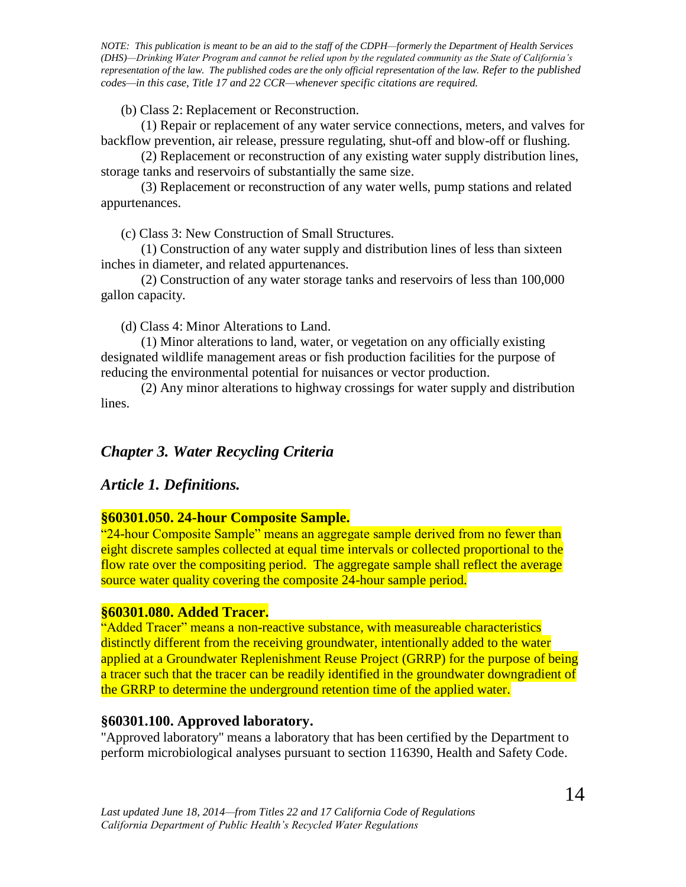*NOTE: This publication is meant to be an aid to the staff of the CDPH—formerly the Department of Health Services (DHS)—Drinking Water Program and cannot be relied upon by the regulated community as the State of California's representation of the law. The published codes are the only official representation of the law. Refer to the published codes—in this case, Title 17 and 22 CCR—whenever specific citations are required.*

(b) Class 2: Replacement or Reconstruction.

(1) Repair or replacement of any water service connections, meters, and valves for backflow prevention, air release, pressure regulating, shut-off and blow-off or flushing.

(2) Replacement or reconstruction of any existing water supply distribution lines, storage tanks and reservoirs of substantially the same size.

(3) Replacement or reconstruction of any water wells, pump stations and related appurtenances.

(c) Class 3: New Construction of Small Structures.

(1) Construction of any water supply and distribution lines of less than sixteen inches in diameter, and related appurtenances.

(2) Construction of any water storage tanks and reservoirs of less than 100,000 gallon capacity.

(d) Class 4: Minor Alterations to Land.

(1) Minor alterations to land, water, or vegetation on any officially existing designated wildlife management areas or fish production facilities for the purpose of reducing the environmental potential for nuisances or vector production.

(2) Any minor alterations to highway crossings for water supply and distribution lines.

## *Chapter 3. Water Recycling Criteria*

## *Article 1. Definitions.*

### §60301.050. 24-hour Composite Sample.

"24-hour Composite Sample" means an aggregate sample derived from no fewer than eight discrete samples collected at equal time intervals or collected proportional to the flow rate over the compositing period. The aggregate sample shall reflect the average source water quality covering the composite 24-hour sample period.

### §60301.080. Added Tracer.

"Added Tracer" means a non-reactive substance, with measureable characteristics distinctly different from the receiving groundwater, intentionally added to the water applied at a Groundwater Replenishment Reuse Project (GRRP) for the purpose of being a tracer such that the tracer can be readily identified in the groundwater downgradient of the GRRP to determine the underground retention time of the applied water.

### §60301.100. Approved laboratory.

"Approved laboratory" means a laboratory that has been certified by the Department to perform microbiological analyses pursuant to section 116390, Health and Safety Code.

*Last updated June 18, 2014—from Titles 22 and 17 California Code of Regulations*
*California Department of Public Health's Recycled Water Regulations*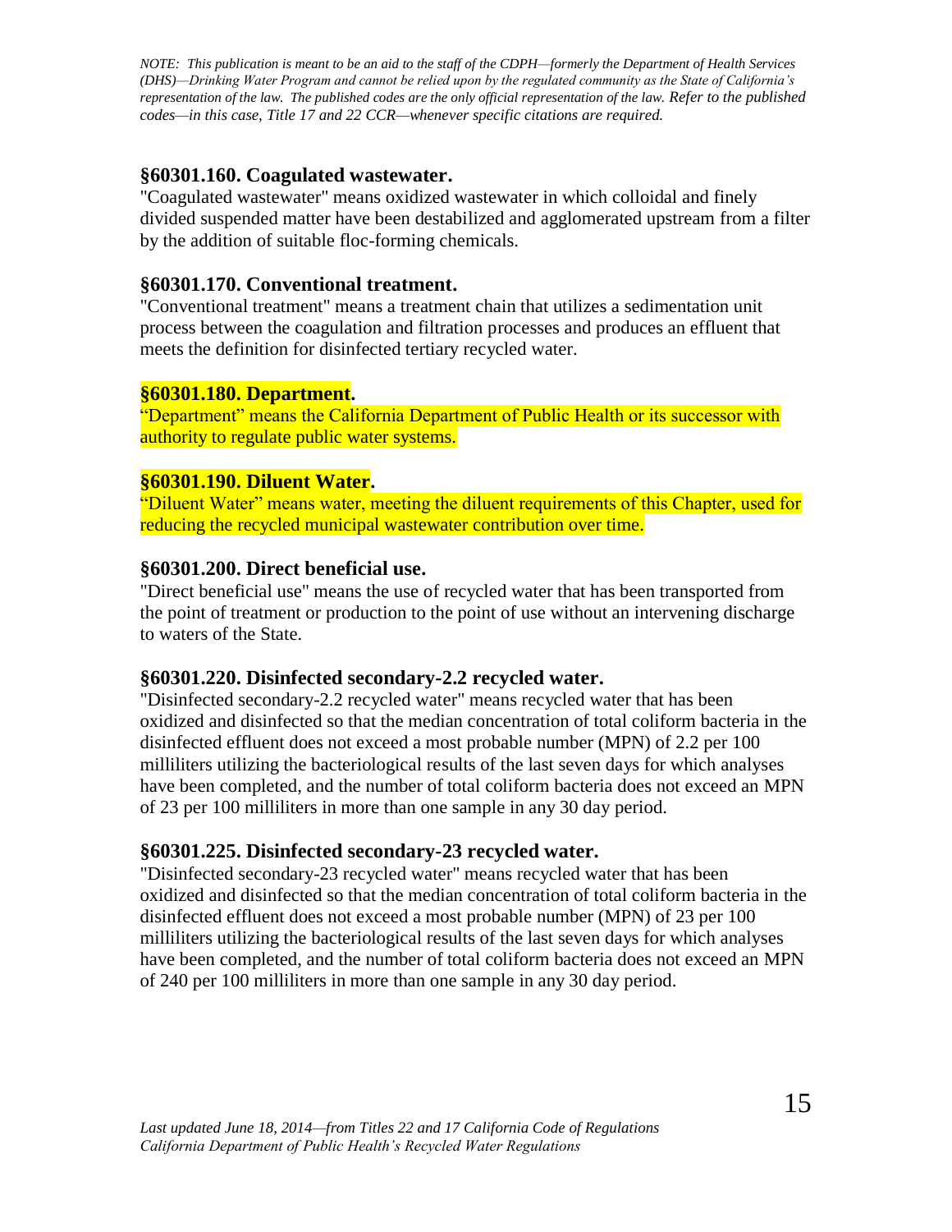*NOTE: This publication is meant to be an aid to the staff of the CDPH—formerly the Department of Health Services (DHS)—Drinking Water Program and cannot be relied upon by the regulated community as the State of California's representation of the law. The published codes are the only official representation of the law. Refer to the published codes—in this case, Title 17 and 22 CCR—whenever specific citations are required.*

### §60301.160. Coagulated wastewater.

"Coagulated wastewater" means oxidized wastewater in which colloidal and finely divided suspended matter have been destabilized and agglomerated upstream from a filter by the addition of suitable floc-forming chemicals.

### §60301.170. Conventional treatment.

"Conventional treatment" means a treatment chain that utilizes a sedimentation unit process between the coagulation and filtration processes and produces an effluent that meets the definition for disinfected tertiary recycled water.

### §60301.180. Department.

"Department" means the California Department of Public Health or its successor with authority to regulate public water systems.

### §60301.190. Diluent Water.

"Diluent Water" means water, meeting the diluent requirements of this Chapter, used for reducing the recycled municipal wastewater contribution over time.

### §60301.200. Direct beneficial use.

"Direct beneficial use" means the use of recycled water that has been transported from the point of treatment or production to the point of use without an intervening discharge to waters of the State.

### §60301.220. Disinfected secondary-2.2 recycled water.

"Disinfected secondary-2.2 recycled water" means recycled water that has been oxidized and disinfected so that the median concentration of total coliform bacteria in the disinfected effluent does not exceed a most probable number (MPN) of 2.2 per 100 milliliters utilizing the bacteriological results of the last seven days for which analyses have been completed, and the number of total coliform bacteria does not exceed an MPN of 23 per 100 milliliters in more than one sample in any 30 day period.

### §60301.225. Disinfected secondary-23 recycled water.

"Disinfected secondary-23 recycled water" means recycled water that has been oxidized and disinfected so that the median concentration of total coliform bacteria in the disinfected effluent does not exceed a most probable number (MPN) of 23 per 100 milliliters utilizing the bacteriological results of the last seven days for which analyses have been completed, and the number of total coliform bacteria does not exceed an MPN of 240 per 100 milliliters in more than one sample in any 30 day period.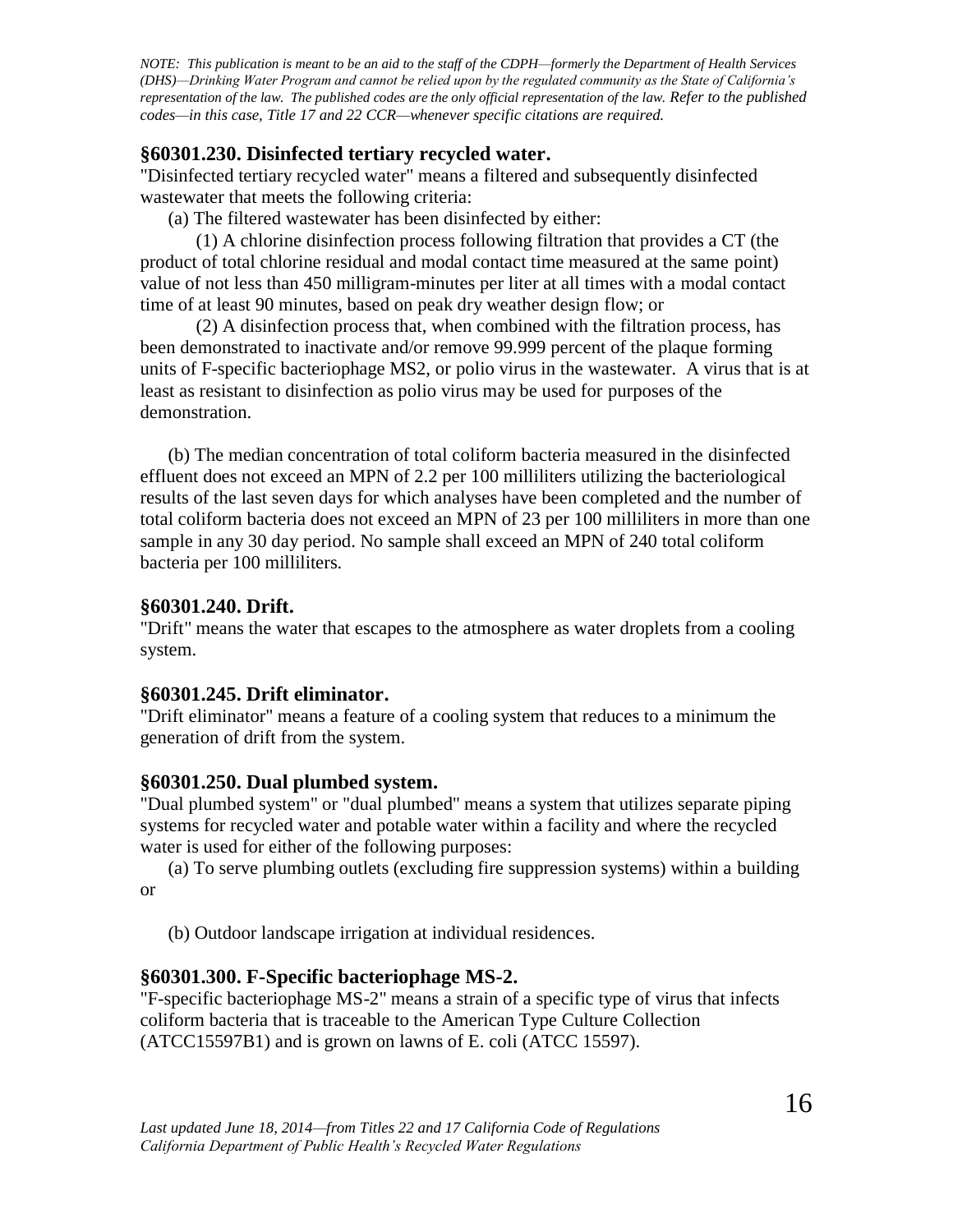*NOTE: This publication is meant to be an aid to the staff of the CDPH—formerly the Department of Health Services (DHS)—Drinking Water Program and cannot be relied upon by the regulated community as the State of California's representation of the law. The published codes are the only official representation of the law. Refer to the published codes—in this case, Title 17 and 22 CCR—whenever specific citations are required.*

### §60301.230. Disinfected tertiary recycled water.

"Disinfected tertiary recycled water" means a filtered and subsequently disinfected wastewater that meets the following criteria:

(a) The filtered wastewater has been disinfected by either:

(1) A chlorine disinfection process following filtration that provides a CT (the product of total chlorine residual and modal contact time measured at the same point) value of not less than 450 milligram-minutes per liter at all times with a modal contact time of at least 90 minutes, based on peak dry weather design flow; or

(2) A disinfection process that, when combined with the filtration process, has been demonstrated to inactivate and/or remove 99.999 percent of the plaque forming units of F-specific bacteriophage MS2, or polio virus in the wastewater. A virus that is at least as resistant to disinfection as polio virus may be used for purposes of the demonstration.

(b) The median concentration of total coliform bacteria measured in the disinfected effluent does not exceed an MPN of 2.2 per 100 milliliters utilizing the bacteriological results of the last seven days for which analyses have been completed and the number of total coliform bacteria does not exceed an MPN of 23 per 100 milliliters in more than one sample in any 30 day period. No sample shall exceed an MPN of 240 total coliform bacteria per 100 milliliters.

### §60301.240. Drift.

"Drift" means the water that escapes to the atmosphere as water droplets from a cooling system.

### §60301.245. Drift eliminator.

"Drift eliminator" means a feature of a cooling system that reduces to a minimum the generation of drift from the system.

### §60301.250. Dual plumbed system.

"Dual plumbed system" or "dual plumbed" means a system that utilizes separate piping systems for recycled water and potable water within a facility and where the recycled water is used for either of the following purposes:

(a) To serve plumbing outlets (excluding fire suppression systems) within a building or

(b) Outdoor landscape irrigation at individual residences.

### §60301.300. F-Specific bacteriophage MS-2.

"F-specific bacteriophage MS-2" means a strain of a specific type of virus that infects coliform bacteria that is traceable to the American Type Culture Collection (ATCC15597B1) and is grown on lawns of E. coli (ATCC 15597).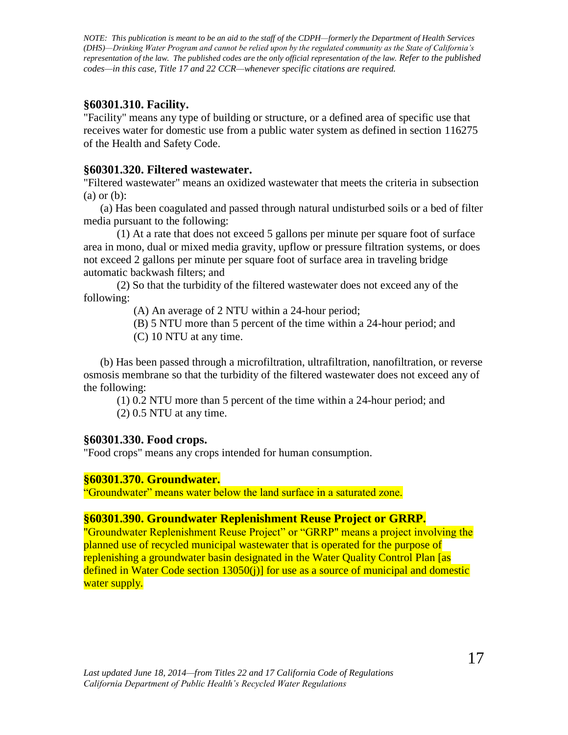*NOTE: This publication is meant to be an aid to the staff of the CDPH—formerly the Department of Health Services (DHS)—Drinking Water Program and cannot be relied upon by the regulated community as the State of California's representation of the law. The published codes are the only official representation of the law. Refer to the published codes—in this case, Title 17 and 22 CCR—whenever specific citations are required.*

### §60301.310. Facility.

"Facility" means any type of building or structure, or a defined area of specific use that receives water for domestic use from a public water system as defined in section 116275 of the Health and Safety Code.

### §60301.320. Filtered wastewater.

"Filtered wastewater" means an oxidized wastewater that meets the criteria in subsection (a) or (b):

(a) Has been coagulated and passed through natural undisturbed soils or a bed of filter media pursuant to the following:

(1) At a rate that does not exceed 5 gallons per minute per square foot of surface area in mono, dual or mixed media gravity, upflow or pressure filtration systems, or does not exceed 2 gallons per minute per square foot of surface area in traveling bridge automatic backwash filters; and

(2) So that the turbidity of the filtered wastewater does not exceed any of the following:

(A) An average of 2 NTU within a 24-hour period;

(B) 5 NTU more than 5 percent of the time within a 24-hour period; and

(C) 10 NTU at any time.

(b) Has been passed through a microfiltration, ultrafiltration, nanofiltration, or reverse osmosis membrane so that the turbidity of the filtered wastewater does not exceed any of the following:

(1) 0.2 NTU more than 5 percent of the time within a 24-hour period; and

(2) 0.5 NTU at any time.

### §60301.330. Food crops.

"Food crops" means any crops intended for human consumption.

### §60301.370. Groundwater.

"Groundwater" means water below the land surface in a saturated zone.

### §60301.390. Groundwater Replenishment Reuse Project or GRRP.

"Groundwater Replenishment Reuse Project" or "GRRP" means a project involving the planned use of recycled municipal wastewater that is operated for the purpose of replenishing a groundwater basin designated in the Water Quality Control Plan [as defined in Water Code section 13050(j)] for use as a source of municipal and domestic water supply.

*Last updated June 18, 2014—from Titles 22 and 17 California Code of Regulations*
*California Department of Public Health's Recycled Water Regulations*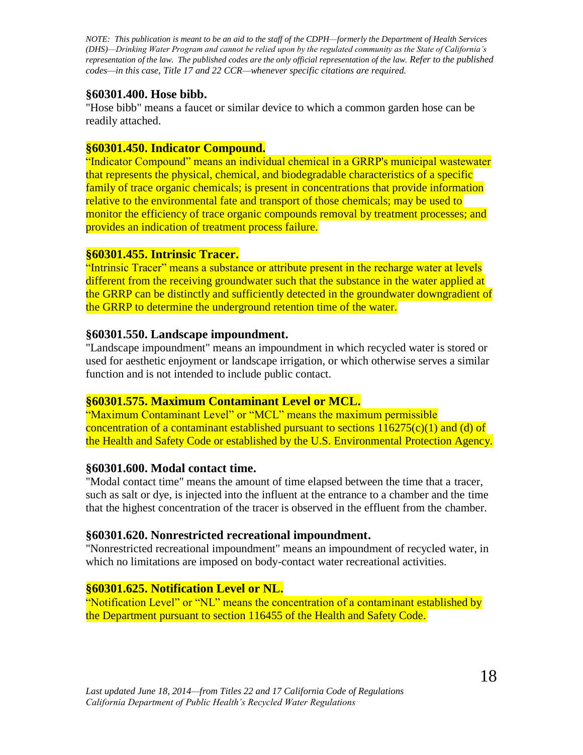*NOTE: This publication is meant to be an aid to the staff of the CDPH—formerly the Department of Health Services (DHS)—Drinking Water Program and cannot be relied upon by the regulated community as the State of California's representation of the law. The published codes are the only official representation of the law. Refer to the published codes—in this case, Title 17 and 22 CCR—whenever specific citations are required.*

### §60301.400. Hose bibb.

"Hose bibb" means a faucet or similar device to which a common garden hose can be readily attached.

### §60301.450. Indicator Compound.

"Indicator Compound" means an individual chemical in a GRRP's municipal wastewater that represents the physical, chemical, and biodegradable characteristics of a specific family of trace organic chemicals; is present in concentrations that provide information relative to the environmental fate and transport of those chemicals; may be used to monitor the efficiency of trace organic compounds removal by treatment processes; and provides an indication of treatment process failure.

### §60301.455. Intrinsic Tracer.

"Intrinsic Tracer" means a substance or attribute present in the recharge water at levels different from the receiving groundwater such that the substance in the water applied at the GRRP can be distinctly and sufficiently detected in the groundwater downgradient of the GRRP to determine the underground retention time of the water.

### §60301.550. Landscape impoundment.

"Landscape impoundment" means an impoundment in which recycled water is stored or used for aesthetic enjoyment or landscape irrigation, or which otherwise serves a similar function and is not intended to include public contact.

### §60301.575. Maximum Contaminant Level or MCL.

"Maximum Contaminant Level" or "MCL" means the maximum permissible concentration of a contaminant established pursuant to sections 116275(c)(1) and (d) of the Health and Safety Code or established by the U.S. Environmental Protection Agency.

### §60301.600. Modal contact time.

"Modal contact time" means the amount of time elapsed between the time that a tracer, such as salt or dye, is injected into the influent at the entrance to a chamber and the time that the highest concentration of the tracer is observed in the effluent from the chamber.

### §60301.620. Nonrestricted recreational impoundment.

"Nonrestricted recreational impoundment" means an impoundment of recycled water, in which no limitations are imposed on body-contact water recreational activities.

### §60301.625. Notification Level or NL.

"Notification Level" or "NL" means the concentration of a contaminant established by the Department pursuant to section 116455 of the Health and Safety Code.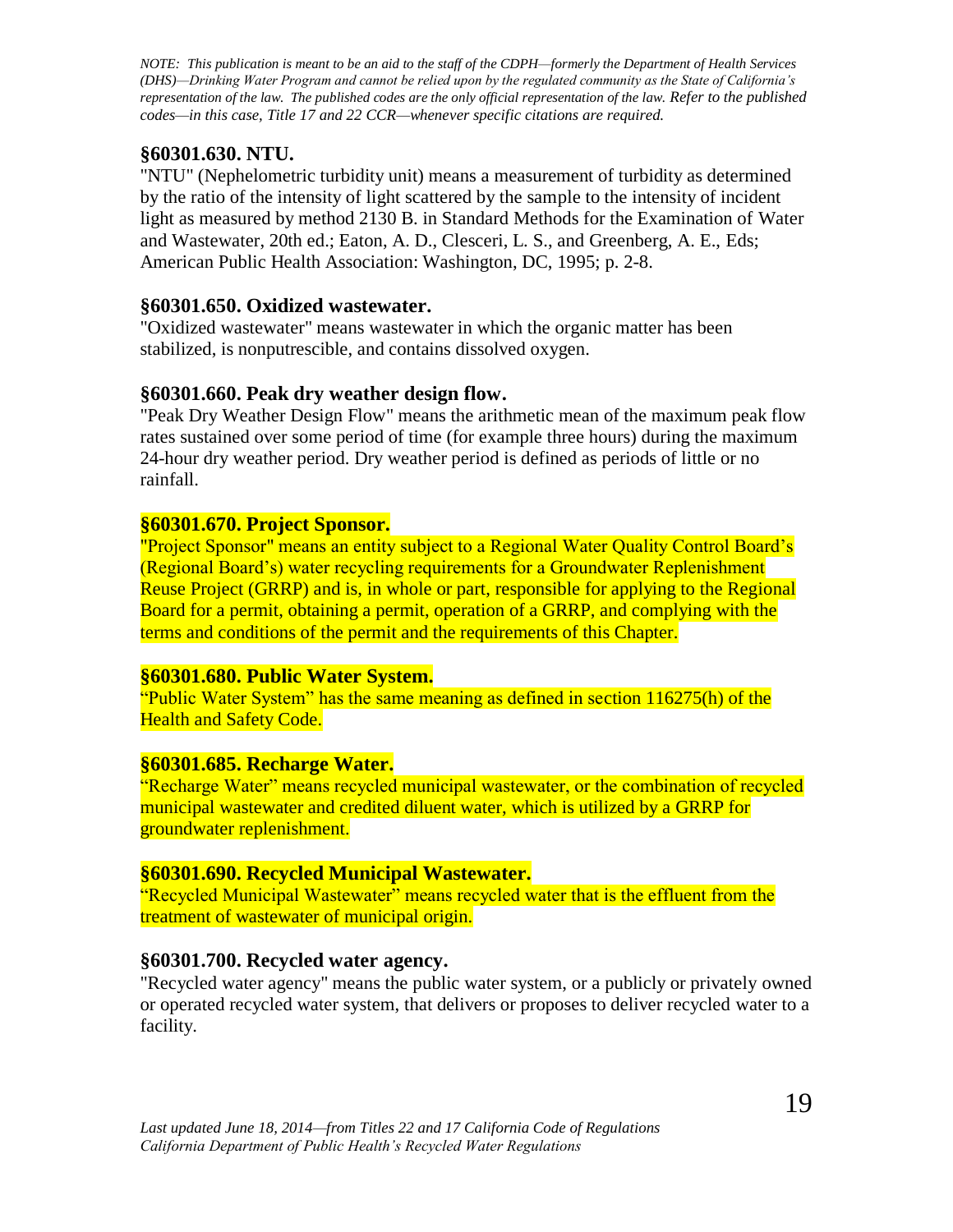*NOTE: This publication is meant to be an aid to the staff of the CDPH—formerly the Department of Health Services (DHS)—Drinking Water Program and cannot be relied upon by the regulated community as the State of California's representation of the law. The published codes are the only official representation of the law. Refer to the published codes—in this case, Title 17 and 22 CCR—whenever specific citations are required.*

### §60301.630. NTU.

"NTU" (Nephelometric turbidity unit) means a measurement of turbidity as determined by the ratio of the intensity of light scattered by the sample to the intensity of incident light as measured by method 2130 B. in Standard Methods for the Examination of Water and Wastewater, 20th ed.; Eaton, A. D., Clesceri, L. S., and Greenberg, A. E., Eds; American Public Health Association: Washington, DC, 1995; p. 2-8.

### §60301.650. Oxidized wastewater.

"Oxidized wastewater" means wastewater in which the organic matter has been stabilized, is nonputrescible, and contains dissolved oxygen.

### §60301.660. Peak dry weather design flow.

"Peak Dry Weather Design Flow" means the arithmetic mean of the maximum peak flow rates sustained over some period of time (for example three hours) during the maximum 24-hour dry weather period. Dry weather period is defined as periods of little or no rainfall.

### §60301.670. Project Sponsor.

"Project Sponsor" means an entity subject to a Regional Water Quality Control Board's (Regional Board's) water recycling requirements for a Groundwater Replenishment Reuse Project (GRRP) and is, in whole or part, responsible for applying to the Regional Board for a permit, obtaining a permit, operation of a GRRP, and complying with the terms and conditions of the permit and the requirements of this Chapter.

### §60301.680. Public Water System.

"Public Water System" has the same meaning as defined in section 116275(h) of the Health and Safety Code.

### §60301.685. Recharge Water.

"Recharge Water" means recycled municipal wastewater, or the combination of recycled municipal wastewater and credited diluent water, which is utilized by a GRRP for groundwater replenishment.

### §60301.690. Recycled Municipal Wastewater.

"Recycled Municipal Wastewater" means recycled water that is the effluent from the treatment of wastewater of municipal origin.

### §60301.700. Recycled water agency.

"Recycled water agency" means the public water system, or a publicly or privately owned or operated recycled water system, that delivers or proposes to deliver recycled water to a facility.

*Last updated June 18, 2014—from Titles 22 and 17 California Code of Regulations*
*California Department of Public Health's Recycled Water Regulations*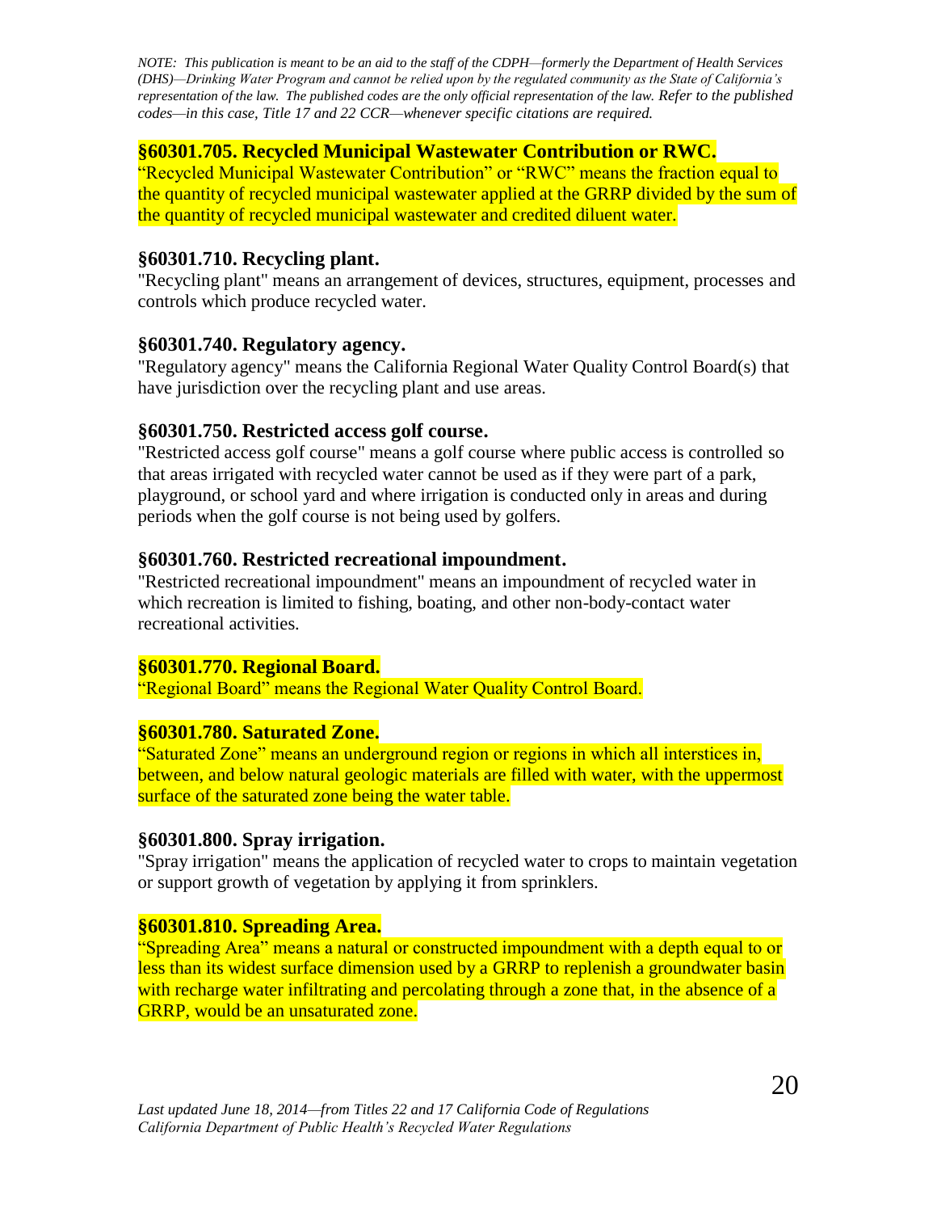*NOTE: This publication is meant to be an aid to the staff of the CDPH—formerly the Department of Health Services (DHS)—Drinking Water Program and cannot be relied upon by the regulated community as the State of California's representation of the law. The published codes are the only official representation of the law. Refer to the published codes—in this case, Title 17 and 22 CCR—whenever specific citations are required.*

### §60301.705. Recycled Municipal Wastewater Contribution or RWC.

"Recycled Municipal Wastewater Contribution" or "RWC" means the fraction equal to the quantity of recycled municipal wastewater applied at the GRRP divided by the sum of the quantity of recycled municipal wastewater and credited diluent water.

### §60301.710. Recycling plant.

"Recycling plant" means an arrangement of devices, structures, equipment, processes and controls which produce recycled water.

### §60301.740. Regulatory agency.

"Regulatory agency" means the California Regional Water Quality Control Board(s) that have jurisdiction over the recycling plant and use areas.

### §60301.750. Restricted access golf course.

"Restricted access golf course" means a golf course where public access is controlled so that areas irrigated with recycled water cannot be used as if they were part of a park, playground, or school yard and where irrigation is conducted only in areas and during periods when the golf course is not being used by golfers.

### §60301.760. Restricted recreational impoundment.

"Restricted recreational impoundment" means an impoundment of recycled water in which recreation is limited to fishing, boating, and other non-body-contact water recreational activities.

### §60301.770. Regional Board.

"Regional Board" means the Regional Water Quality Control Board.

### §60301.780. Saturated Zone.

"Saturated Zone" means an underground region or regions in which all interstices in, between, and below natural geologic materials are filled with water, with the uppermost surface of the saturated zone being the water table.

### §60301.800. Spray irrigation.

"Spray irrigation" means the application of recycled water to crops to maintain vegetation or support growth of vegetation by applying it from sprinklers.

### §60301.810. Spreading Area.

"Spreading Area" means a natural or constructed impoundment with a depth equal to or less than its widest surface dimension used by a GRRP to replenish a groundwater basin with recharge water infiltrating and percolating through a zone that, in the absence of a GRRP, would be an unsaturated zone.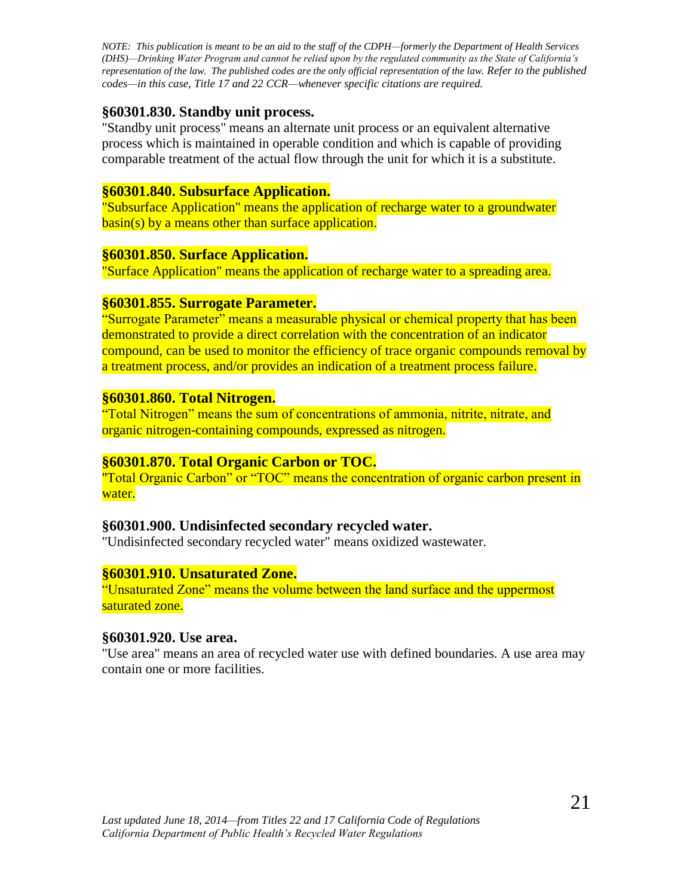*NOTE: This publication is meant to be an aid to the staff of the CDPH—formerly the Department of Health Services (DHS)—Drinking Water Program and cannot be relied upon by the regulated community as the State of California's representation of the law. The published codes are the only official representation of the law. Refer to the published codes—in this case, Title 17 and 22 CCR—whenever specific citations are required.*

### §60301.830. Standby unit process.

"Standby unit process" means an alternate unit process or an equivalent alternative process which is maintained in operable condition and which is capable of providing comparable treatment of the actual flow through the unit for which it is a substitute.

### §60301.840. Subsurface Application.

"Subsurface Application" means the application of recharge water to a groundwater basin(s) by a means other than surface application.

### §60301.850. Surface Application.

"Surface Application" means the application of recharge water to a spreading area.

### §60301.855. Surrogate Parameter.

"Surrogate Parameter" means a measurable physical or chemical property that has been demonstrated to provide a direct correlation with the concentration of an indicator compound, can be used to monitor the efficiency of trace organic compounds removal by a treatment process, and/or provides an indication of a treatment process failure.

### §60301.860. Total Nitrogen.

"Total Nitrogen" means the sum of concentrations of ammonia, nitrite, nitrate, and organic nitrogen-containing compounds, expressed as nitrogen.

### §60301.870. Total Organic Carbon or TOC.

"Total Organic Carbon" or "TOC" means the concentration of organic carbon present in water.

### §60301.900. Undisinfected secondary recycled water.

"Undisinfected secondary recycled water" means oxidized wastewater.

### §60301.910. Unsaturated Zone.

"Unsaturated Zone" means the volume between the land surface and the uppermost saturated zone.

### §60301.920. Use area.

"Use area" means an area of recycled water use with defined boundaries. A use area may contain one or more facilities.

*Last updated June 18, 2014—from Titles 22 and 17 California Code of Regulations*
*California Department of Public Health's Recycled Water Regulations*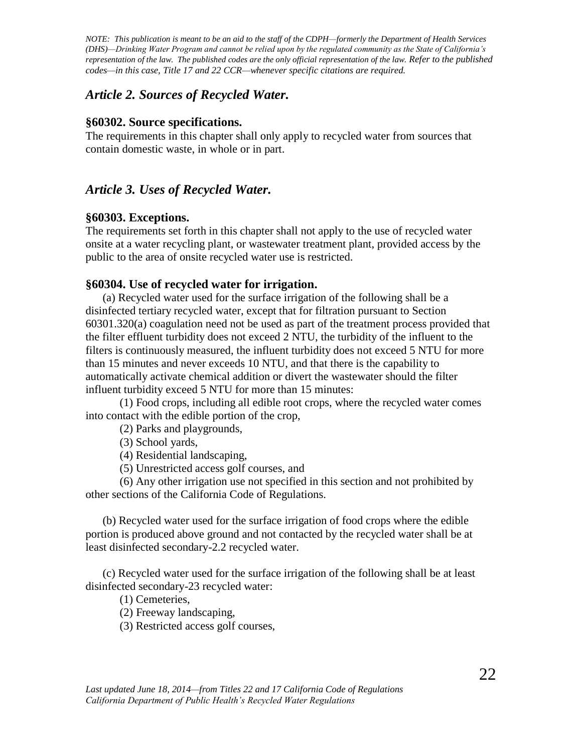*NOTE: This publication is meant to be an aid to the staff of the CDPH—formerly the Department of Health Services (DHS)—Drinking Water Program and cannot be relied upon by the regulated community as the State of California's representation of the law. The published codes are the only official representation of the law. Refer to the published codes—in this case, Title 17 and 22 CCR—whenever specific citations are required.*

## *Article 2. Sources of Recycled Water.*

### §60302. Source specifications.

The requirements in this chapter shall only apply to recycled water from sources that contain domestic waste, in whole or in part.

## *Article 3. Uses of Recycled Water.*

### §60303. Exceptions.

The requirements set forth in this chapter shall not apply to the use of recycled water onsite at a water recycling plant, or wastewater treatment plant, provided access by the public to the area of onsite recycled water use is restricted.

### §60304. Use of recycled water for irrigation.

(a) Recycled water used for the surface irrigation of the following shall be a disinfected tertiary recycled water, except that for filtration pursuant to Section 60301.320(a) coagulation need not be used as part of the treatment process provided that the filter effluent turbidity does not exceed 2 NTU, the turbidity of the influent to the filters is continuously measured, the influent turbidity does not exceed 5 NTU for more than 15 minutes and never exceeds 10 NTU, and that there is the capability to automatically activate chemical addition or divert the wastewater should the filter influent turbidity exceed 5 NTU for more than 15 minutes:

(1) Food crops, including all edible root crops, where the recycled water comes into contact with the edible portion of the crop,

(2) Parks and playgrounds,

(3) School yards,

(4) Residential landscaping,

(5) Unrestricted access golf courses, and

(6) Any other irrigation use not specified in this section and not prohibited by other sections of the California Code of Regulations.

(b) Recycled water used for the surface irrigation of food crops where the edible portion is produced above ground and not contacted by the recycled water shall be at least disinfected secondary-2.2 recycled water.

(c) Recycled water used for the surface irrigation of the following shall be at least disinfected secondary-23 recycled water:

(1) Cemeteries,

(2) Freeway landscaping,

(3) Restricted access golf courses,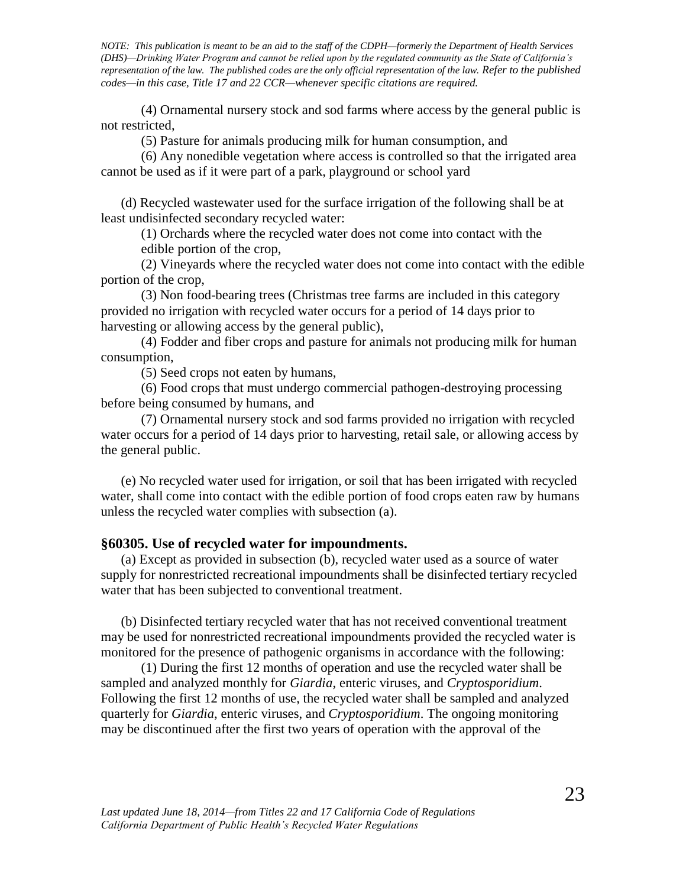(4) Ornamental nursery stock and sod farms where access by the general public is not restricted,

(5) Pasture for animals producing milk for human consumption, and

(6) Any nonedible vegetation where access is controlled so that the irrigated area cannot be used as if it were part of a park, playground or school yard

(d) Recycled wastewater used for the surface irrigation of the following shall be at least undisinfected secondary recycled water:

(1) Orchards where the recycled water does not come into contact with the edible portion of the crop,

(2) Vineyards where the recycled water does not come into contact with the edible portion of the crop,

(3) Non food-bearing trees (Christmas tree farms are included in this category provided no irrigation with recycled water occurs for a period of 14 days prior to harvesting or allowing access by the general public),

(4) Fodder and fiber crops and pasture for animals not producing milk for human consumption,

(5) Seed crops not eaten by humans,

(6) Food crops that must undergo commercial pathogen-destroying processing before being consumed by humans, and

(7) Ornamental nursery stock and sod farms provided no irrigation with recycled water occurs for a period of 14 days prior to harvesting, retail sale, or allowing access by the general public.

(e) No recycled water used for irrigation, or soil that has been irrigated with recycled water, shall come into contact with the edible portion of food crops eaten raw by humans unless the recycled water complies with subsection (a).

### §60305. Use of recycled water for impoundments.

(a) Except as provided in subsection (b), recycled water used as a source of water supply for nonrestricted recreational impoundments shall be disinfected tertiary recycled water that has been subjected to conventional treatment.

(b) Disinfected tertiary recycled water that has not received conventional treatment may be used for nonrestricted recreational impoundments provided the recycled water is monitored for the presence of pathogenic organisms in accordance with the following:

(1) During the first 12 months of operation and use the recycled water shall be sampled and analyzed monthly for *Giardia*, enteric viruses, and *Cryptosporidium*. Following the first 12 months of use, the recycled water shall be sampled and analyzed quarterly for *Giardia*, enteric viruses, and *Cryptosporidium*. The ongoing monitoring may be discontinued after the first two years of operation with the approval of the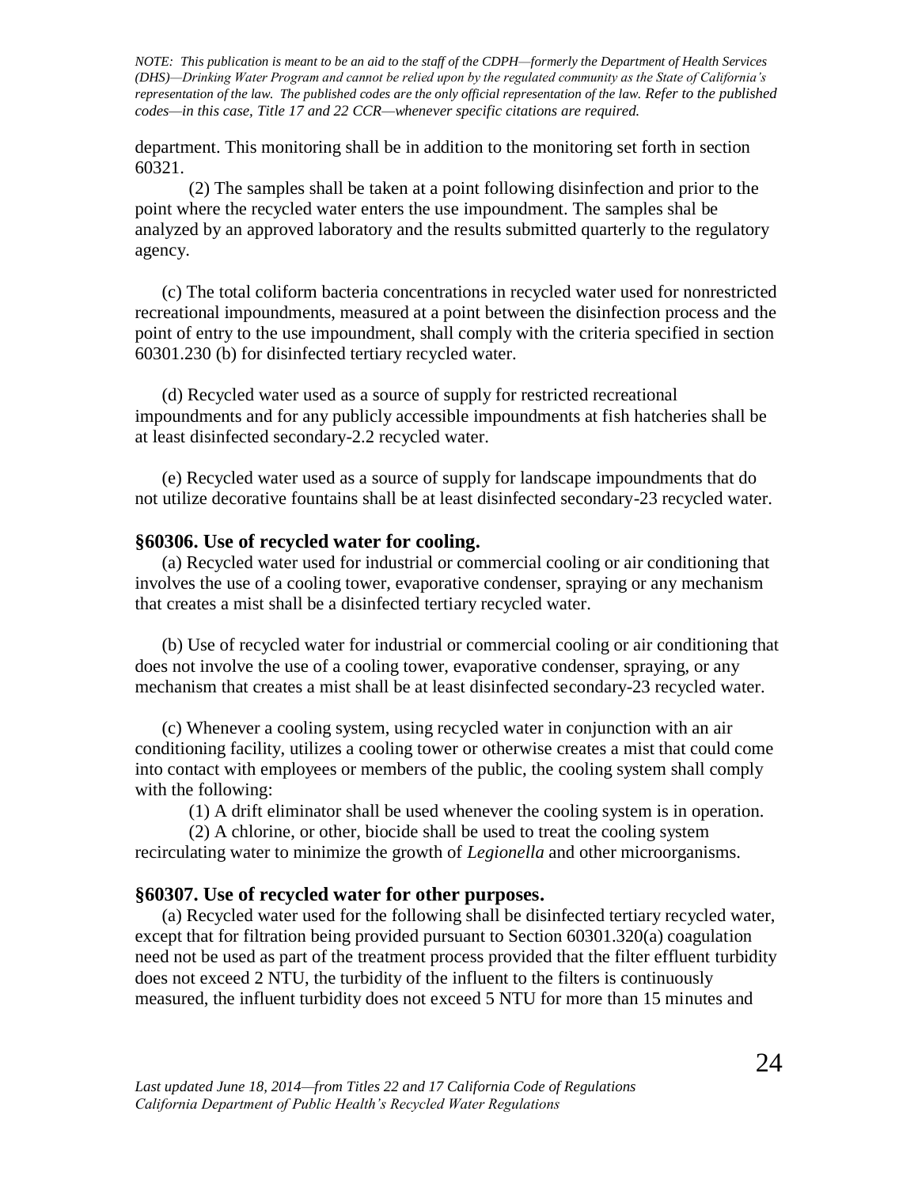department. This monitoring shall be in addition to the monitoring set forth in section 60321.

(2) The samples shall be taken at a point following disinfection and prior to the point where the recycled water enters the use impoundment. The samples shal be analyzed by an approved laboratory and the results submitted quarterly to the regulatory agency.

(c) The total coliform bacteria concentrations in recycled water used for nonrestricted recreational impoundments, measured at a point between the disinfection process and the point of entry to the use impoundment, shall comply with the criteria specified in section 60301.230 (b) for disinfected tertiary recycled water.

(d) Recycled water used as a source of supply for restricted recreational impoundments and for any publicly accessible impoundments at fish hatcheries shall be at least disinfected secondary-2.2 recycled water.

(e) Recycled water used as a source of supply for landscape impoundments that do not utilize decorative fountains shall be at least disinfected secondary-23 recycled water.

### §60306. Use of recycled water for cooling.

(a) Recycled water used for industrial or commercial cooling or air conditioning that involves the use of a cooling tower, evaporative condenser, spraying or any mechanism that creates a mist shall be a disinfected tertiary recycled water.

(b) Use of recycled water for industrial or commercial cooling or air conditioning that does not involve the use of a cooling tower, evaporative condenser, spraying, or any mechanism that creates a mist shall be at least disinfected secondary-23 recycled water.

(c) Whenever a cooling system, using recycled water in conjunction with an air conditioning facility, utilizes a cooling tower or otherwise creates a mist that could come into contact with employees or members of the public, the cooling system shall comply with the following:

(1) A drift eliminator shall be used whenever the cooling system is in operation.

(2) A chlorine, or other, biocide shall be used to treat the cooling system recirculating water to minimize the growth of *Legionella* and other microorganisms.

### §60307. Use of recycled water for other purposes.

(a) Recycled water used for the following shall be disinfected tertiary recycled water, except that for filtration being provided pursuant to Section 60301.320(a) coagulation need not be used as part of the treatment process provided that the filter effluent turbidity does not exceed 2 NTU, the turbidity of the influent to the filters is continuously measured, the influent turbidity does not exceed 5 NTU for more than 15 minutes and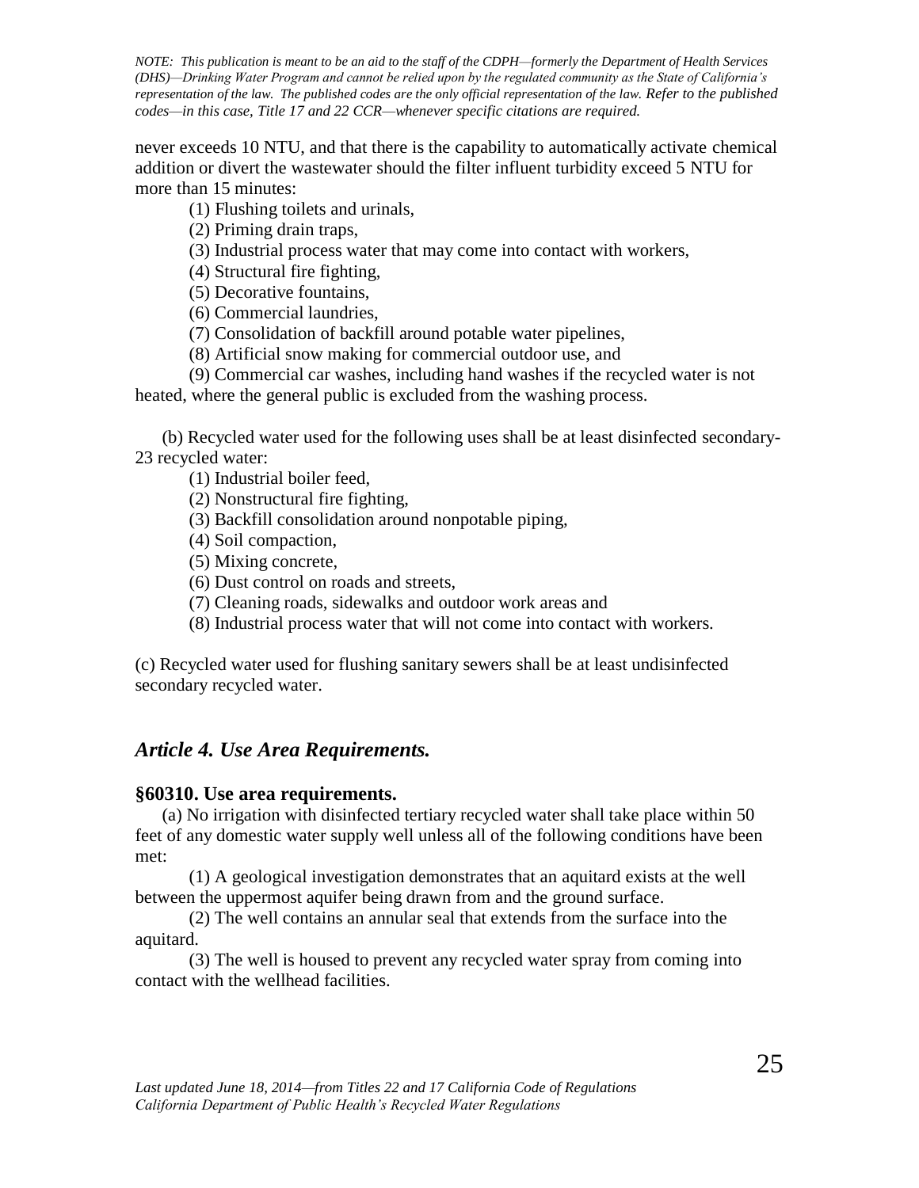never exceeds 10 NTU, and that there is the capability to automatically activate chemical addition or divert the wastewater should the filter influent turbidity exceed 5 NTU for more than 15 minutes:

(1) Flushing toilets and urinals,

(2) Priming drain traps,

(3) Industrial process water that may come into contact with workers,

(4) Structural fire fighting,

(5) Decorative fountains,

(6) Commercial laundries,

(7) Consolidation of backfill around potable water pipelines,

(8) Artificial snow making for commercial outdoor use, and

(9) Commercial car washes, including hand washes if the recycled water is not heated, where the general public is excluded from the washing process.

(b) Recycled water used for the following uses shall be at least disinfected secondary-23 recycled water:

(1) Industrial boiler feed,

(2) Nonstructural fire fighting,

(3) Backfill consolidation around nonpotable piping,

(4) Soil compaction,

(5) Mixing concrete,

(6) Dust control on roads and streets,

(7) Cleaning roads, sidewalks and outdoor work areas and

(8) Industrial process water that will not come into contact with workers.

(c) Recycled water used for flushing sanitary sewers shall be at least undisinfected secondary recycled water.

## *Article 4. Use Area Requirements.*

### §60310. Use area requirements.

(a) No irrigation with disinfected tertiary recycled water shall take place within 50 feet of any domestic water supply well unless all of the following conditions have been met:

(1) A geological investigation demonstrates that an aquitard exists at the well between the uppermost aquifer being drawn from and the ground surface.

(2) The well contains an annular seal that extends from the surface into the aquitard.

(3) The well is housed to prevent any recycled water spray from coming into contact with the wellhead facilities.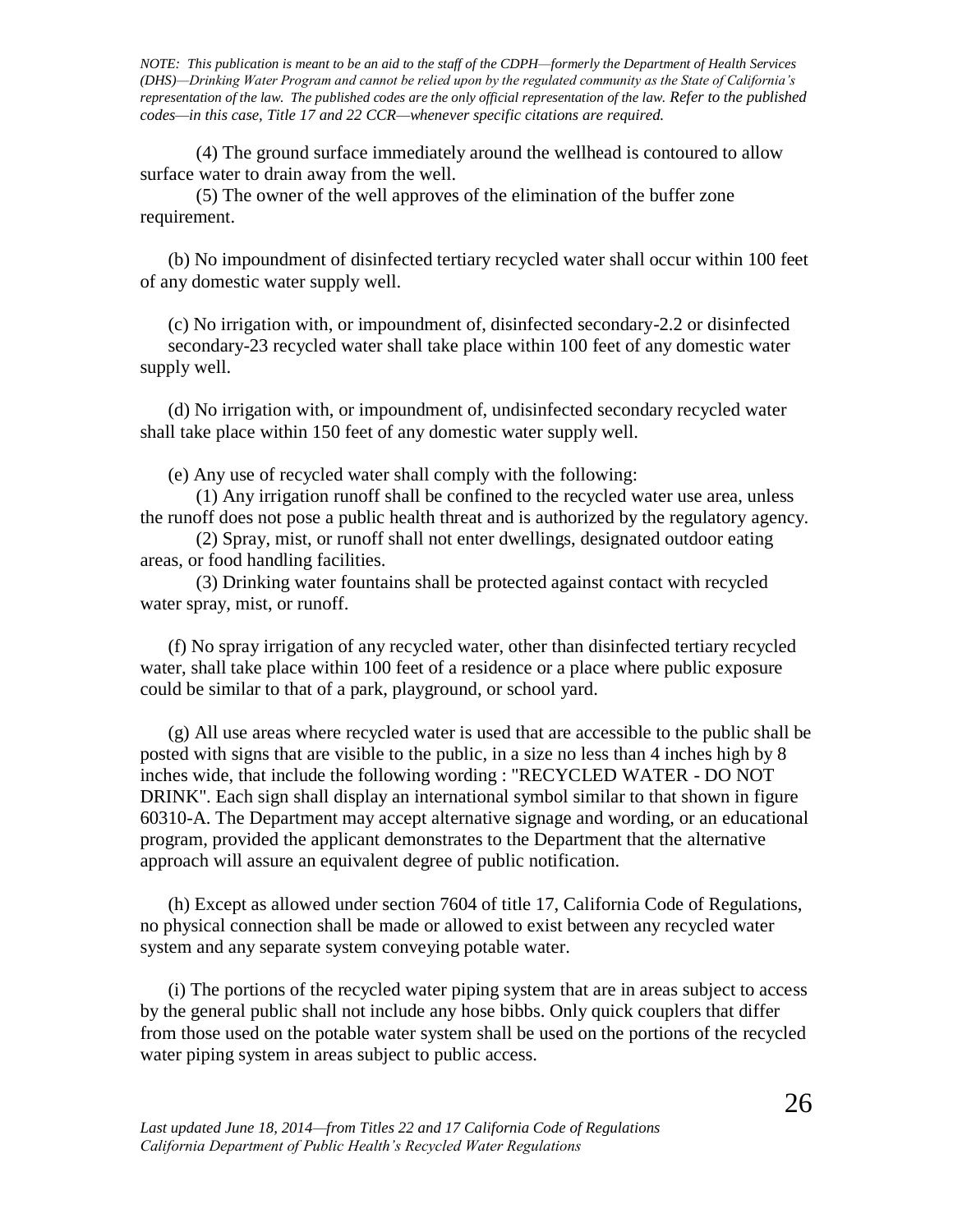(4) The ground surface immediately around the wellhead is contoured to allow surface water to drain away from the well.

(5) The owner of the well approves of the elimination of the buffer zone requirement.

(b) No impoundment of disinfected tertiary recycled water shall occur within 100 feet of any domestic water supply well.

(c) No irrigation with, or impoundment of, disinfected secondary-2.2 or disinfected secondary-23 recycled water shall take place within 100 feet of any domestic water supply well.

(d) No irrigation with, or impoundment of, undisinfected secondary recycled water shall take place within 150 feet of any domestic water supply well.

(e) Any use of recycled water shall comply with the following:

(1) Any irrigation runoff shall be confined to the recycled water use area, unless the runoff does not pose a public health threat and is authorized by the regulatory agency.

(2) Spray, mist, or runoff shall not enter dwellings, designated outdoor eating areas, or food handling facilities.

(3) Drinking water fountains shall be protected against contact with recycled water spray, mist, or runoff.

(f) No spray irrigation of any recycled water, other than disinfected tertiary recycled water, shall take place within 100 feet of a residence or a place where public exposure could be similar to that of a park, playground, or school yard.

(g) All use areas where recycled water is used that are accessible to the public shall be posted with signs that are visible to the public, in a size no less than 4 inches high by 8 inches wide, that include the following wording : "RECYCLED WATER - DO NOT DRINK". Each sign shall display an international symbol similar to that shown in figure 60310-A. The Department may accept alternative signage and wording, or an educational program, provided the applicant demonstrates to the Department that the alternative approach will assure an equivalent degree of public notification.

(h) Except as allowed under section 7604 of title 17, California Code of Regulations, no physical connection shall be made or allowed to exist between any recycled water system and any separate system conveying potable water.

(i) The portions of the recycled water piping system that are in areas subject to access by the general public shall not include any hose bibbs. Only quick couplers that differ from those used on the potable water system shall be used on the portions of the recycled water piping system in areas subject to public access.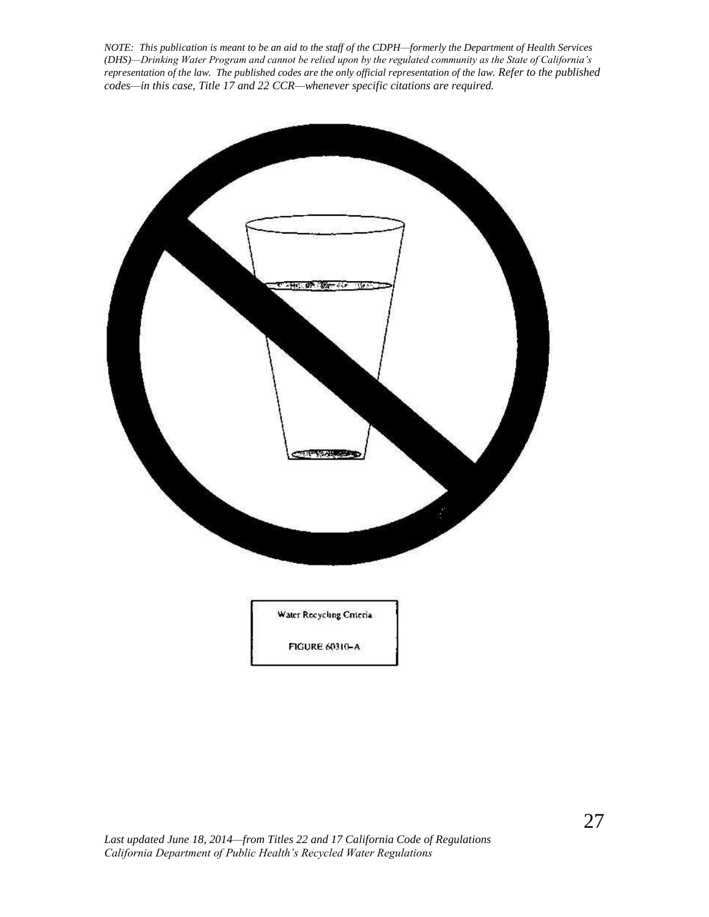*NOTE: This publication is meant to be an aid to the staff of the CDPH—formerly the Department of Health Services (DHS)—Drinking Water Program and cannot be relied upon by the regulated community as the State of California's representation of the law. The published codes are the only official representation of the law. Refer to the published codes—in this case, Title 17 and 22 CCR—whenever specific citations are required.*

Water Recycling Criteria

FIGURE 60310–A

*Last updated June 18, 2014—from Titles 22 and 17 California Code of Regulations*
*California Department of Public Health's Recycled Water Regulations*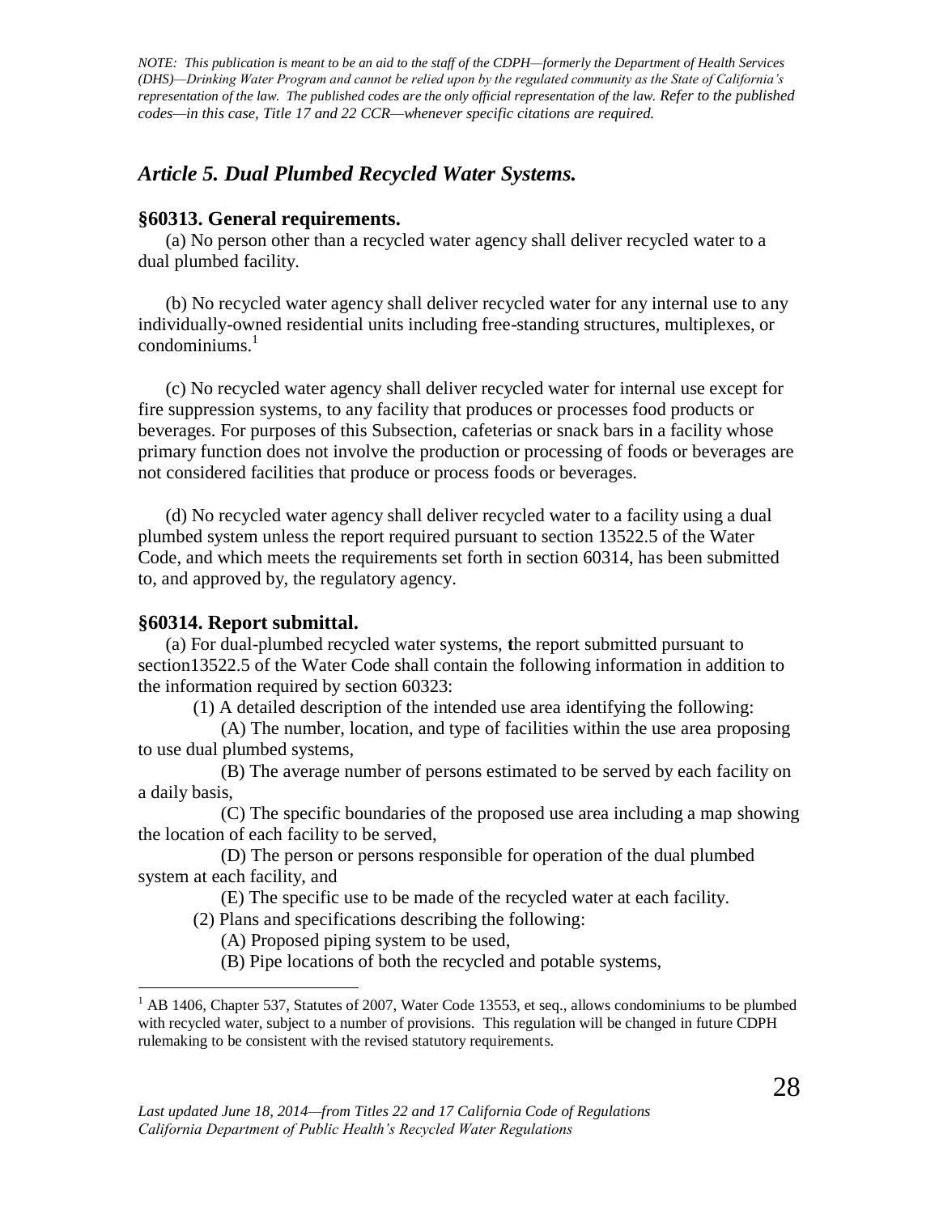*NOTE: This publication is meant to be an aid to the staff of the CDPH—formerly the Department of Health Services (DHS)—Drinking Water Program and cannot be relied upon by the regulated community as the State of California's representation of the law. The published codes are the only official representation of the law. Refer to the published codes—in this case, Title 17 and 22 CCR—whenever specific citations are required.*

## *Article 5. Dual Plumbed Recycled Water Systems.*

### §60313. General requirements.

(a) No person other than a recycled water agency shall deliver recycled water to a dual plumbed facility.

(b) No recycled water agency shall deliver recycled water for any internal use to any individually-owned residential units including free-standing structures, multiplexes, or condominiums.[1]

(c) No recycled water agency shall deliver recycled water for internal use except for fire suppression systems, to any facility that produces or processes food products or beverages. For purposes of this Subsection, cafeterias or snack bars in a facility whose primary function does not involve the production or processing of foods or beverages are not considered facilities that produce or process foods or beverages.

(d) No recycled water agency shall deliver recycled water to a facility using a dual plumbed system unless the report required pursuant to section 13522.5 of the Water Code, and which meets the requirements set forth in section 60314, has been submitted to, and approved by, the regulatory agency.

### §60314. Report submittal.

(a) For dual-plumbed recycled water systems, the report submitted pursuant to section13522.5 of the Water Code shall contain the following information in addition to the information required by section 60323:

(1) A detailed description of the intended use area identifying the following:

(A) The number, location, and type of facilities within the use area proposing to use dual plumbed systems,

(B) The average number of persons estimated to be served by each facility on a daily basis,

(C) The specific boundaries of the proposed use area including a map showing the location of each facility to be served,

(D) The person or persons responsible for operation of the dual plumbed system at each facility, and

(E) The specific use to be made of the recycled water at each facility.

(2) Plans and specifications describing the following:

(A) Proposed piping system to be used,

(B) Pipe locations of both the recycled and potable systems,

---

[1] AB 1406, Chapter 537, Statutes of 2007, Water Code 13553, et seq., allows condominiums to be plumbed with recycled water, subject to a number of provisions. This regulation will be changed in future CDPH rulemaking to be consistent with the revised statutory requirements.

*Last updated June 18, 2014—from Titles 22 and 17 California Code of Regulations*
*California Department of Public Health's Recycled Water Regulations*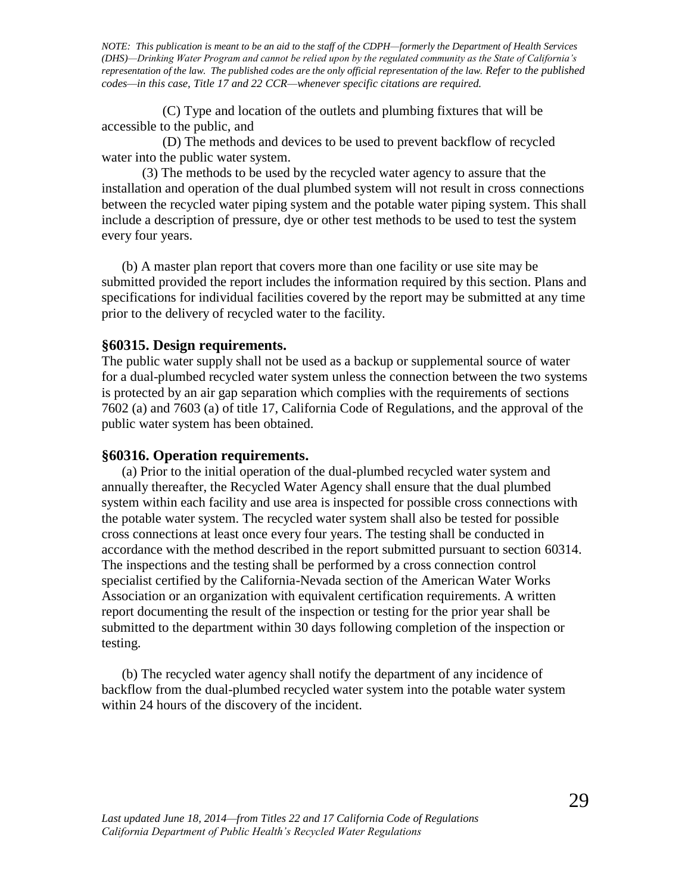(C) Type and location of the outlets and plumbing fixtures that will be accessible to the public, and

(D) The methods and devices to be used to prevent backflow of recycled water into the public water system.

(3) The methods to be used by the recycled water agency to assure that the installation and operation of the dual plumbed system will not result in cross connections between the recycled water piping system and the potable water piping system. This shall include a description of pressure, dye or other test methods to be used to test the system every four years.

(b) A master plan report that covers more than one facility or use site may be submitted provided the report includes the information required by this section. Plans and specifications for individual facilities covered by the report may be submitted at any time prior to the delivery of recycled water to the facility.

### §60315. Design requirements.

The public water supply shall not be used as a backup or supplemental source of water for a dual-plumbed recycled water system unless the connection between the two systems is protected by an air gap separation which complies with the requirements of sections 7602 (a) and 7603 (a) of title 17, California Code of Regulations, and the approval of the public water system has been obtained.

### §60316. Operation requirements.

(a) Prior to the initial operation of the dual-plumbed recycled water system and annually thereafter, the Recycled Water Agency shall ensure that the dual plumbed system within each facility and use area is inspected for possible cross connections with the potable water system. The recycled water system shall also be tested for possible cross connections at least once every four years. The testing shall be conducted in accordance with the method described in the report submitted pursuant to section 60314. The inspections and the testing shall be performed by a cross connection control specialist certified by the California-Nevada section of the American Water Works Association or an organization with equivalent certification requirements. A written report documenting the result of the inspection or testing for the prior year shall be submitted to the department within 30 days following completion of the inspection or testing.

(b) The recycled water agency shall notify the department of any incidence of backflow from the dual-plumbed recycled water system into the potable water system within 24 hours of the discovery of the incident.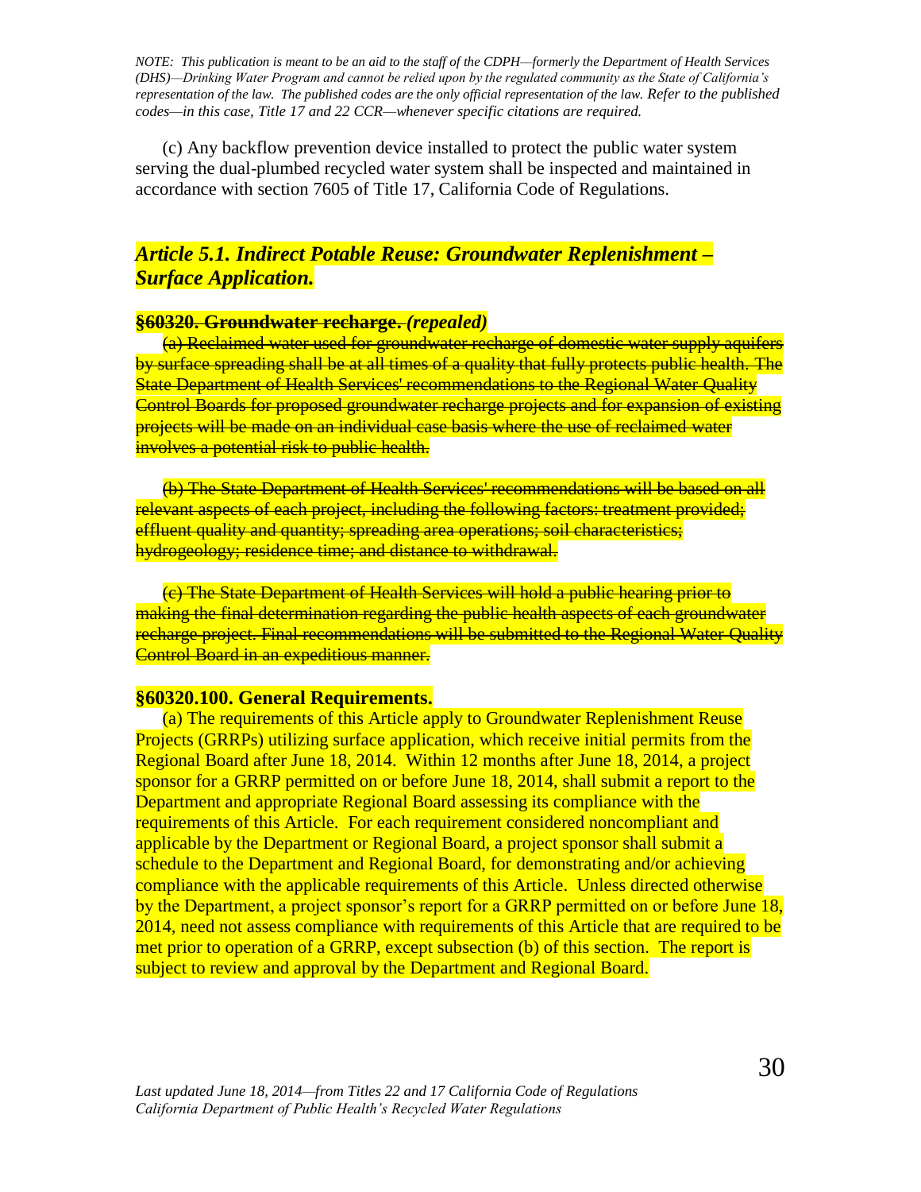*NOTE: This publication is meant to be an aid to the staff of the CDPH—formerly the Department of Health Services (DHS)—Drinking Water Program and cannot be relied upon by the regulated community as the State of California's representation of the law. The published codes are the only official representation of the law. Refer to the published codes—in this case, Title 17 and 22 CCR—whenever specific citations are required.*

(c) Any backflow prevention device installed to protect the public water system serving the dual-plumbed recycled water system shall be inspected and maintained in accordance with section 7605 of Title 17, California Code of Regulations.

## *Article 5.1. Indirect Potable Reuse: Groundwater Replenishment – Surface Application.*

### ~~§60320. Groundwater recharge.~~ *(repealed)*

~~(a) Reclaimed water used for groundwater recharge of domestic water supply aquifers by surface spreading shall be at all times of a quality that fully protects public health. The State Department of Health Services' recommendations to the Regional Water Quality Control Boards for proposed groundwater recharge projects and for expansion of existing projects will be made on an individual case basis where the use of reclaimed water involves a potential risk to public health.~~

~~(b) The State Department of Health Services' recommendations will be based on all relevant aspects of each project, including the following factors: treatment provided; effluent quality and quantity; spreading area operations; soil characteristics; hydrogeology; residence time; and distance to withdrawal.~~

~~(c) The State Department of Health Services will hold a public hearing prior to making the final determination regarding the public health aspects of each groundwater recharge project. Final recommendations will be submitted to the Regional Water Quality Control Board in an expeditious manner.~~

### §60320.100. General Requirements.

(a) The requirements of this Article apply to Groundwater Replenishment Reuse Projects (GRRPs) utilizing surface application, which receive initial permits from the Regional Board after June 18, 2014. Within 12 months after June 18, 2014, a project sponsor for a GRRP permitted on or before June 18, 2014, shall submit a report to the Department and appropriate Regional Board assessing its compliance with the requirements of this Article. For each requirement considered noncompliant and applicable by the Department or Regional Board, a project sponsor shall submit a schedule to the Department and Regional Board, for demonstrating and/or achieving compliance with the applicable requirements of this Article. Unless directed otherwise by the Department, a project sponsor's report for a GRRP permitted on or before June 18, 2014, need not assess compliance with requirements of this Article that are required to be met prior to operation of a GRRP, except subsection (b) of this section. The report is subject to review and approval by the Department and Regional Board.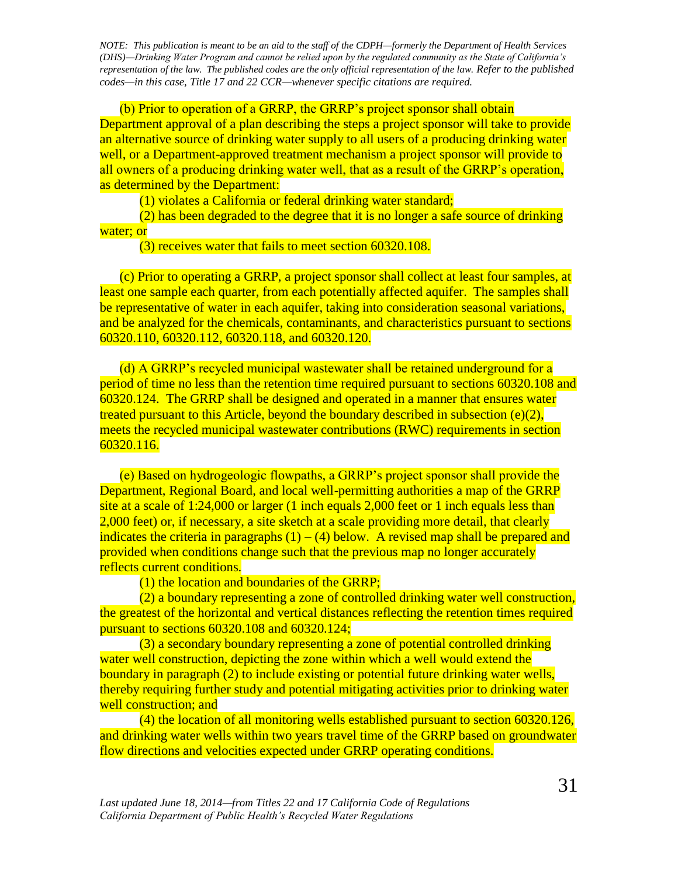*NOTE: This publication is meant to be an aid to the staff of the CDPH—formerly the Department of Health Services (DHS)—Drinking Water Program and cannot be relied upon by the regulated community as the State of California's representation of the law. The published codes are the only official representation of the law. Refer to the published codes—in this case, Title 17 and 22 CCR—whenever specific citations are required.*

(b) Prior to operation of a GRRP, the GRRP's project sponsor shall obtain Department approval of a plan describing the steps a project sponsor will take to provide an alternative source of drinking water supply to all users of a producing drinking water well, or a Department-approved treatment mechanism a project sponsor will provide to all owners of a producing drinking water well, that as a result of the GRRP's operation, as determined by the Department:

(1) violates a California or federal drinking water standard;

(2) has been degraded to the degree that it is no longer a safe source of drinking water; or

(3) receives water that fails to meet section 60320.108.

(c) Prior to operating a GRRP, a project sponsor shall collect at least four samples, at least one sample each quarter, from each potentially affected aquifer. The samples shall be representative of water in each aquifer, taking into consideration seasonal variations, and be analyzed for the chemicals, contaminants, and characteristics pursuant to sections 60320.110, 60320.112, 60320.118, and 60320.120.

(d) A GRRP's recycled municipal wastewater shall be retained underground for a period of time no less than the retention time required pursuant to sections 60320.108 and 60320.124. The GRRP shall be designed and operated in a manner that ensures water treated pursuant to this Article, beyond the boundary described in subsection (e)(2), meets the recycled municipal wastewater contributions (RWC) requirements in section 60320.116.

(e) Based on hydrogeologic flowpaths, a GRRP's project sponsor shall provide the Department, Regional Board, and local well-permitting authorities a map of the GRRP site at a scale of 1:24,000 or larger (1 inch equals 2,000 feet or 1 inch equals less than 2,000 feet) or, if necessary, a site sketch at a scale providing more detail, that clearly indicates the criteria in paragraphs (1) – (4) below. A revised map shall be prepared and provided when conditions change such that the previous map no longer accurately reflects current conditions.

(1) the location and boundaries of the GRRP;

(2) a boundary representing a zone of controlled drinking water well construction, the greatest of the horizontal and vertical distances reflecting the retention times required pursuant to sections 60320.108 and 60320.124;

(3) a secondary boundary representing a zone of potential controlled drinking water well construction, depicting the zone within which a well would extend the boundary in paragraph (2) to include existing or potential future drinking water wells, thereby requiring further study and potential mitigating activities prior to drinking water well construction; and

(4) the location of all monitoring wells established pursuant to section 60320.126, and drinking water wells within two years travel time of the GRRP based on groundwater flow directions and velocities expected under GRRP operating conditions.

*Last updated June 18, 2014—from Titles 22 and 17 California Code of Regulations*
*California Department of Public Health's Recycled Water Regulations*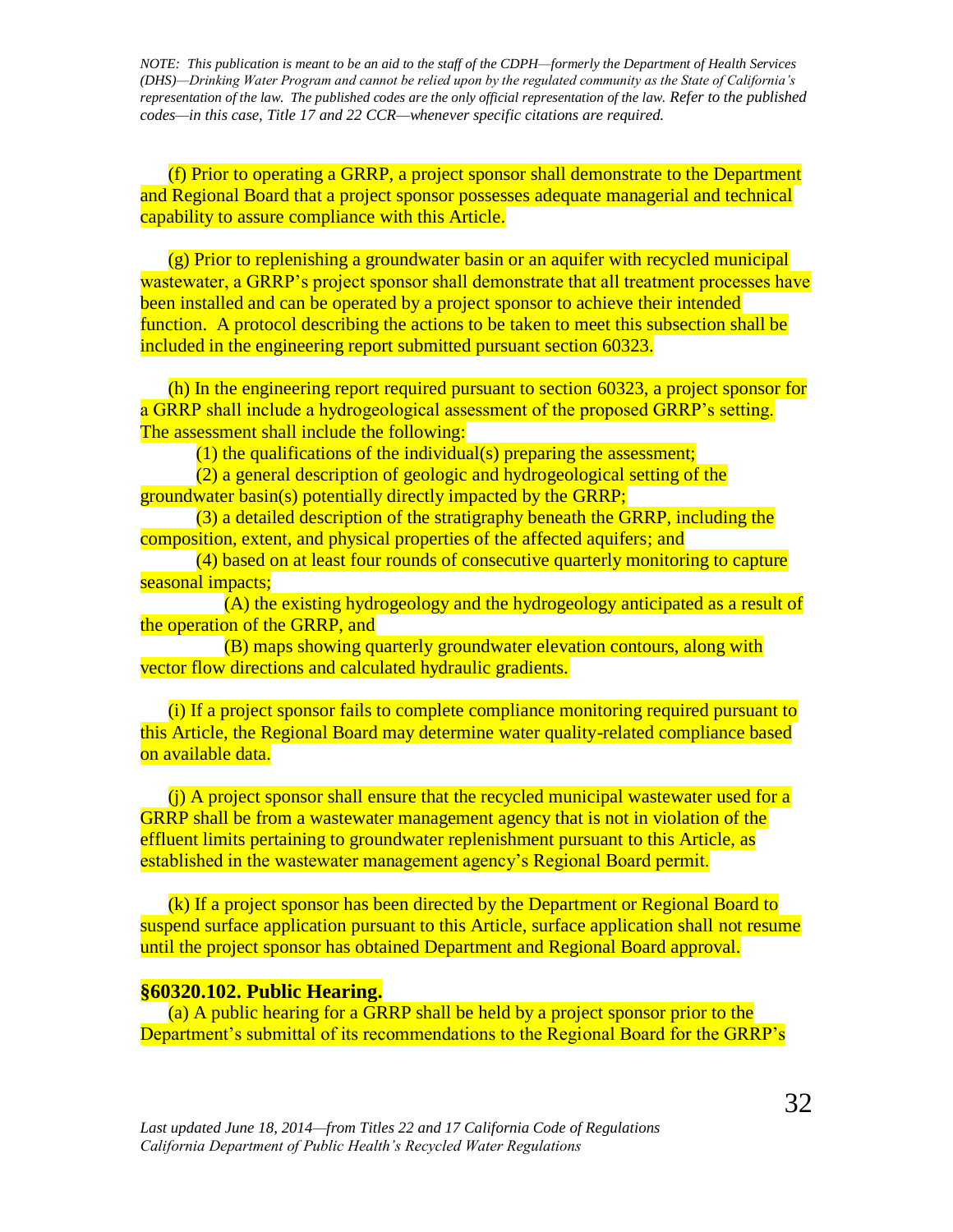*NOTE: This publication is meant to be an aid to the staff of the CDPH—formerly the Department of Health Services (DHS)—Drinking Water Program and cannot be relied upon by the regulated community as the State of California's representation of the law. The published codes are the only official representation of the law. Refer to the published codes—in this case, Title 17 and 22 CCR—whenever specific citations are required.*

(f) Prior to operating a GRRP, a project sponsor shall demonstrate to the Department and Regional Board that a project sponsor possesses adequate managerial and technical capability to assure compliance with this Article.

(g) Prior to replenishing a groundwater basin or an aquifer with recycled municipal wastewater, a GRRP's project sponsor shall demonstrate that all treatment processes have been installed and can be operated by a project sponsor to achieve their intended function. A protocol describing the actions to be taken to meet this subsection shall be included in the engineering report submitted pursuant section 60323.

(h) In the engineering report required pursuant to section 60323, a project sponsor for a GRRP shall include a hydrogeological assessment of the proposed GRRP's setting. The assessment shall include the following:

(1) the qualifications of the individual(s) preparing the assessment;

(2) a general description of geologic and hydrogeological setting of the groundwater basin(s) potentially directly impacted by the GRRP;

(3) a detailed description of the stratigraphy beneath the GRRP, including the composition, extent, and physical properties of the affected aquifers; and

(4) based on at least four rounds of consecutive quarterly monitoring to capture seasonal impacts;

(A) the existing hydrogeology and the hydrogeology anticipated as a result of the operation of the GRRP, and

(B) maps showing quarterly groundwater elevation contours, along with vector flow directions and calculated hydraulic gradients.

(i) If a project sponsor fails to complete compliance monitoring required pursuant to this Article, the Regional Board may determine water quality-related compliance based on available data.

(j) A project sponsor shall ensure that the recycled municipal wastewater used for a GRRP shall be from a wastewater management agency that is not in violation of the effluent limits pertaining to groundwater replenishment pursuant to this Article, as established in the wastewater management agency's Regional Board permit.

(k) If a project sponsor has been directed by the Department or Regional Board to suspend surface application pursuant to this Article, surface application shall not resume until the project sponsor has obtained Department and Regional Board approval.

**§60320.102. Public Hearing.**

(a) A public hearing for a GRRP shall be held by a project sponsor prior to the Department's submittal of its recommendations to the Regional Board for the GRRP's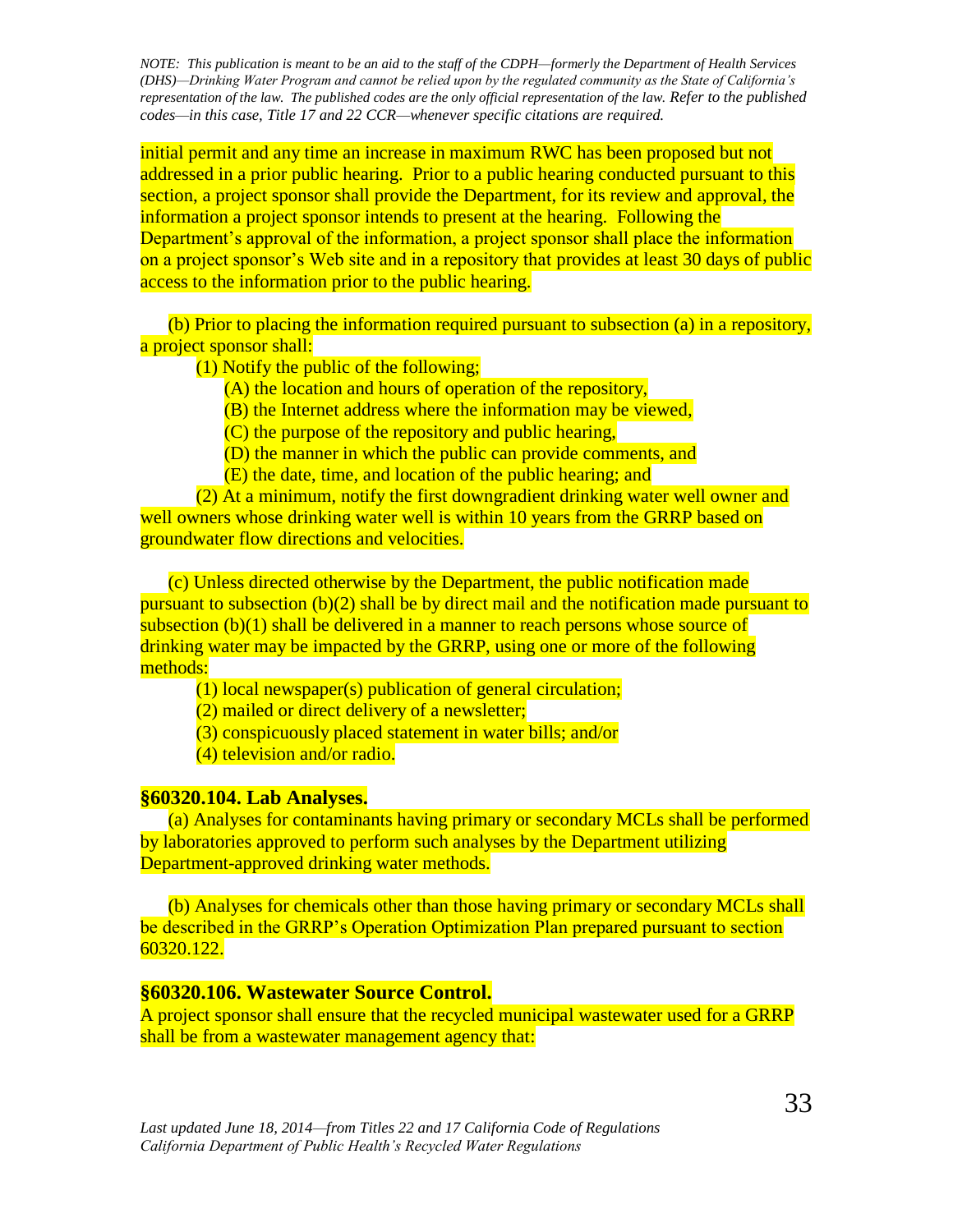*NOTE: This publication is meant to be an aid to the staff of the CDPH—formerly the Department of Health Services (DHS)—Drinking Water Program and cannot be relied upon by the regulated community as the State of California's representation of the law. The published codes are the only official representation of the law. Refer to the published codes—in this case, Title 17 and 22 CCR—whenever specific citations are required.*

initial permit and any time an increase in maximum RWC has been proposed but not addressed in a prior public hearing. Prior to a public hearing conducted pursuant to this section, a project sponsor shall provide the Department, for its review and approval, the information a project sponsor intends to present at the hearing. Following the Department's approval of the information, a project sponsor shall place the information on a project sponsor's Web site and in a repository that provides at least 30 days of public access to the information prior to the public hearing.

(b) Prior to placing the information required pursuant to subsection (a) in a repository, a project sponsor shall:

(1) Notify the public of the following;

(A) the location and hours of operation of the repository,

(B) the Internet address where the information may be viewed,

(C) the purpose of the repository and public hearing,

(D) the manner in which the public can provide comments, and

(E) the date, time, and location of the public hearing; and

(2) At a minimum, notify the first downgradient drinking water well owner and well owners whose drinking water well is within 10 years from the GRRP based on groundwater flow directions and velocities.

(c) Unless directed otherwise by the Department, the public notification made pursuant to subsection (b)(2) shall be by direct mail and the notification made pursuant to subsection (b)(1) shall be delivered in a manner to reach persons whose source of drinking water may be impacted by the GRRP, using one or more of the following methods:

(1) local newspaper(s) publication of general circulation;

(2) mailed or direct delivery of a newsletter;

(3) conspicuously placed statement in water bills; and/or

(4) television and/or radio.

### §60320.104. Lab Analyses.

(a) Analyses for contaminants having primary or secondary MCLs shall be performed by laboratories approved to perform such analyses by the Department utilizing Department-approved drinking water methods.

(b) Analyses for chemicals other than those having primary or secondary MCLs shall be described in the GRRP's Operation Optimization Plan prepared pursuant to section 60320.122.

### §60320.106. Wastewater Source Control.

A project sponsor shall ensure that the recycled municipal wastewater used for a GRRP shall be from a wastewater management agency that: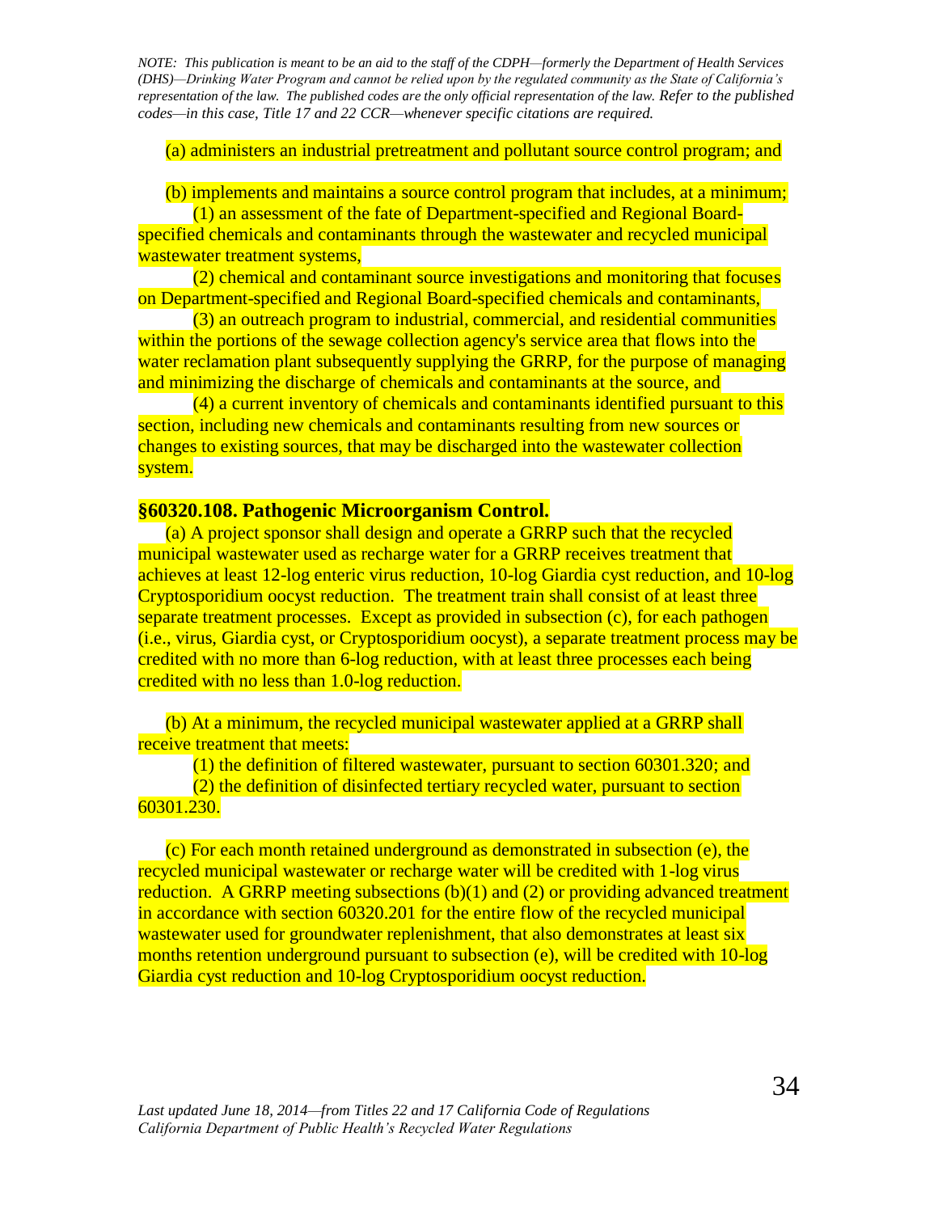*NOTE: This publication is meant to be an aid to the staff of the CDPH—formerly the Department of Health Services (DHS)—Drinking Water Program and cannot be relied upon by the regulated community as the State of California's representation of the law. The published codes are the only official representation of the law. Refer to the published codes—in this case, Title 17 and 22 CCR—whenever specific citations are required.*

(a) administers an industrial pretreatment and pollutant source control program; and

(b) implements and maintains a source control program that includes, at a minimum;

(1) an assessment of the fate of Department-specified and Regional Board-specified chemicals and contaminants through the wastewater and recycled municipal wastewater treatment systems,

(2) chemical and contaminant source investigations and monitoring that focuses on Department-specified and Regional Board-specified chemicals and contaminants,

(3) an outreach program to industrial, commercial, and residential communities within the portions of the sewage collection agency's service area that flows into the water reclamation plant subsequently supplying the GRRP, for the purpose of managing and minimizing the discharge of chemicals and contaminants at the source, and

(4) a current inventory of chemicals and contaminants identified pursuant to this section, including new chemicals and contaminants resulting from new sources or changes to existing sources, that may be discharged into the wastewater collection system.

### §60320.108. Pathogenic Microorganism Control.

(a) A project sponsor shall design and operate a GRRP such that the recycled municipal wastewater used as recharge water for a GRRP receives treatment that achieves at least 12-log enteric virus reduction, 10-log Giardia cyst reduction, and 10-log Cryptosporidium oocyst reduction. The treatment train shall consist of at least three separate treatment processes. Except as provided in subsection (c), for each pathogen (i.e., virus, Giardia cyst, or Cryptosporidium oocyst), a separate treatment process may be credited with no more than 6-log reduction, with at least three processes each being credited with no less than 1.0-log reduction.

(b) At a minimum, the recycled municipal wastewater applied at a GRRP shall receive treatment that meets:

(1) the definition of filtered wastewater, pursuant to section 60301.320; and

(2) the definition of disinfected tertiary recycled water, pursuant to section 60301.230.

(c) For each month retained underground as demonstrated in subsection (e), the recycled municipal wastewater or recharge water will be credited with 1-log virus reduction. A GRRP meeting subsections (b)(1) and (2) or providing advanced treatment in accordance with section 60320.201 for the entire flow of the recycled municipal wastewater used for groundwater replenishment, that also demonstrates at least six months retention underground pursuant to subsection (e), will be credited with 10-log Giardia cyst reduction and 10-log Cryptosporidium oocyst reduction.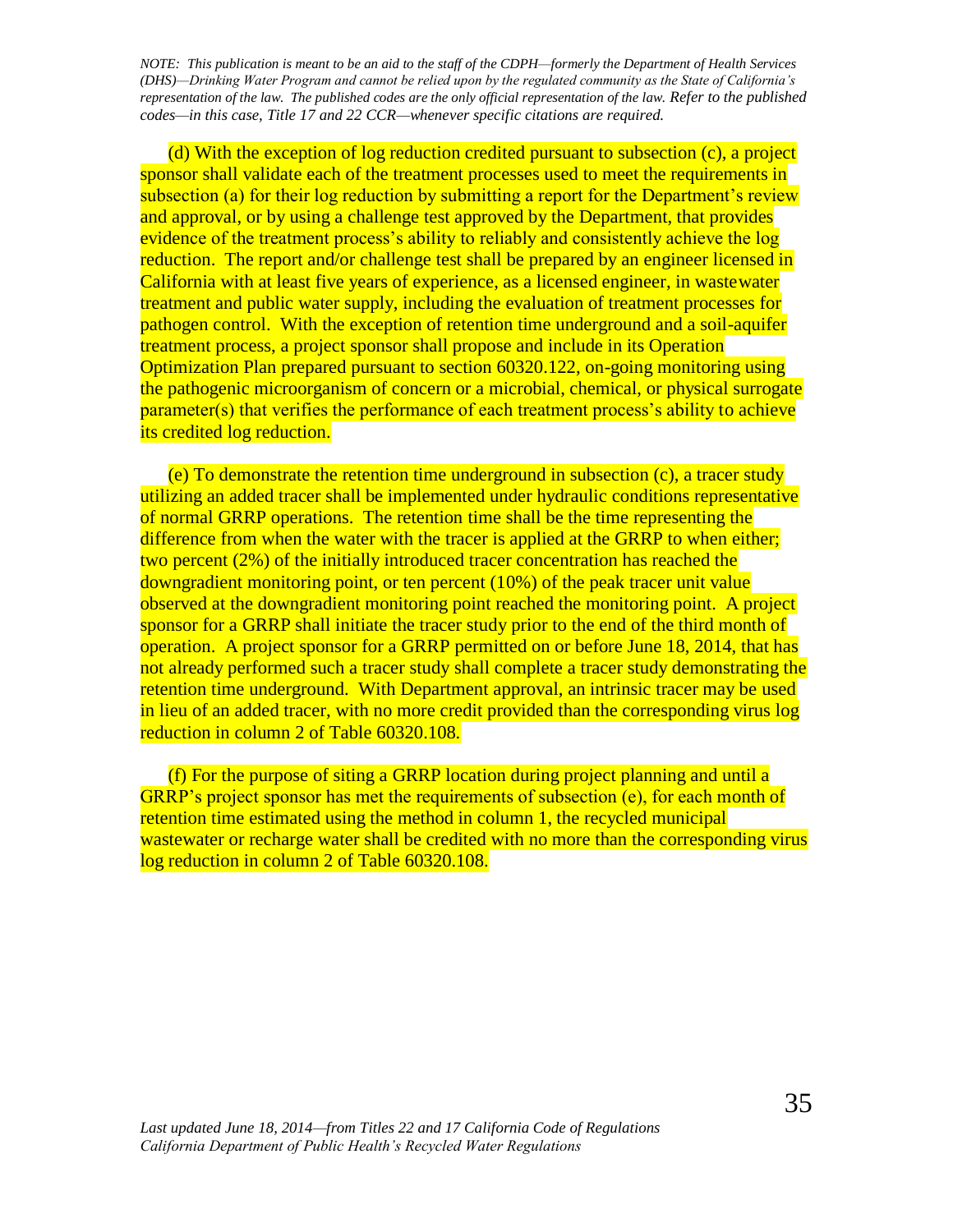(d) With the exception of log reduction credited pursuant to subsection (c), a project sponsor shall validate each of the treatment processes used to meet the requirements in subsection (a) for their log reduction by submitting a report for the Department's review and approval, or by using a challenge test approved by the Department, that provides evidence of the treatment process's ability to reliably and consistently achieve the log reduction. The report and/or challenge test shall be prepared by an engineer licensed in California with at least five years of experience, as a licensed engineer, in wastewater treatment and public water supply, including the evaluation of treatment processes for pathogen control. With the exception of retention time underground and a soil-aquifer treatment process, a project sponsor shall propose and include in its Operation Optimization Plan prepared pursuant to section 60320.122, on-going monitoring using the pathogenic microorganism of concern or a microbial, chemical, or physical surrogate parameter(s) that verifies the performance of each treatment process's ability to achieve its credited log reduction.

(e) To demonstrate the retention time underground in subsection (c), a tracer study utilizing an added tracer shall be implemented under hydraulic conditions representative of normal GRRP operations. The retention time shall be the time representing the difference from when the water with the tracer is applied at the GRRP to when either; two percent (2%) of the initially introduced tracer concentration has reached the downgradient monitoring point, or ten percent (10%) of the peak tracer unit value observed at the downgradient monitoring point reached the monitoring point. A project sponsor for a GRRP shall initiate the tracer study prior to the end of the third month of operation. A project sponsor for a GRRP permitted on or before June 18, 2014, that has not already performed such a tracer study shall complete a tracer study demonstrating the retention time underground. With Department approval, an intrinsic tracer may be used in lieu of an added tracer, with no more credit provided than the corresponding virus log reduction in column 2 of Table 60320.108.

(f) For the purpose of siting a GRRP location during project planning and until a GRRP's project sponsor has met the requirements of subsection (e), for each month of retention time estimated using the method in column 1, the recycled municipal wastewater or recharge water shall be credited with no more than the corresponding virus log reduction in column 2 of Table 60320.108.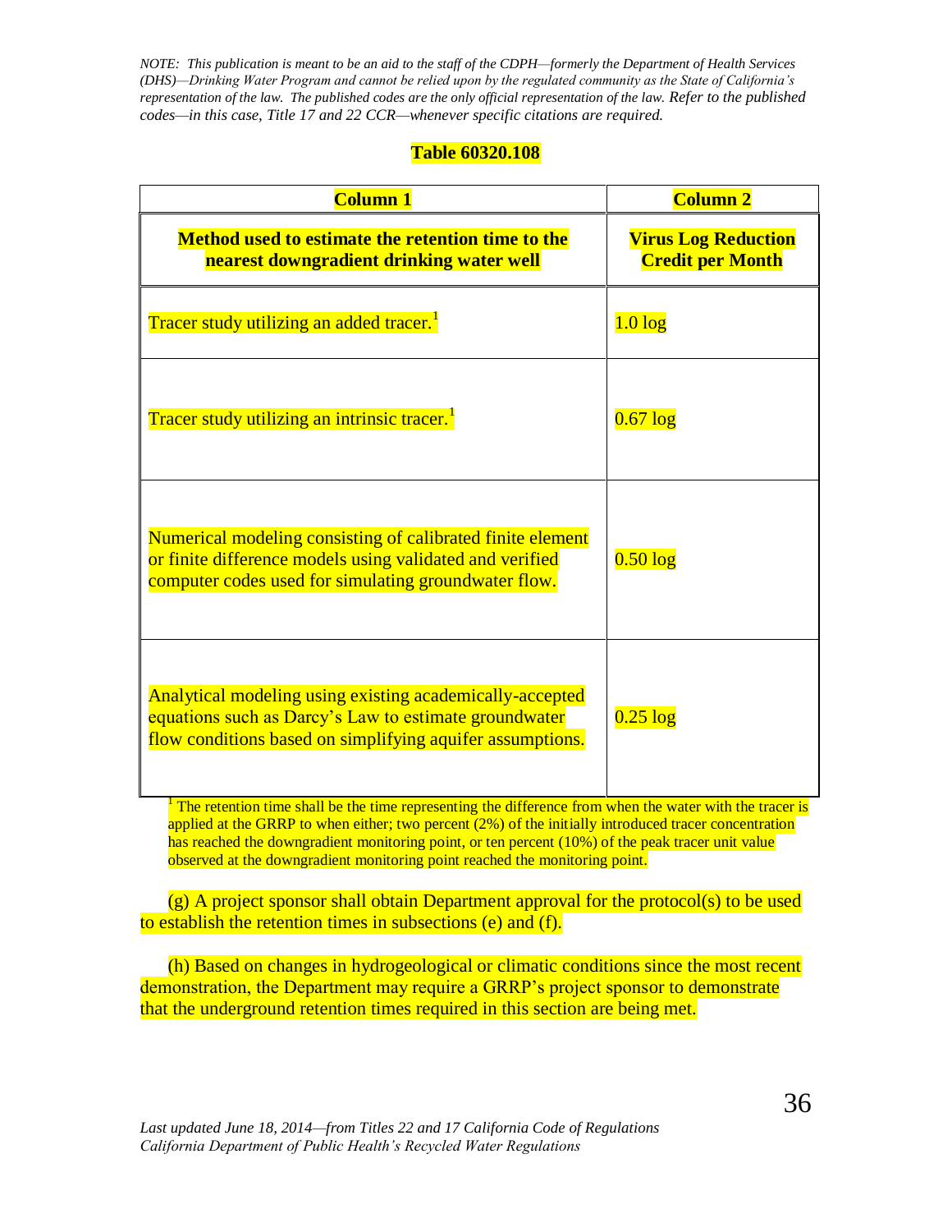*NOTE: This publication is meant to be an aid to the staff of the CDPH—formerly the Department of Health Services (DHS)—Drinking Water Program and cannot be relied upon by the regulated community as the State of California's representation of the law. The published codes are the only official representation of the law. Refer to the published codes—in this case, Title 17 and 22 CCR—whenever specific citations are required.*

**Table 60320.108**

| **Column 1** | **Column 2** |
|---|---|
| **Method used to estimate the retention time to the nearest downgradient drinking water well** | **Virus Log Reduction Credit per Month** |
| Tracer study utilizing an added tracer.[1] | 1.0 log |
| Tracer study utilizing an intrinsic tracer.[1] | 0.67 log |
| Numerical modeling consisting of calibrated finite element or finite difference models using validated and verified computer codes used for simulating groundwater flow. | 0.50 log |
| Analytical modeling using existing academically-accepted equations such as Darcy's Law to estimate groundwater flow conditions based on simplifying aquifer assumptions. | 0.25 log |

[1] The retention time shall be the time representing the difference from when the water with the tracer is applied at the GRRP to when either; two percent (2%) of the initially introduced tracer concentration has reached the downgradient monitoring point, or ten percent (10%) of the peak tracer unit value observed at the downgradient monitoring point reached the monitoring point.

(g) A project sponsor shall obtain Department approval for the protocol(s) to be used to establish the retention times in subsections (e) and (f).

(h) Based on changes in hydrogeological or climatic conditions since the most recent demonstration, the Department may require a GRRP's project sponsor to demonstrate that the underground retention times required in this section are being met.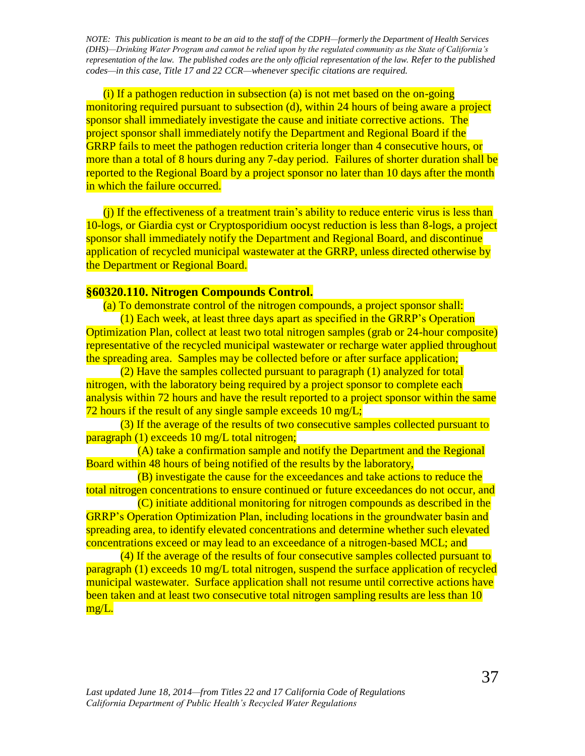*NOTE: This publication is meant to be an aid to the staff of the CDPH—formerly the Department of Health Services (DHS)—Drinking Water Program and cannot be relied upon by the regulated community as the State of California's representation of the law. The published codes are the only official representation of the law. Refer to the published codes—in this case, Title 17 and 22 CCR—whenever specific citations are required.*

(i) If a pathogen reduction in subsection (a) is not met based on the on-going monitoring required pursuant to subsection (d), within 24 hours of being aware a project sponsor shall immediately investigate the cause and initiate corrective actions. The project sponsor shall immediately notify the Department and Regional Board if the GRRP fails to meet the pathogen reduction criteria longer than 4 consecutive hours, or more than a total of 8 hours during any 7-day period. Failures of shorter duration shall be reported to the Regional Board by a project sponsor no later than 10 days after the month in which the failure occurred.

(j) If the effectiveness of a treatment train's ability to reduce enteric virus is less than 10-logs, or Giardia cyst or Cryptosporidium oocyst reduction is less than 8-logs, a project sponsor shall immediately notify the Department and Regional Board, and discontinue application of recycled municipal wastewater at the GRRP, unless directed otherwise by the Department or Regional Board.

## §60320.110. Nitrogen Compounds Control.

(a) To demonstrate control of the nitrogen compounds, a project sponsor shall:

(1) Each week, at least three days apart as specified in the GRRP's Operation Optimization Plan, collect at least two total nitrogen samples (grab or 24-hour composite) representative of the recycled municipal wastewater or recharge water applied throughout the spreading area. Samples may be collected before or after surface application;

(2) Have the samples collected pursuant to paragraph (1) analyzed for total nitrogen, with the laboratory being required by a project sponsor to complete each analysis within 72 hours and have the result reported to a project sponsor within the same 72 hours if the result of any single sample exceeds 10 mg/L;

(3) If the average of the results of two consecutive samples collected pursuant to paragraph (1) exceeds 10 mg/L total nitrogen;

(A) take a confirmation sample and notify the Department and the Regional Board within 48 hours of being notified of the results by the laboratory,

(B) investigate the cause for the exceedances and take actions to reduce the total nitrogen concentrations to ensure continued or future exceedances do not occur, and

(C) initiate additional monitoring for nitrogen compounds as described in the GRRP's Operation Optimization Plan, including locations in the groundwater basin and spreading area, to identify elevated concentrations and determine whether such elevated concentrations exceed or may lead to an exceedance of a nitrogen-based MCL; and

(4) If the average of the results of four consecutive samples collected pursuant to paragraph (1) exceeds 10 mg/L total nitrogen, suspend the surface application of recycled municipal wastewater. Surface application shall not resume until corrective actions have been taken and at least two consecutive total nitrogen sampling results are less than 10 mg/L.

*Last updated June 18, 2014—from Titles 22 and 17 California Code of Regulations*
*California Department of Public Health's Recycled Water Regulations*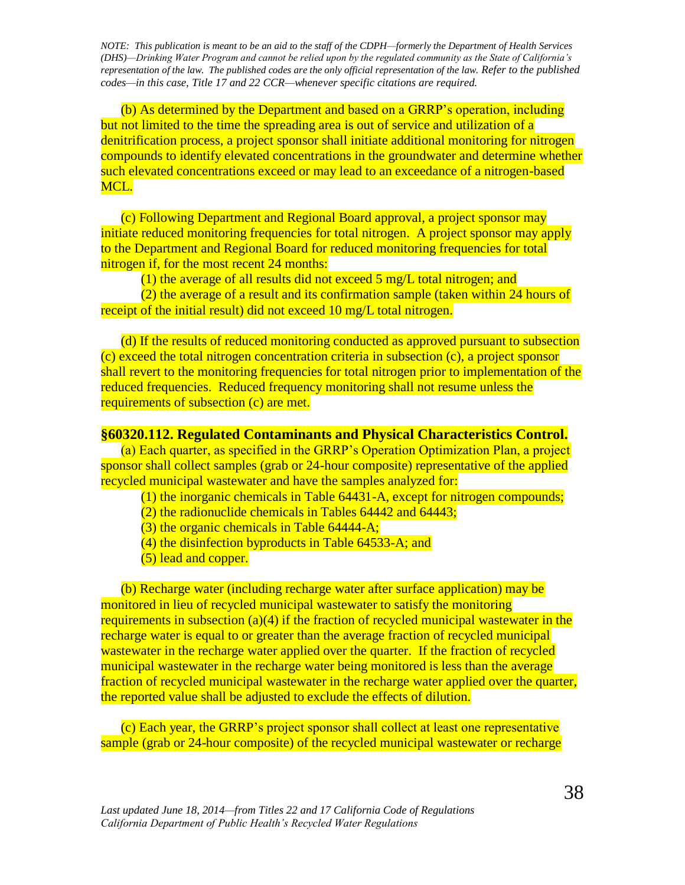*NOTE: This publication is meant to be an aid to the staff of the CDPH—formerly the Department of Health Services (DHS)—Drinking Water Program and cannot be relied upon by the regulated community as the State of California's representation of the law. The published codes are the only official representation of the law. Refer to the published codes—in this case, Title 17 and 22 CCR—whenever specific citations are required.*

(b) As determined by the Department and based on a GRRP's operation, including but not limited to the time the spreading area is out of service and utilization of a denitrification process, a project sponsor shall initiate additional monitoring for nitrogen compounds to identify elevated concentrations in the groundwater and determine whether such elevated concentrations exceed or may lead to an exceedance of a nitrogen-based MCL.

(c) Following Department and Regional Board approval, a project sponsor may initiate reduced monitoring frequencies for total nitrogen. A project sponsor may apply to the Department and Regional Board for reduced monitoring frequencies for total nitrogen if, for the most recent 24 months:

(1) the average of all results did not exceed 5 mg/L total nitrogen; and

(2) the average of a result and its confirmation sample (taken within 24 hours of receipt of the initial result) did not exceed 10 mg/L total nitrogen.

(d) If the results of reduced monitoring conducted as approved pursuant to subsection (c) exceed the total nitrogen concentration criteria in subsection (c), a project sponsor shall revert to the monitoring frequencies for total nitrogen prior to implementation of the reduced frequencies. Reduced frequency monitoring shall not resume unless the requirements of subsection (c) are met.

**§60320.112. Regulated Contaminants and Physical Characteristics Control.**

(a) Each quarter, as specified in the GRRP's Operation Optimization Plan, a project sponsor shall collect samples (grab or 24-hour composite) representative of the applied recycled municipal wastewater and have the samples analyzed for:

(1) the inorganic chemicals in Table 64431-A, except for nitrogen compounds;

(2) the radionuclide chemicals in Tables 64442 and 64443;

(3) the organic chemicals in Table 64444-A;

(4) the disinfection byproducts in Table 64533-A; and

(5) lead and copper.

(b) Recharge water (including recharge water after surface application) may be monitored in lieu of recycled municipal wastewater to satisfy the monitoring requirements in subsection (a)(4) if the fraction of recycled municipal wastewater in the recharge water is equal to or greater than the average fraction of recycled municipal wastewater in the recharge water applied over the quarter. If the fraction of recycled municipal wastewater in the recharge water being monitored is less than the average fraction of recycled municipal wastewater in the recharge water applied over the quarter, the reported value shall be adjusted to exclude the effects of dilution.

(c) Each year, the GRRP's project sponsor shall collect at least one representative sample (grab or 24-hour composite) of the recycled municipal wastewater or recharge

*Last updated June 18, 2014—from Titles 22 and 17 California Code of Regulations*
*California Department of Public Health's Recycled Water Regulations*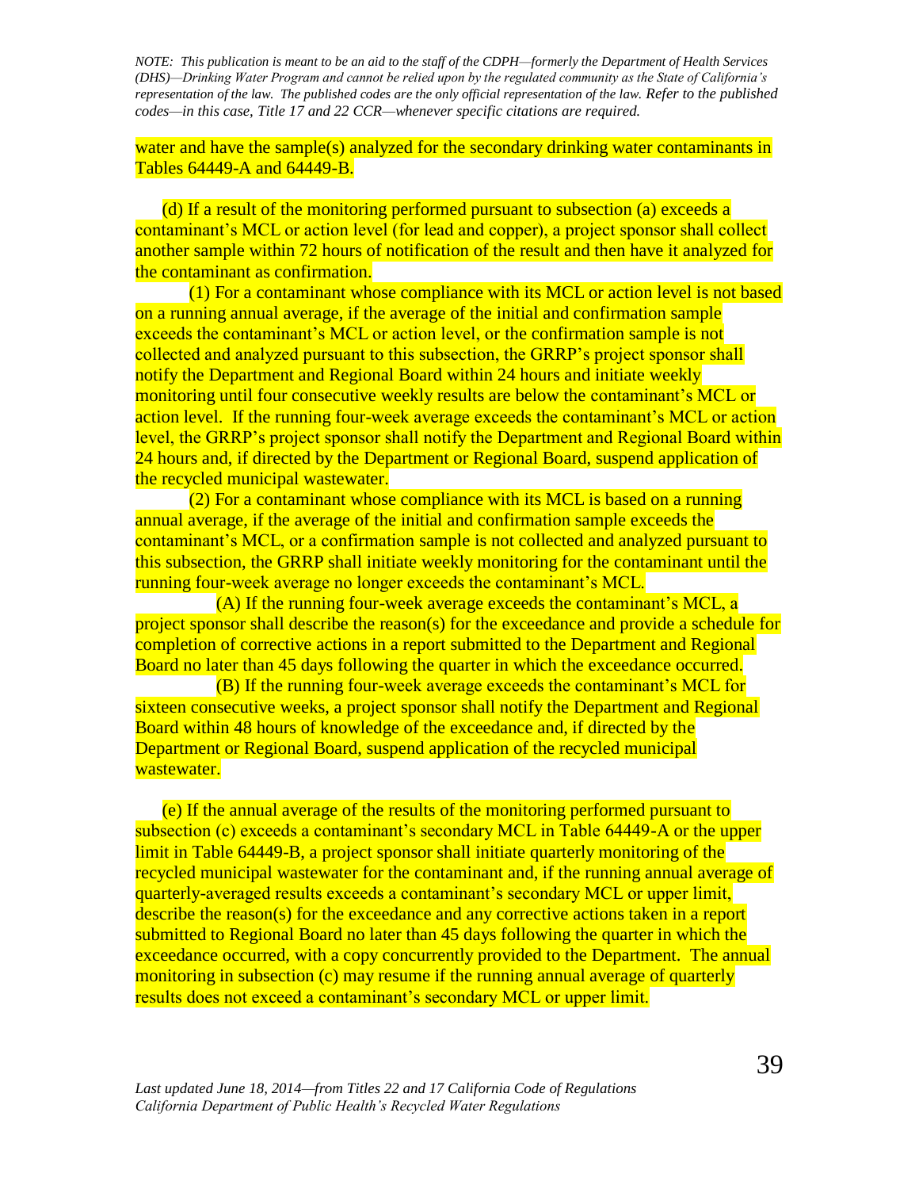water and have the sample(s) analyzed for the secondary drinking water contaminants in Tables 64449-A and 64449-B.

(d) If a result of the monitoring performed pursuant to subsection (a) exceeds a contaminant's MCL or action level (for lead and copper), a project sponsor shall collect another sample within 72 hours of notification of the result and then have it analyzed for the contaminant as confirmation.

(1) For a contaminant whose compliance with its MCL or action level is not based on a running annual average, if the average of the initial and confirmation sample exceeds the contaminant's MCL or action level, or the confirmation sample is not collected and analyzed pursuant to this subsection, the GRRP's project sponsor shall notify the Department and Regional Board within 24 hours and initiate weekly monitoring until four consecutive weekly results are below the contaminant's MCL or action level. If the running four-week average exceeds the contaminant's MCL or action level, the GRRP's project sponsor shall notify the Department and Regional Board within 24 hours and, if directed by the Department or Regional Board, suspend application of the recycled municipal wastewater.

(2) For a contaminant whose compliance with its MCL is based on a running annual average, if the average of the initial and confirmation sample exceeds the contaminant's MCL, or a confirmation sample is not collected and analyzed pursuant to this subsection, the GRRP shall initiate weekly monitoring for the contaminant until the running four-week average no longer exceeds the contaminant's MCL.

(A) If the running four-week average exceeds the contaminant's MCL, a project sponsor shall describe the reason(s) for the exceedance and provide a schedule for completion of corrective actions in a report submitted to the Department and Regional Board no later than 45 days following the quarter in which the exceedance occurred.

(B) If the running four-week average exceeds the contaminant's MCL for sixteen consecutive weeks, a project sponsor shall notify the Department and Regional Board within 48 hours of knowledge of the exceedance and, if directed by the Department or Regional Board, suspend application of the recycled municipal wastewater.

(e) If the annual average of the results of the monitoring performed pursuant to subsection (c) exceeds a contaminant's secondary MCL in Table 64449-A or the upper limit in Table 64449-B, a project sponsor shall initiate quarterly monitoring of the recycled municipal wastewater for the contaminant and, if the running annual average of quarterly-averaged results exceeds a contaminant's secondary MCL or upper limit, describe the reason(s) for the exceedance and any corrective actions taken in a report submitted to Regional Board no later than 45 days following the quarter in which the exceedance occurred, with a copy concurrently provided to the Department. The annual monitoring in subsection (c) may resume if the running annual average of quarterly results does not exceed a contaminant's secondary MCL or upper limit.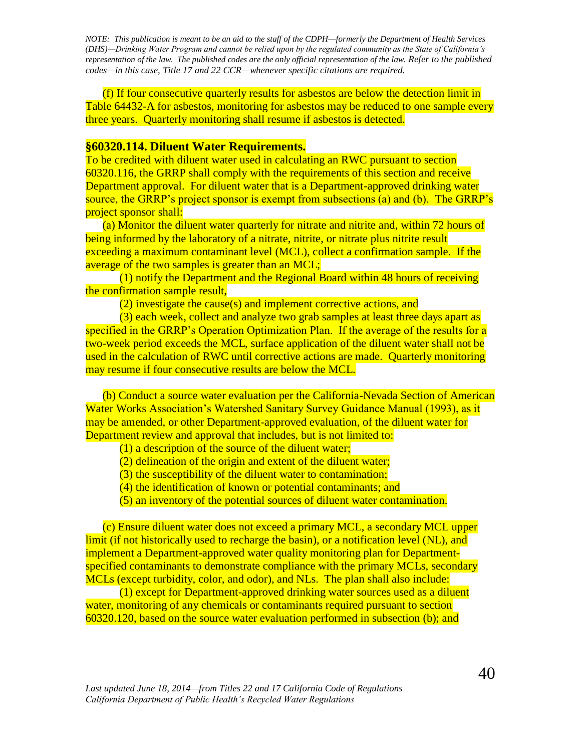*NOTE: This publication is meant to be an aid to the staff of the CDPH—formerly the Department of Health Services (DHS)—Drinking Water Program and cannot be relied upon by the regulated community as the State of California's representation of the law. The published codes are the only official representation of the law. Refer to the published codes—in this case, Title 17 and 22 CCR—whenever specific citations are required.*

(f) If four consecutive quarterly results for asbestos are below the detection limit in Table 64432-A for asbestos, monitoring for asbestos may be reduced to one sample every three years. Quarterly monitoring shall resume if asbestos is detected.

### §60320.114. Diluent Water Requirements.

To be credited with diluent water used in calculating an RWC pursuant to section 60320.116, the GRRP shall comply with the requirements of this section and receive Department approval. For diluent water that is a Department-approved drinking water source, the GRRP's project sponsor is exempt from subsections (a) and (b). The GRRP's project sponsor shall:

(a) Monitor the diluent water quarterly for nitrate and nitrite and, within 72 hours of being informed by the laboratory of a nitrate, nitrite, or nitrate plus nitrite result exceeding a maximum contaminant level (MCL), collect a confirmation sample. If the average of the two samples is greater than an MCL;

(1) notify the Department and the Regional Board within 48 hours of receiving the confirmation sample result,

(2) investigate the cause(s) and implement corrective actions, and

(3) each week, collect and analyze two grab samples at least three days apart as specified in the GRRP's Operation Optimization Plan. If the average of the results for a two-week period exceeds the MCL, surface application of the diluent water shall not be used in the calculation of RWC until corrective actions are made. Quarterly monitoring may resume if four consecutive results are below the MCL.

(b) Conduct a source water evaluation per the California-Nevada Section of American Water Works Association's Watershed Sanitary Survey Guidance Manual (1993), as it may be amended, or other Department-approved evaluation, of the diluent water for Department review and approval that includes, but is not limited to:

(1) a description of the source of the diluent water;

(2) delineation of the origin and extent of the diluent water;

(3) the susceptibility of the diluent water to contamination;

(4) the identification of known or potential contaminants; and

(5) an inventory of the potential sources of diluent water contamination.

(c) Ensure diluent water does not exceed a primary MCL, a secondary MCL upper limit (if not historically used to recharge the basin), or a notification level (NL), and implement a Department-approved water quality monitoring plan for Department-specified contaminants to demonstrate compliance with the primary MCLs, secondary MCLs (except turbidity, color, and odor), and NLs. The plan shall also include:

(1) except for Department-approved drinking water sources used as a diluent water, monitoring of any chemicals or contaminants required pursuant to section 60320.120, based on the source water evaluation performed in subsection (b); and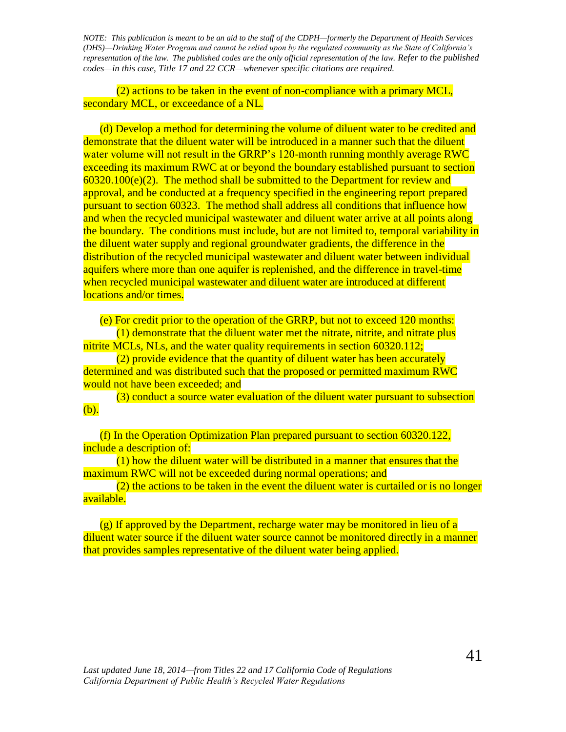(2) actions to be taken in the event of non-compliance with a primary MCL, secondary MCL, or exceedance of a NL.

(d) Develop a method for determining the volume of diluent water to be credited and demonstrate that the diluent water will be introduced in a manner such that the diluent water volume will not result in the GRRP's 120-month running monthly average RWC exceeding its maximum RWC at or beyond the boundary established pursuant to section 60320.100(e)(2). The method shall be submitted to the Department for review and approval, and be conducted at a frequency specified in the engineering report prepared pursuant to section 60323. The method shall address all conditions that influence how and when the recycled municipal wastewater and diluent water arrive at all points along the boundary. The conditions must include, but are not limited to, temporal variability in the diluent water supply and regional groundwater gradients, the difference in the distribution of the recycled municipal wastewater and diluent water between individual aquifers where more than one aquifer is replenished, and the difference in travel-time when recycled municipal wastewater and diluent water are introduced at different locations and/or times.

(e) For credit prior to the operation of the GRRP, but not to exceed 120 months:

(1) demonstrate that the diluent water met the nitrate, nitrite, and nitrate plus nitrite MCLs, NLs, and the water quality requirements in section 60320.112;

(2) provide evidence that the quantity of diluent water has been accurately determined and was distributed such that the proposed or permitted maximum RWC would not have been exceeded; and

(3) conduct a source water evaluation of the diluent water pursuant to subsection (b).

(f) In the Operation Optimization Plan prepared pursuant to section 60320.122, include a description of:

(1) how the diluent water will be distributed in a manner that ensures that the maximum RWC will not be exceeded during normal operations; and

(2) the actions to be taken in the event the diluent water is curtailed or is no longer available.

(g) If approved by the Department, recharge water may be monitored in lieu of a diluent water source if the diluent water source cannot be monitored directly in a manner that provides samples representative of the diluent water being applied.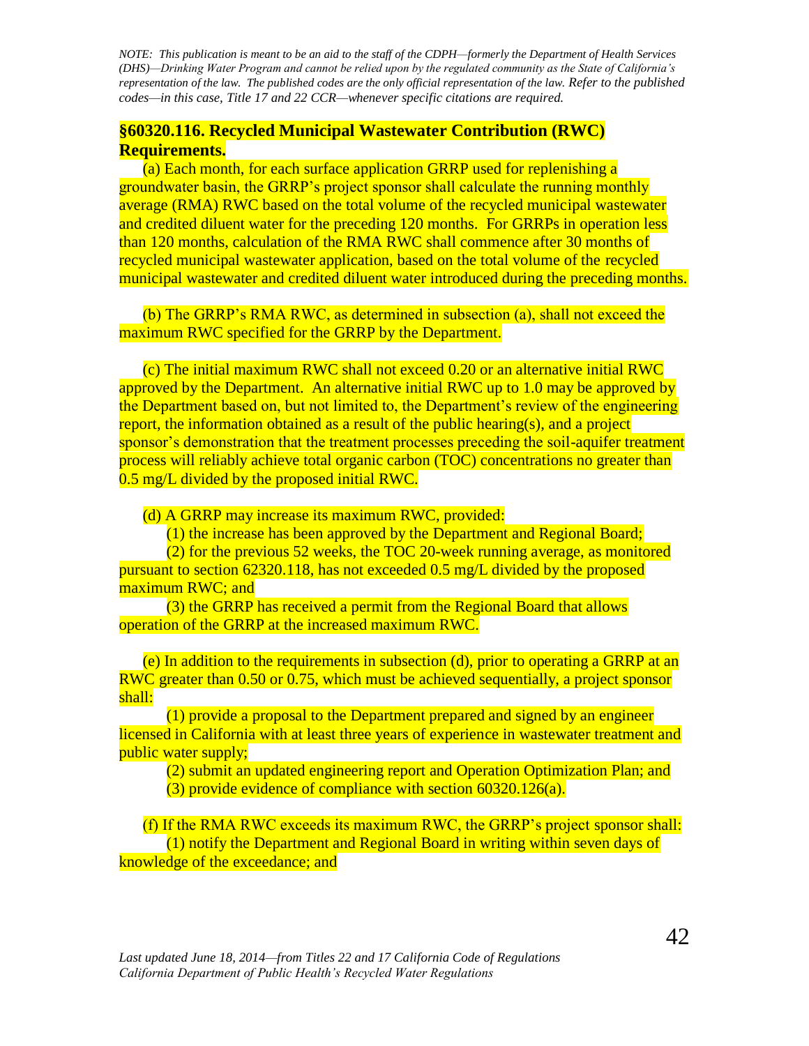*NOTE: This publication is meant to be an aid to the staff of the CDPH—formerly the Department of Health Services (DHS)—Drinking Water Program and cannot be relied upon by the regulated community as the State of California's representation of the law. The published codes are the only official representation of the law. Refer to the published codes—in this case, Title 17 and 22 CCR—whenever specific citations are required.*

## §60320.116. Recycled Municipal Wastewater Contribution (RWC) Requirements.

(a) Each month, for each surface application GRRP used for replenishing a groundwater basin, the GRRP's project sponsor shall calculate the running monthly average (RMA) RWC based on the total volume of the recycled municipal wastewater and credited diluent water for the preceding 120 months. For GRRPs in operation less than 120 months, calculation of the RMA RWC shall commence after 30 months of recycled municipal wastewater application, based on the total volume of the recycled municipal wastewater and credited diluent water introduced during the preceding months.

(b) The GRRP's RMA RWC, as determined in subsection (a), shall not exceed the maximum RWC specified for the GRRP by the Department.

(c) The initial maximum RWC shall not exceed 0.20 or an alternative initial RWC approved by the Department. An alternative initial RWC up to 1.0 may be approved by the Department based on, but not limited to, the Department's review of the engineering report, the information obtained as a result of the public hearing(s), and a project sponsor's demonstration that the treatment processes preceding the soil-aquifer treatment process will reliably achieve total organic carbon (TOC) concentrations no greater than 0.5 mg/L divided by the proposed initial RWC.

(d) A GRRP may increase its maximum RWC, provided:

(1) the increase has been approved by the Department and Regional Board;

(2) for the previous 52 weeks, the TOC 20-week running average, as monitored pursuant to section 62320.118, has not exceeded 0.5 mg/L divided by the proposed maximum RWC; and

(3) the GRRP has received a permit from the Regional Board that allows operation of the GRRP at the increased maximum RWC.

(e) In addition to the requirements in subsection (d), prior to operating a GRRP at an RWC greater than 0.50 or 0.75, which must be achieved sequentially, a project sponsor shall:

(1) provide a proposal to the Department prepared and signed by an engineer licensed in California with at least three years of experience in wastewater treatment and public water supply;

(2) submit an updated engineering report and Operation Optimization Plan; and

(3) provide evidence of compliance with section 60320.126(a).

(f) If the RMA RWC exceeds its maximum RWC, the GRRP's project sponsor shall:

(1) notify the Department and Regional Board in writing within seven days of knowledge of the exceedance; and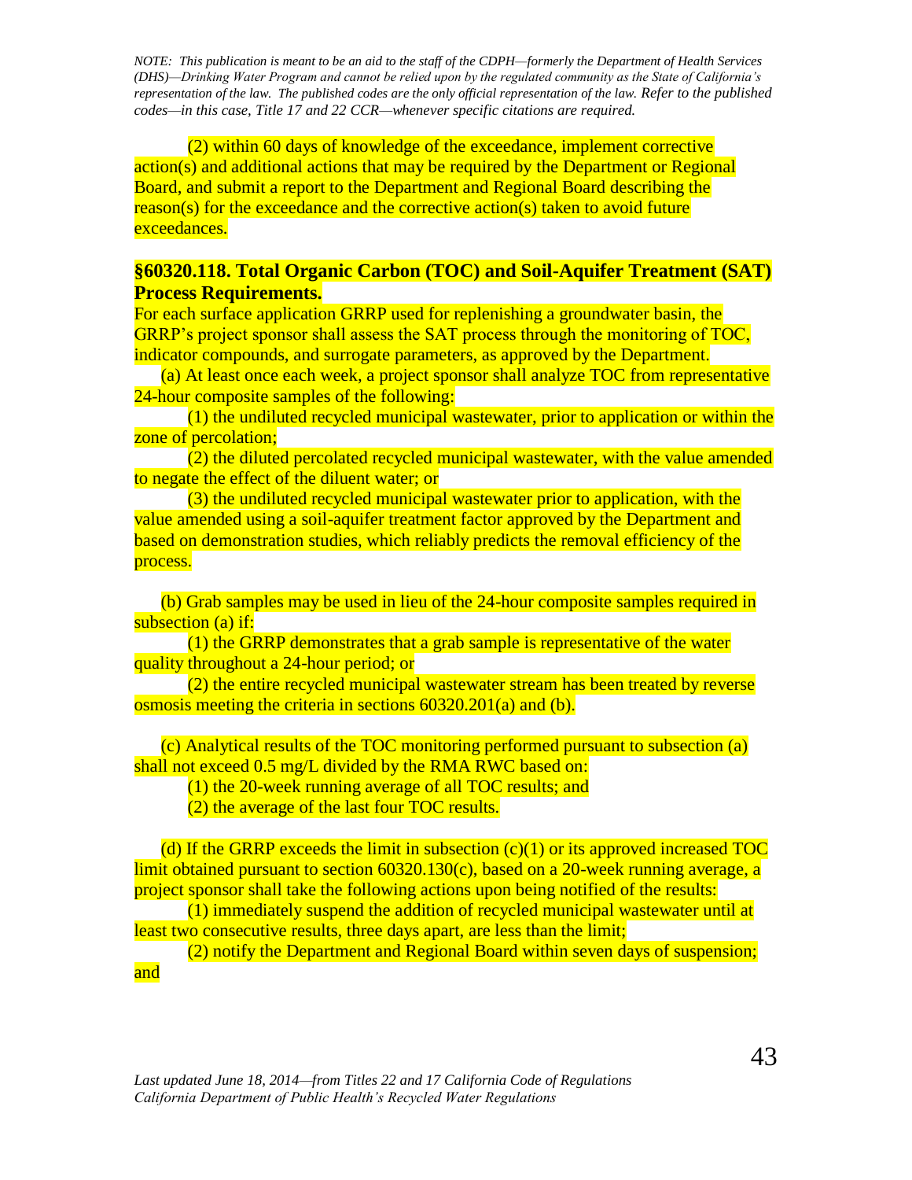*NOTE: This publication is meant to be an aid to the staff of the CDPH—formerly the Department of Health Services (DHS)—Drinking Water Program and cannot be relied upon by the regulated community as the State of California's representation of the law. The published codes are the only official representation of the law. Refer to the published codes—in this case, Title 17 and 22 CCR—whenever specific citations are required.*

(2) within 60 days of knowledge of the exceedance, implement corrective action(s) and additional actions that may be required by the Department or Regional Board, and submit a report to the Department and Regional Board describing the reason(s) for the exceedance and the corrective action(s) taken to avoid future exceedances.

### §60320.118. Total Organic Carbon (TOC) and Soil-Aquifer Treatment (SAT) Process Requirements.

For each surface application GRRP used for replenishing a groundwater basin, the GRRP's project sponsor shall assess the SAT process through the monitoring of TOC, indicator compounds, and surrogate parameters, as approved by the Department.

(a) At least once each week, a project sponsor shall analyze TOC from representative 24-hour composite samples of the following:

(1) the undiluted recycled municipal wastewater, prior to application or within the zone of percolation;

(2) the diluted percolated recycled municipal wastewater, with the value amended to negate the effect of the diluent water; or

(3) the undiluted recycled municipal wastewater prior to application, with the value amended using a soil-aquifer treatment factor approved by the Department and based on demonstration studies, which reliably predicts the removal efficiency of the process.

(b) Grab samples may be used in lieu of the 24-hour composite samples required in subsection (a) if:

(1) the GRRP demonstrates that a grab sample is representative of the water quality throughout a 24-hour period; or

(2) the entire recycled municipal wastewater stream has been treated by reverse osmosis meeting the criteria in sections 60320.201(a) and (b).

(c) Analytical results of the TOC monitoring performed pursuant to subsection (a) shall not exceed 0.5 mg/L divided by the RMA RWC based on:

(1) the 20-week running average of all TOC results; and

(2) the average of the last four TOC results.

(d) If the GRRP exceeds the limit in subsection (c)(1) or its approved increased TOC limit obtained pursuant to section 60320.130(c), based on a 20-week running average, a project sponsor shall take the following actions upon being notified of the results:

(1) immediately suspend the addition of recycled municipal wastewater until at least two consecutive results, three days apart, are less than the limit;

(2) notify the Department and Regional Board within seven days of suspension; and

*Last updated June 18, 2014—from Titles 22 and 17 California Code of Regulations*
*California Department of Public Health's Recycled Water Regulations*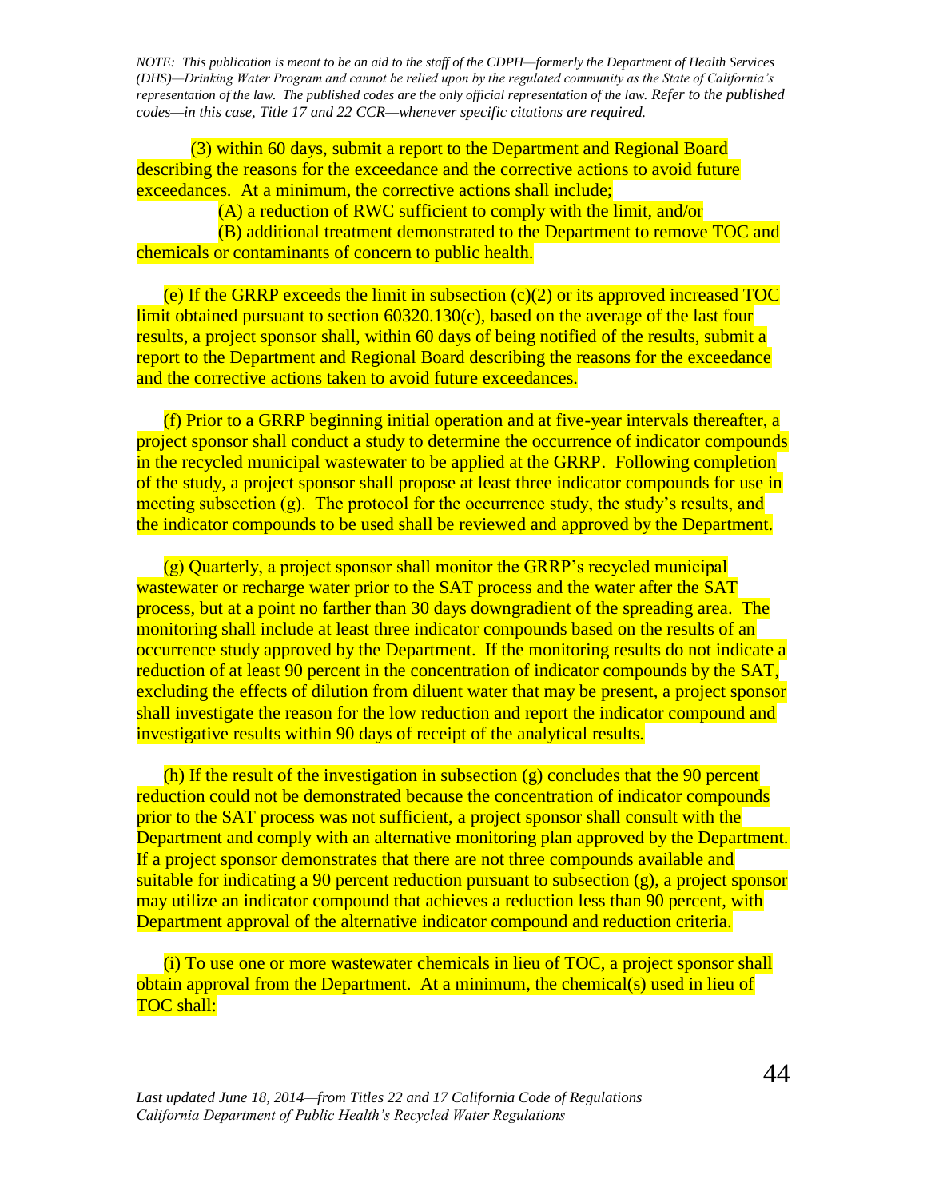(3) within 60 days, submit a report to the Department and Regional Board describing the reasons for the exceedance and the corrective actions to avoid future exceedances. At a minimum, the corrective actions shall include;

(A) a reduction of RWC sufficient to comply with the limit, and/or

(B) additional treatment demonstrated to the Department to remove TOC and chemicals or contaminants of concern to public health.

(e) If the GRRP exceeds the limit in subsection (c)(2) or its approved increased TOC limit obtained pursuant to section 60320.130(c), based on the average of the last four results, a project sponsor shall, within 60 days of being notified of the results, submit a report to the Department and Regional Board describing the reasons for the exceedance and the corrective actions taken to avoid future exceedances.

(f) Prior to a GRRP beginning initial operation and at five-year intervals thereafter, a project sponsor shall conduct a study to determine the occurrence of indicator compounds in the recycled municipal wastewater to be applied at the GRRP. Following completion of the study, a project sponsor shall propose at least three indicator compounds for use in meeting subsection (g). The protocol for the occurrence study, the study's results, and the indicator compounds to be used shall be reviewed and approved by the Department.

(g) Quarterly, a project sponsor shall monitor the GRRP's recycled municipal wastewater or recharge water prior to the SAT process and the water after the SAT process, but at a point no farther than 30 days downgradient of the spreading area. The monitoring shall include at least three indicator compounds based on the results of an occurrence study approved by the Department. If the monitoring results do not indicate a reduction of at least 90 percent in the concentration of indicator compounds by the SAT, excluding the effects of dilution from diluent water that may be present, a project sponsor shall investigate the reason for the low reduction and report the indicator compound and investigative results within 90 days of receipt of the analytical results.

(h) If the result of the investigation in subsection (g) concludes that the 90 percent reduction could not be demonstrated because the concentration of indicator compounds prior to the SAT process was not sufficient, a project sponsor shall consult with the Department and comply with an alternative monitoring plan approved by the Department. If a project sponsor demonstrates that there are not three compounds available and suitable for indicating a 90 percent reduction pursuant to subsection (g), a project sponsor may utilize an indicator compound that achieves a reduction less than 90 percent, with Department approval of the alternative indicator compound and reduction criteria.

(i) To use one or more wastewater chemicals in lieu of TOC, a project sponsor shall obtain approval from the Department. At a minimum, the chemical(s) used in lieu of TOC shall: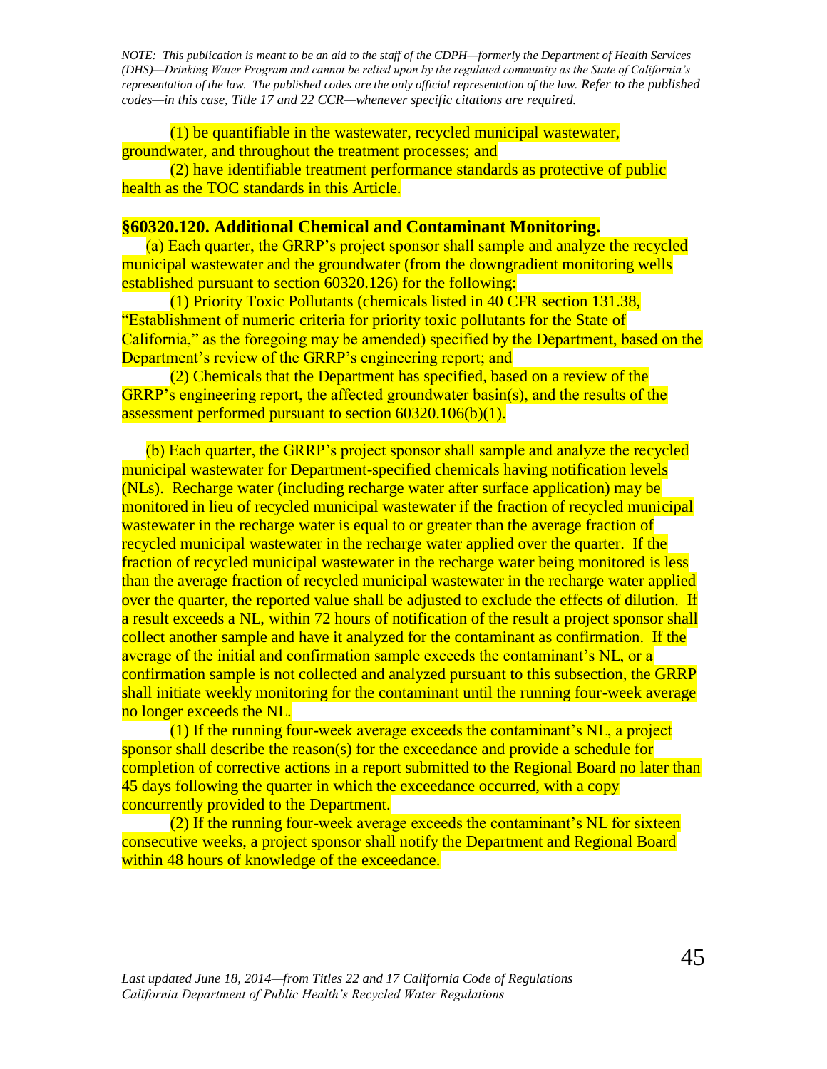(1) be quantifiable in the wastewater, recycled municipal wastewater, groundwater, and throughout the treatment processes; and

(2) have identifiable treatment performance standards as protective of public health as the TOC standards in this Article.

### §60320.120. Additional Chemical and Contaminant Monitoring.

(a) Each quarter, the GRRP's project sponsor shall sample and analyze the recycled municipal wastewater and the groundwater (from the downgradient monitoring wells established pursuant to section 60320.126) for the following:

(1) Priority Toxic Pollutants (chemicals listed in 40 CFR section 131.38, "Establishment of numeric criteria for priority toxic pollutants for the State of California," as the foregoing may be amended) specified by the Department, based on the Department's review of the GRRP's engineering report; and

(2) Chemicals that the Department has specified, based on a review of the GRRP's engineering report, the affected groundwater basin(s), and the results of the assessment performed pursuant to section 60320.106(b)(1).

(b) Each quarter, the GRRP's project sponsor shall sample and analyze the recycled municipal wastewater for Department-specified chemicals having notification levels (NLs). Recharge water (including recharge water after surface application) may be monitored in lieu of recycled municipal wastewater if the fraction of recycled municipal wastewater in the recharge water is equal to or greater than the average fraction of recycled municipal wastewater in the recharge water applied over the quarter. If the fraction of recycled municipal wastewater in the recharge water being monitored is less than the average fraction of recycled municipal wastewater in the recharge water applied over the quarter, the reported value shall be adjusted to exclude the effects of dilution. If a result exceeds a NL, within 72 hours of notification of the result a project sponsor shall collect another sample and have it analyzed for the contaminant as confirmation. If the average of the initial and confirmation sample exceeds the contaminant's NL, or a confirmation sample is not collected and analyzed pursuant to this subsection, the GRRP shall initiate weekly monitoring for the contaminant until the running four-week average no longer exceeds the NL.

(1) If the running four-week average exceeds the contaminant's NL, a project sponsor shall describe the reason(s) for the exceedance and provide a schedule for completion of corrective actions in a report submitted to the Regional Board no later than 45 days following the quarter in which the exceedance occurred, with a copy concurrently provided to the Department.

(2) If the running four-week average exceeds the contaminant's NL for sixteen consecutive weeks, a project sponsor shall notify the Department and Regional Board within 48 hours of knowledge of the exceedance.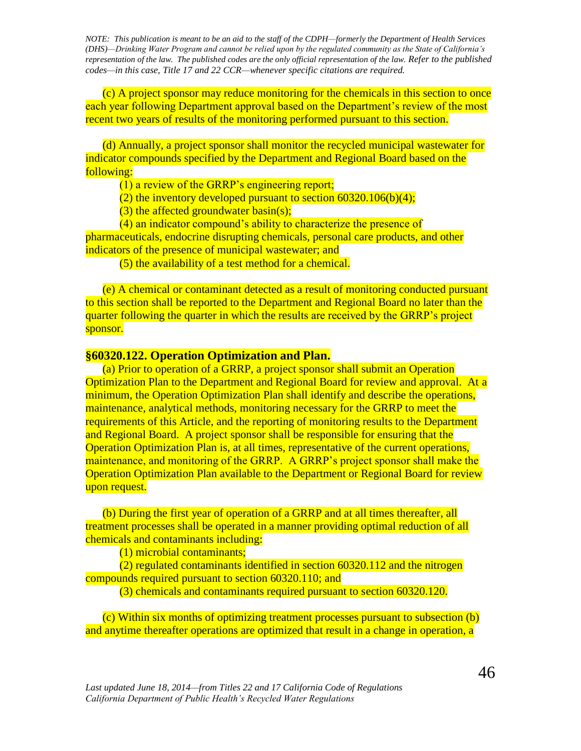(c) A project sponsor may reduce monitoring for the chemicals in this section to once each year following Department approval based on the Department's review of the most recent two years of results of the monitoring performed pursuant to this section.

(d) Annually, a project sponsor shall monitor the recycled municipal wastewater for indicator compounds specified by the Department and Regional Board based on the following:

(1) a review of the GRRP's engineering report;

(2) the inventory developed pursuant to section 60320.106(b)(4);

(3) the affected groundwater basin(s);

(4) an indicator compound's ability to characterize the presence of pharmaceuticals, endocrine disrupting chemicals, personal care products, and other indicators of the presence of municipal wastewater; and

(5) the availability of a test method for a chemical.

(e) A chemical or contaminant detected as a result of monitoring conducted pursuant to this section shall be reported to the Department and Regional Board no later than the quarter following the quarter in which the results are received by the GRRP's project sponsor.

### §60320.122. Operation Optimization and Plan.

(a) Prior to operation of a GRRP, a project sponsor shall submit an Operation Optimization Plan to the Department and Regional Board for review and approval. At a minimum, the Operation Optimization Plan shall identify and describe the operations, maintenance, analytical methods, monitoring necessary for the GRRP to meet the requirements of this Article, and the reporting of monitoring results to the Department and Regional Board. A project sponsor shall be responsible for ensuring that the Operation Optimization Plan is, at all times, representative of the current operations, maintenance, and monitoring of the GRRP. A GRRP's project sponsor shall make the Operation Optimization Plan available to the Department or Regional Board for review upon request.

(b) During the first year of operation of a GRRP and at all times thereafter, all treatment processes shall be operated in a manner providing optimal reduction of all chemicals and contaminants including:

(1) microbial contaminants;

(2) regulated contaminants identified in section 60320.112 and the nitrogen compounds required pursuant to section 60320.110; and

(3) chemicals and contaminants required pursuant to section 60320.120.

(c) Within six months of optimizing treatment processes pursuant to subsection (b) and anytime thereafter operations are optimized that result in a change in operation, a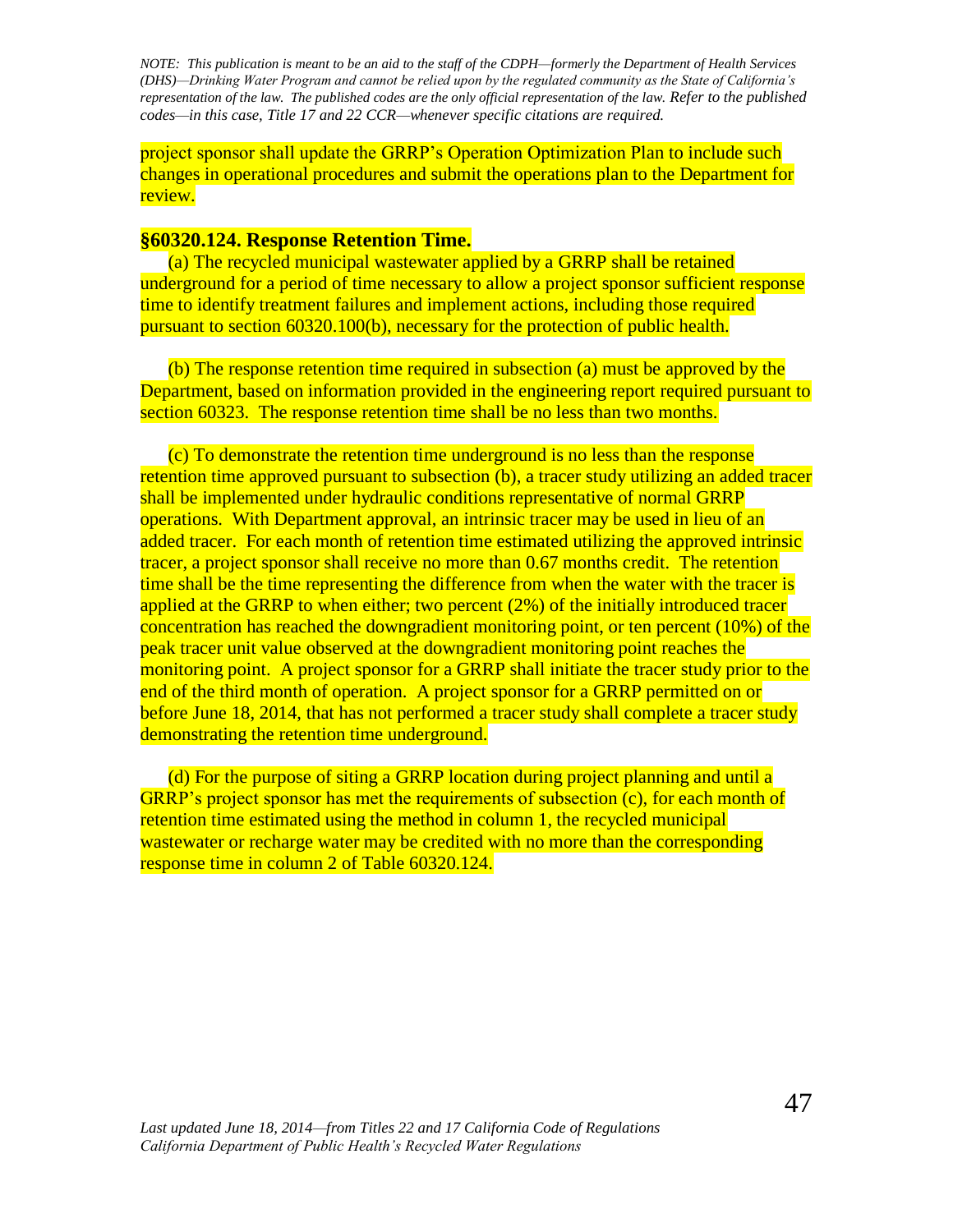project sponsor shall update the GRRP's Operation Optimization Plan to include such changes in operational procedures and submit the operations plan to the Department for review.

## §60320.124. Response Retention Time.

(a) The recycled municipal wastewater applied by a GRRP shall be retained underground for a period of time necessary to allow a project sponsor sufficient response time to identify treatment failures and implement actions, including those required pursuant to section 60320.100(b), necessary for the protection of public health.

(b) The response retention time required in subsection (a) must be approved by the Department, based on information provided in the engineering report required pursuant to section 60323. The response retention time shall be no less than two months.

(c) To demonstrate the retention time underground is no less than the response retention time approved pursuant to subsection (b), a tracer study utilizing an added tracer shall be implemented under hydraulic conditions representative of normal GRRP operations. With Department approval, an intrinsic tracer may be used in lieu of an added tracer. For each month of retention time estimated utilizing the approved intrinsic tracer, a project sponsor shall receive no more than 0.67 months credit. The retention time shall be the time representing the difference from when the water with the tracer is applied at the GRRP to when either; two percent (2%) of the initially introduced tracer concentration has reached the downgradient monitoring point, or ten percent (10%) of the peak tracer unit value observed at the downgradient monitoring point reaches the monitoring point. A project sponsor for a GRRP shall initiate the tracer study prior to the end of the third month of operation. A project sponsor for a GRRP permitted on or before June 18, 2014, that has not performed a tracer study shall complete a tracer study demonstrating the retention time underground.

(d) For the purpose of siting a GRRP location during project planning and until a GRRP's project sponsor has met the requirements of subsection (c), for each month of retention time estimated using the method in column 1, the recycled municipal wastewater or recharge water may be credited with no more than the corresponding response time in column 2 of Table 60320.124.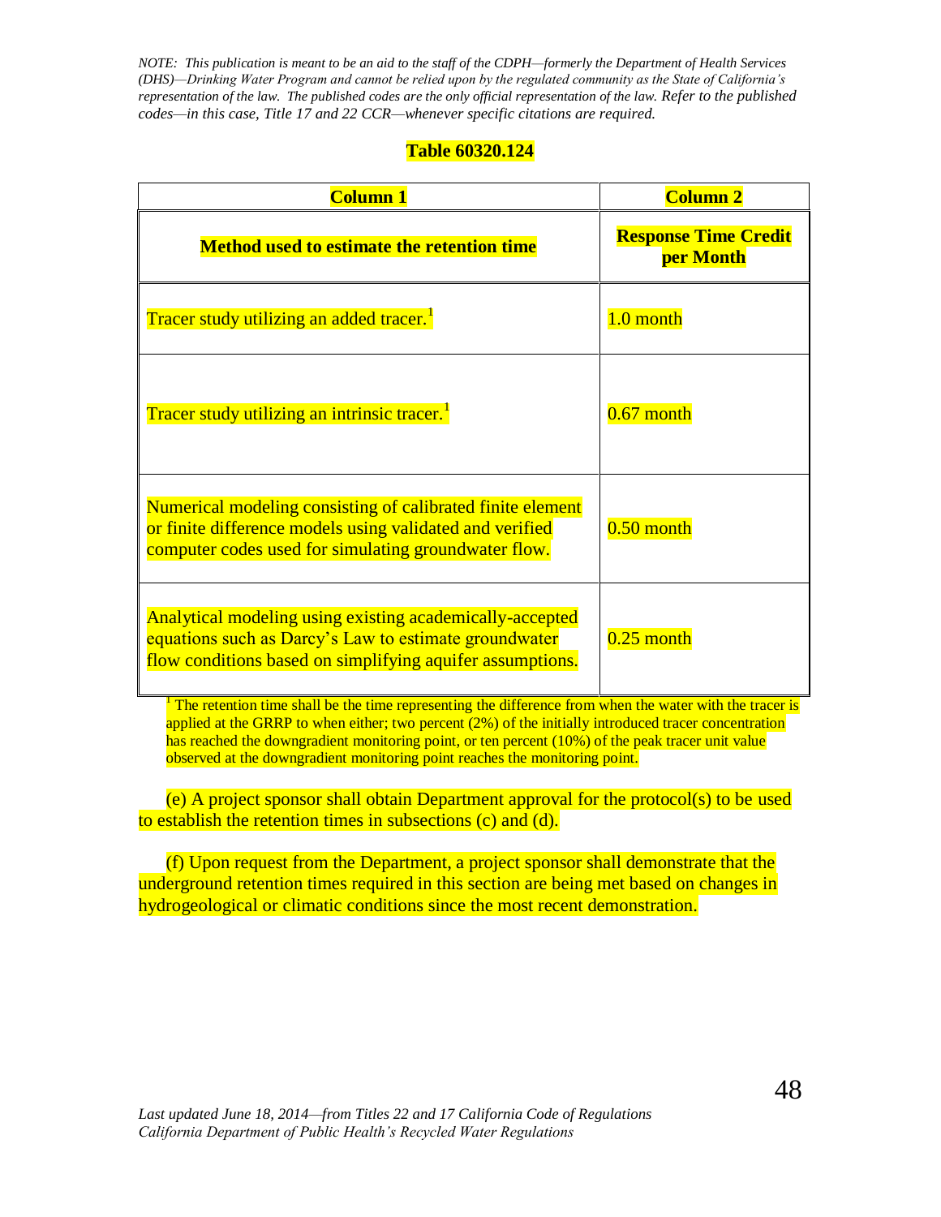*NOTE: This publication is meant to be an aid to the staff of the CDPH—formerly the Department of Health Services (DHS)—Drinking Water Program and cannot be relied upon by the regulated community as the State of California's representation of the law. The published codes are the only official representation of the law. Refer to the published codes—in this case, Title 17 and 22 CCR—whenever specific citations are required.*

**Table 60320.124**

| **Column 1** | **Column 2** |
|---|---|
| **Method used to estimate the retention time** | **Response Time Credit per Month** |
| Tracer study utilizing an added tracer.[1] | 1.0 month |
| Tracer study utilizing an intrinsic tracer.[1] | 0.67 month |
| Numerical modeling consisting of calibrated finite element or finite difference models using validated and verified computer codes used for simulating groundwater flow. | 0.50 month |
| Analytical modeling using existing academically-accepted equations such as Darcy's Law to estimate groundwater flow conditions based on simplifying aquifer assumptions. | 0.25 month |

[1] The retention time shall be the time representing the difference from when the water with the tracer is applied at the GRRP to when either; two percent (2%) of the initially introduced tracer concentration has reached the downgradient monitoring point, or ten percent (10%) of the peak tracer unit value observed at the downgradient monitoring point reaches the monitoring point.

(e) A project sponsor shall obtain Department approval for the protocol(s) to be used to establish the retention times in subsections (c) and (d).

(f) Upon request from the Department, a project sponsor shall demonstrate that the underground retention times required in this section are being met based on changes in hydrogeological or climatic conditions since the most recent demonstration.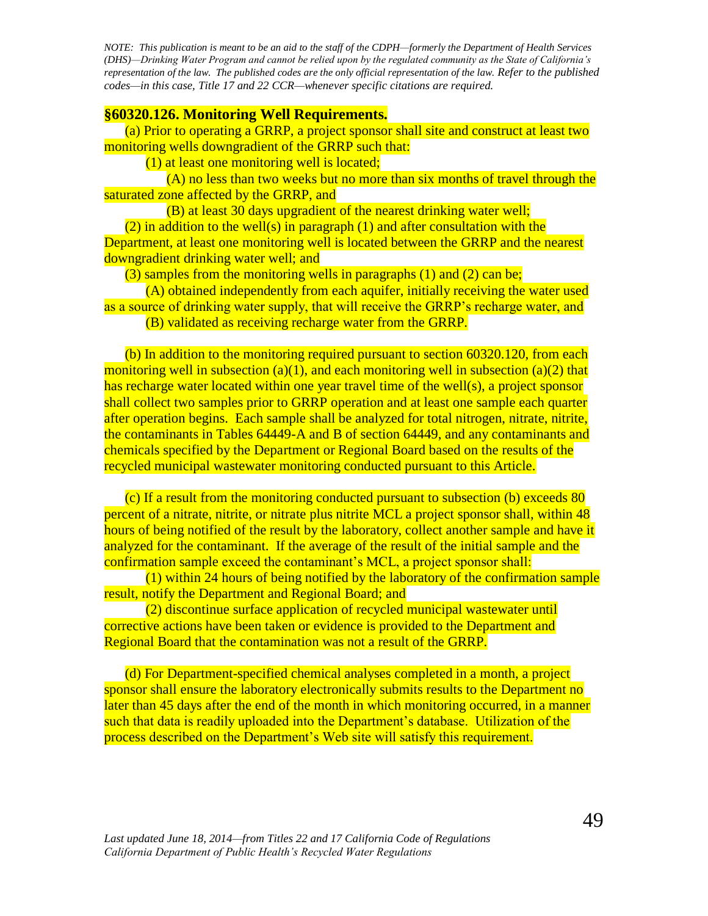*NOTE: This publication is meant to be an aid to the staff of the CDPH—formerly the Department of Health Services (DHS)—Drinking Water Program and cannot be relied upon by the regulated community as the State of California's representation of the law. The published codes are the only official representation of the law. Refer to the published codes—in this case, Title 17 and 22 CCR—whenever specific citations are required.*

**§60320.126. Monitoring Well Requirements.**

(a) Prior to operating a GRRP, a project sponsor shall site and construct at least two monitoring wells downgradient of the GRRP such that:

(1) at least one monitoring well is located;

(A) no less than two weeks but no more than six months of travel through the saturated zone affected by the GRRP, and

(B) at least 30 days upgradient of the nearest drinking water well;

(2) in addition to the well(s) in paragraph (1) and after consultation with the Department, at least one monitoring well is located between the GRRP and the nearest downgradient drinking water well; and

(3) samples from the monitoring wells in paragraphs (1) and (2) can be;

(A) obtained independently from each aquifer, initially receiving the water used as a source of drinking water supply, that will receive the GRRP's recharge water, and

(B) validated as receiving recharge water from the GRRP.

(b) In addition to the monitoring required pursuant to section 60320.120, from each monitoring well in subsection (a)(1), and each monitoring well in subsection (a)(2) that has recharge water located within one year travel time of the well(s), a project sponsor shall collect two samples prior to GRRP operation and at least one sample each quarter after operation begins. Each sample shall be analyzed for total nitrogen, nitrate, nitrite, the contaminants in Tables 64449-A and B of section 64449, and any contaminants and chemicals specified by the Department or Regional Board based on the results of the recycled municipal wastewater monitoring conducted pursuant to this Article.

(c) If a result from the monitoring conducted pursuant to subsection (b) exceeds 80 percent of a nitrate, nitrite, or nitrate plus nitrite MCL a project sponsor shall, within 48 hours of being notified of the result by the laboratory, collect another sample and have it analyzed for the contaminant. If the average of the result of the initial sample and the confirmation sample exceed the contaminant's MCL, a project sponsor shall:

(1) within 24 hours of being notified by the laboratory of the confirmation sample result, notify the Department and Regional Board; and

(2) discontinue surface application of recycled municipal wastewater until corrective actions have been taken or evidence is provided to the Department and Regional Board that the contamination was not a result of the GRRP.

(d) For Department-specified chemical analyses completed in a month, a project sponsor shall ensure the laboratory electronically submits results to the Department no later than 45 days after the end of the month in which monitoring occurred, in a manner such that data is readily uploaded into the Department's database. Utilization of the process described on the Department's Web site will satisfy this requirement.

*Last updated June 18, 2014—from Titles 22 and 17 California Code of Regulations*
*California Department of Public Health's Recycled Water Regulations*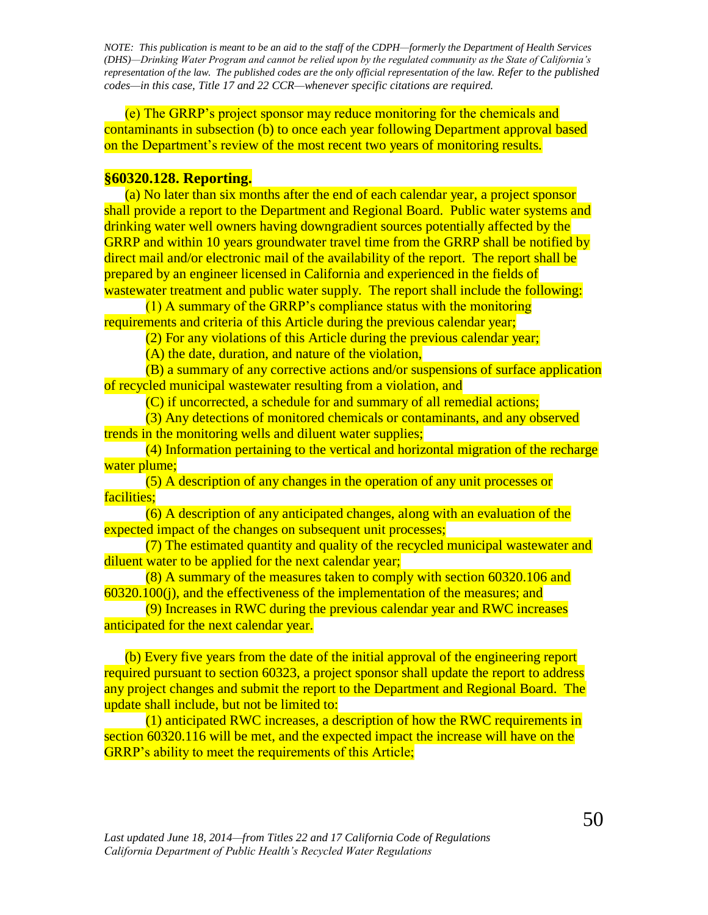*NOTE: This publication is meant to be an aid to the staff of the CDPH—formerly the Department of Health Services (DHS)—Drinking Water Program and cannot be relied upon by the regulated community as the State of California's representation of the law. The published codes are the only official representation of the law. Refer to the published codes—in this case, Title 17 and 22 CCR—whenever specific citations are required.*

(e) The GRRP's project sponsor may reduce monitoring for the chemicals and contaminants in subsection (b) to once each year following Department approval based on the Department's review of the most recent two years of monitoring results.

**§60320.128. Reporting.**

(a) No later than six months after the end of each calendar year, a project sponsor shall provide a report to the Department and Regional Board. Public water systems and drinking water well owners having downgradient sources potentially affected by the GRRP and within 10 years groundwater travel time from the GRRP shall be notified by direct mail and/or electronic mail of the availability of the report. The report shall be prepared by an engineer licensed in California and experienced in the fields of wastewater treatment and public water supply. The report shall include the following:

(1) A summary of the GRRP's compliance status with the monitoring requirements and criteria of this Article during the previous calendar year;

(2) For any violations of this Article during the previous calendar year;

(A) the date, duration, and nature of the violation,

(B) a summary of any corrective actions and/or suspensions of surface application of recycled municipal wastewater resulting from a violation, and

(C) if uncorrected, a schedule for and summary of all remedial actions;

(3) Any detections of monitored chemicals or contaminants, and any observed trends in the monitoring wells and diluent water supplies;

(4) Information pertaining to the vertical and horizontal migration of the recharge water plume;

(5) A description of any changes in the operation of any unit processes or facilities;

(6) A description of any anticipated changes, along with an evaluation of the expected impact of the changes on subsequent unit processes;

(7) The estimated quantity and quality of the recycled municipal wastewater and diluent water to be applied for the next calendar year;

(8) A summary of the measures taken to comply with section 60320.106 and 60320.100(j), and the effectiveness of the implementation of the measures; and

(9) Increases in RWC during the previous calendar year and RWC increases anticipated for the next calendar year.

(b) Every five years from the date of the initial approval of the engineering report required pursuant to section 60323, a project sponsor shall update the report to address any project changes and submit the report to the Department and Regional Board. The update shall include, but not be limited to:

(1) anticipated RWC increases, a description of how the RWC requirements in section 60320.116 will be met, and the expected impact the increase will have on the GRRP's ability to meet the requirements of this Article;

*Last updated June 18, 2014—from Titles 22 and 17 California Code of Regulations*
*California Department of Public Health's Recycled Water Regulations*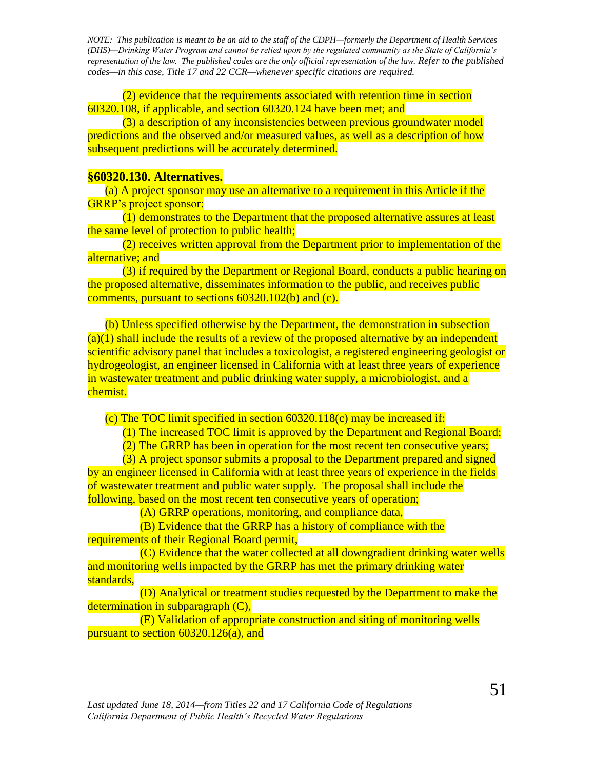*NOTE: This publication is meant to be an aid to the staff of the CDPH—formerly the Department of Health Services (DHS)—Drinking Water Program and cannot be relied upon by the regulated community as the State of California's representation of the law. The published codes are the only official representation of the law. Refer to the published codes—in this case, Title 17 and 22 CCR—whenever specific citations are required.*

(2) evidence that the requirements associated with retention time in section 60320.108, if applicable, and section 60320.124 have been met; and

(3) a description of any inconsistencies between previous groundwater model predictions and the observed and/or measured values, as well as a description of how subsequent predictions will be accurately determined.

**§60320.130. Alternatives.**

(a) A project sponsor may use an alternative to a requirement in this Article if the GRRP's project sponsor:

(1) demonstrates to the Department that the proposed alternative assures at least the same level of protection to public health;

(2) receives written approval from the Department prior to implementation of the alternative; and

(3) if required by the Department or Regional Board, conducts a public hearing on the proposed alternative, disseminates information to the public, and receives public comments, pursuant to sections 60320.102(b) and (c).

(b) Unless specified otherwise by the Department, the demonstration in subsection (a)(1) shall include the results of a review of the proposed alternative by an independent scientific advisory panel that includes a toxicologist, a registered engineering geologist or hydrogeologist, an engineer licensed in California with at least three years of experience in wastewater treatment and public drinking water supply, a microbiologist, and a chemist.

(c) The TOC limit specified in section 60320.118(c) may be increased if:

(1) The increased TOC limit is approved by the Department and Regional Board;

(2) The GRRP has been in operation for the most recent ten consecutive years;

(3) A project sponsor submits a proposal to the Department prepared and signed by an engineer licensed in California with at least three years of experience in the fields of wastewater treatment and public water supply. The proposal shall include the following, based on the most recent ten consecutive years of operation;

(A) GRRP operations, monitoring, and compliance data,

(B) Evidence that the GRRP has a history of compliance with the requirements of their Regional Board permit,

(C) Evidence that the water collected at all downgradient drinking water wells and monitoring wells impacted by the GRRP has met the primary drinking water standards,

(D) Analytical or treatment studies requested by the Department to make the determination in subparagraph (C),

(E) Validation of appropriate construction and siting of monitoring wells pursuant to section 60320.126(a), and

*Last updated June 18, 2014—from Titles 22 and 17 California Code of Regulations*
*California Department of Public Health's Recycled Water Regulations*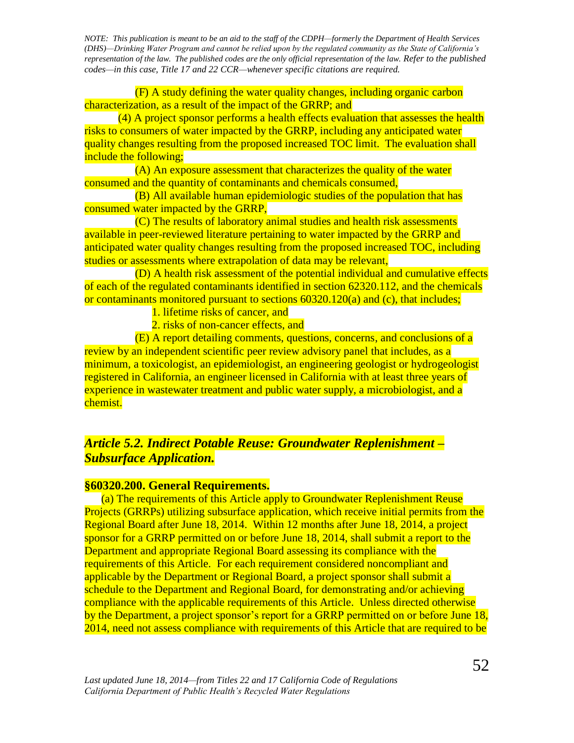*NOTE: This publication is meant to be an aid to the staff of the CDPH—formerly the Department of Health Services (DHS)—Drinking Water Program and cannot be relied upon by the regulated community as the State of California's representation of the law. The published codes are the only official representation of the law. Refer to the published codes—in this case, Title 17 and 22 CCR—whenever specific citations are required.*

(F) A study defining the water quality changes, including organic carbon characterization, as a result of the impact of the GRRP; and

(4) A project sponsor performs a health effects evaluation that assesses the health risks to consumers of water impacted by the GRRP, including any anticipated water quality changes resulting from the proposed increased TOC limit. The evaluation shall include the following;

(A) An exposure assessment that characterizes the quality of the water consumed and the quantity of contaminants and chemicals consumed,

(B) All available human epidemiologic studies of the population that has consumed water impacted by the GRRP,

(C) The results of laboratory animal studies and health risk assessments available in peer-reviewed literature pertaining to water impacted by the GRRP and anticipated water quality changes resulting from the proposed increased TOC, including studies or assessments where extrapolation of data may be relevant,

(D) A health risk assessment of the potential individual and cumulative effects of each of the regulated contaminants identified in section 62320.112, and the chemicals or contaminants monitored pursuant to sections 60320.120(a) and (c), that includes;

1. lifetime risks of cancer, and
2. risks of non-cancer effects, and

(E) A report detailing comments, questions, concerns, and conclusions of a review by an independent scientific peer review advisory panel that includes, as a minimum, a toxicologist, an epidemiologist, an engineering geologist or hydrogeologist registered in California, an engineer licensed in California with at least three years of experience in wastewater treatment and public water supply, a microbiologist, and a chemist.

## *Article 5.2. Indirect Potable Reuse: Groundwater Replenishment – Subsurface Application.*

### §60320.200. General Requirements.

(a) The requirements of this Article apply to Groundwater Replenishment Reuse Projects (GRRPs) utilizing subsurface application, which receive initial permits from the Regional Board after June 18, 2014. Within 12 months after June 18, 2014, a project sponsor for a GRRP permitted on or before June 18, 2014, shall submit a report to the Department and appropriate Regional Board assessing its compliance with the requirements of this Article. For each requirement considered noncompliant and applicable by the Department or Regional Board, a project sponsor shall submit a schedule to the Department and Regional Board, for demonstrating and/or achieving compliance with the applicable requirements of this Article. Unless directed otherwise by the Department, a project sponsor's report for a GRRP permitted on or before June 18, 2014, need not assess compliance with requirements of this Article that are required to be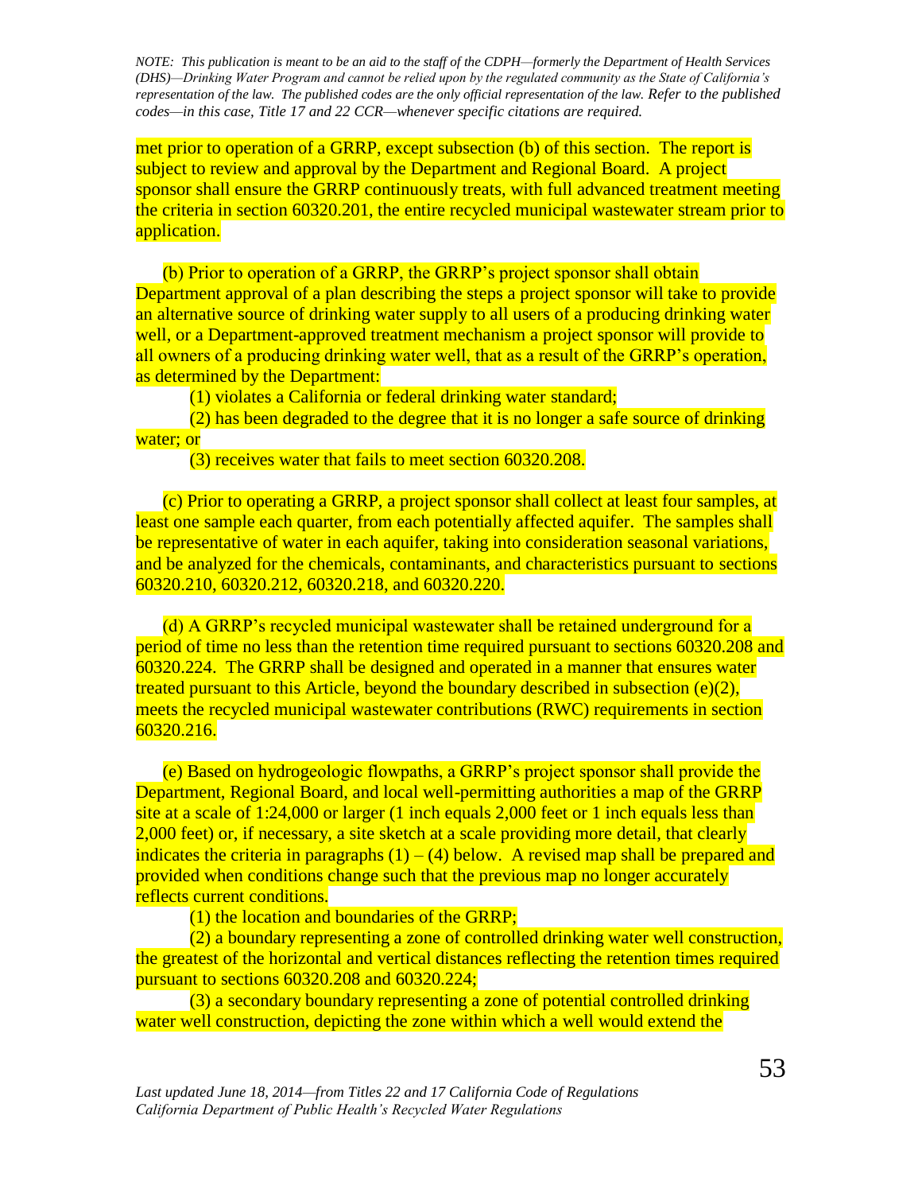met prior to operation of a GRRP, except subsection (b) of this section. The report is subject to review and approval by the Department and Regional Board. A project sponsor shall ensure the GRRP continuously treats, with full advanced treatment meeting the criteria in section 60320.201, the entire recycled municipal wastewater stream prior to application.

(b) Prior to operation of a GRRP, the GRRP's project sponsor shall obtain Department approval of a plan describing the steps a project sponsor will take to provide an alternative source of drinking water supply to all users of a producing drinking water well, or a Department-approved treatment mechanism a project sponsor will provide to all owners of a producing drinking water well, that as a result of the GRRP's operation, as determined by the Department:

(1) violates a California or federal drinking water standard;

(2) has been degraded to the degree that it is no longer a safe source of drinking water; or

(3) receives water that fails to meet section 60320.208.

(c) Prior to operating a GRRP, a project sponsor shall collect at least four samples, at least one sample each quarter, from each potentially affected aquifer. The samples shall be representative of water in each aquifer, taking into consideration seasonal variations, and be analyzed for the chemicals, contaminants, and characteristics pursuant to sections 60320.210, 60320.212, 60320.218, and 60320.220.

(d) A GRRP's recycled municipal wastewater shall be retained underground for a period of time no less than the retention time required pursuant to sections 60320.208 and 60320.224. The GRRP shall be designed and operated in a manner that ensures water treated pursuant to this Article, beyond the boundary described in subsection (e)(2), meets the recycled municipal wastewater contributions (RWC) requirements in section 60320.216.

(e) Based on hydrogeologic flowpaths, a GRRP's project sponsor shall provide the Department, Regional Board, and local well-permitting authorities a map of the GRRP site at a scale of 1:24,000 or larger (1 inch equals 2,000 feet or 1 inch equals less than 2,000 feet) or, if necessary, a site sketch at a scale providing more detail, that clearly indicates the criteria in paragraphs (1) – (4) below. A revised map shall be prepared and provided when conditions change such that the previous map no longer accurately reflects current conditions.

(1) the location and boundaries of the GRRP;

(2) a boundary representing a zone of controlled drinking water well construction, the greatest of the horizontal and vertical distances reflecting the retention times required pursuant to sections 60320.208 and 60320.224;

(3) a secondary boundary representing a zone of potential controlled drinking water well construction, depicting the zone within which a well would extend the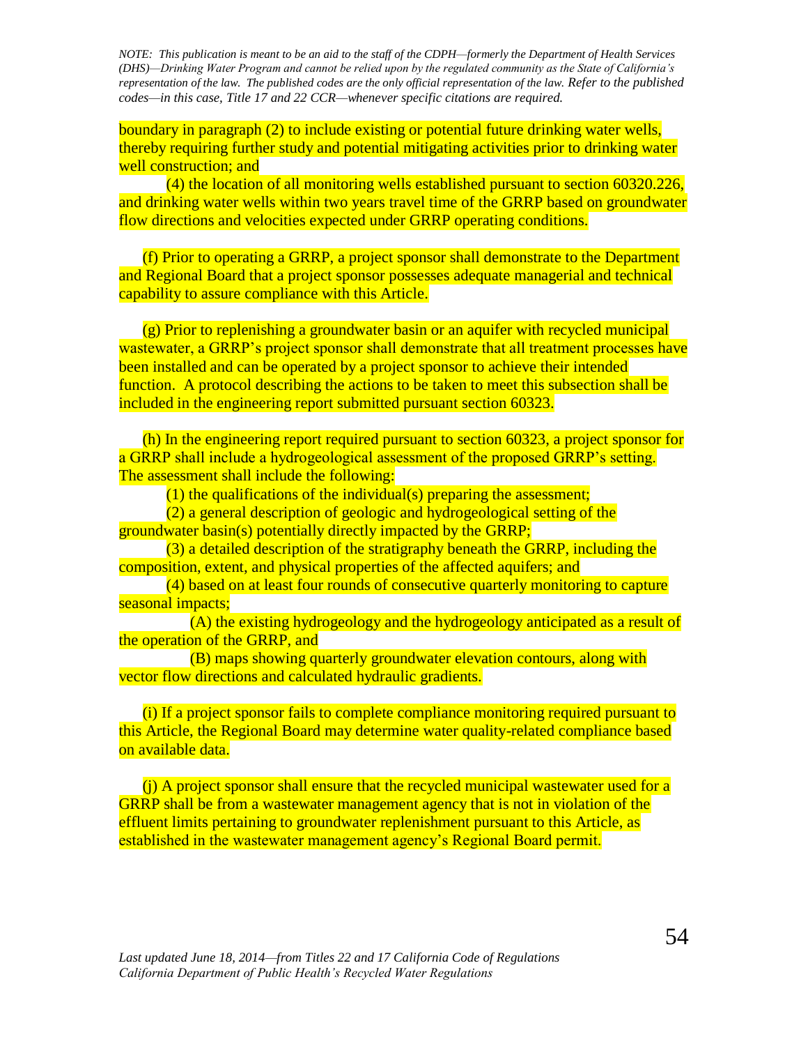boundary in paragraph (2) to include existing or potential future drinking water wells, thereby requiring further study and potential mitigating activities prior to drinking water well construction; and

(4) the location of all monitoring wells established pursuant to section 60320.226, and drinking water wells within two years travel time of the GRRP based on groundwater flow directions and velocities expected under GRRP operating conditions.

(f) Prior to operating a GRRP, a project sponsor shall demonstrate to the Department and Regional Board that a project sponsor possesses adequate managerial and technical capability to assure compliance with this Article.

(g) Prior to replenishing a groundwater basin or an aquifer with recycled municipal wastewater, a GRRP's project sponsor shall demonstrate that all treatment processes have been installed and can be operated by a project sponsor to achieve their intended function. A protocol describing the actions to be taken to meet this subsection shall be included in the engineering report submitted pursuant section 60323.

(h) In the engineering report required pursuant to section 60323, a project sponsor for a GRRP shall include a hydrogeological assessment of the proposed GRRP's setting. The assessment shall include the following:

(1) the qualifications of the individual(s) preparing the assessment;

(2) a general description of geologic and hydrogeological setting of the groundwater basin(s) potentially directly impacted by the GRRP;

(3) a detailed description of the stratigraphy beneath the GRRP, including the composition, extent, and physical properties of the affected aquifers; and

(4) based on at least four rounds of consecutive quarterly monitoring to capture seasonal impacts;

(A) the existing hydrogeology and the hydrogeology anticipated as a result of the operation of the GRRP, and

(B) maps showing quarterly groundwater elevation contours, along with vector flow directions and calculated hydraulic gradients.

(i) If a project sponsor fails to complete compliance monitoring required pursuant to this Article, the Regional Board may determine water quality-related compliance based on available data.

(j) A project sponsor shall ensure that the recycled municipal wastewater used for a GRRP shall be from a wastewater management agency that is not in violation of the effluent limits pertaining to groundwater replenishment pursuant to this Article, as established in the wastewater management agency's Regional Board permit.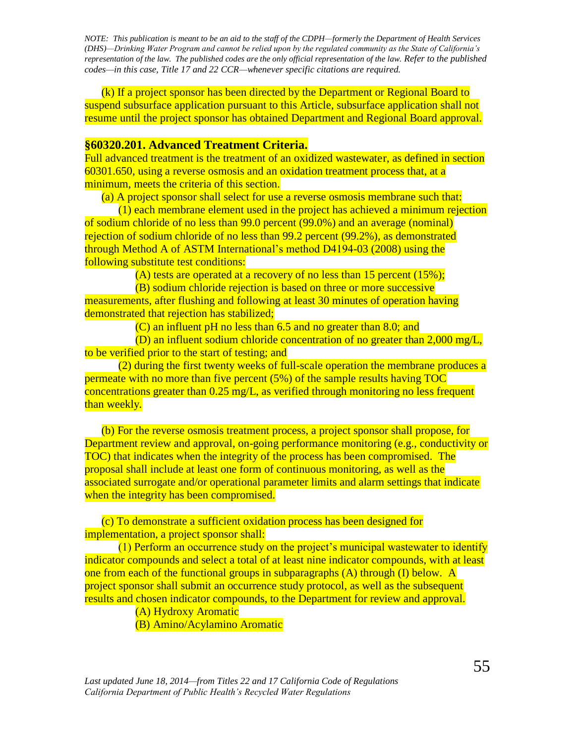*NOTE: This publication is meant to be an aid to the staff of the CDPH—formerly the Department of Health Services (DHS)—Drinking Water Program and cannot be relied upon by the regulated community as the State of California's representation of the law. The published codes are the only official representation of the law. Refer to the published codes—in this case, Title 17 and 22 CCR—whenever specific citations are required.*

(k) If a project sponsor has been directed by the Department or Regional Board to suspend subsurface application pursuant to this Article, subsurface application shall not resume until the project sponsor has obtained Department and Regional Board approval.

### §60320.201. Advanced Treatment Criteria.

Full advanced treatment is the treatment of an oxidized wastewater, as defined in section 60301.650, using a reverse osmosis and an oxidation treatment process that, at a minimum, meets the criteria of this section.

(a) A project sponsor shall select for use a reverse osmosis membrane such that:

(1) each membrane element used in the project has achieved a minimum rejection of sodium chloride of no less than 99.0 percent (99.0%) and an average (nominal) rejection of sodium chloride of no less than 99.2 percent (99.2%), as demonstrated through Method A of ASTM International's method D4194-03 (2008) using the following substitute test conditions:

(A) tests are operated at a recovery of no less than 15 percent (15%);

(B) sodium chloride rejection is based on three or more successive measurements, after flushing and following at least 30 minutes of operation having demonstrated that rejection has stabilized;

(C) an influent pH no less than 6.5 and no greater than 8.0; and

(D) an influent sodium chloride concentration of no greater than 2,000 mg/L, to be verified prior to the start of testing; and

(2) during the first twenty weeks of full-scale operation the membrane produces a permeate with no more than five percent (5%) of the sample results having TOC concentrations greater than 0.25 mg/L, as verified through monitoring no less frequent than weekly.

(b) For the reverse osmosis treatment process, a project sponsor shall propose, for Department review and approval, on-going performance monitoring (e.g., conductivity or TOC) that indicates when the integrity of the process has been compromised. The proposal shall include at least one form of continuous monitoring, as well as the associated surrogate and/or operational parameter limits and alarm settings that indicate when the integrity has been compromised.

(c) To demonstrate a sufficient oxidation process has been designed for implementation, a project sponsor shall:

(1) Perform an occurrence study on the project's municipal wastewater to identify indicator compounds and select a total of at least nine indicator compounds, with at least one from each of the functional groups in subparagraphs (A) through (I) below. A project sponsor shall submit an occurrence study protocol, as well as the subsequent results and chosen indicator compounds, to the Department for review and approval.

(A) Hydroxy Aromatic

(B) Amino/Acylamino Aromatic

*Last updated June 18, 2014—from Titles 22 and 17 California Code of Regulations*
*California Department of Public Health's Recycled Water Regulations*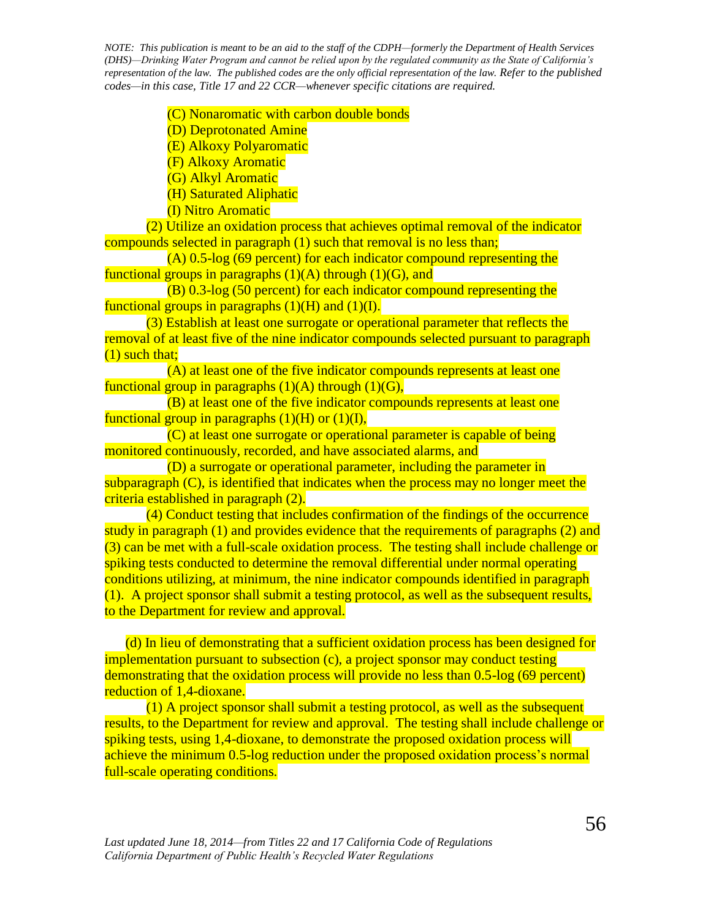(C) Nonaromatic with carbon double bonds

(D) Deprotonated Amine

(E) Alkoxy Polyaromatic

(F) Alkoxy Aromatic

(G) Alkyl Aromatic

(H) Saturated Aliphatic

(I) Nitro Aromatic

(2) Utilize an oxidation process that achieves optimal removal of the indicator compounds selected in paragraph (1) such that removal is no less than;

(A) 0.5-log (69 percent) for each indicator compound representing the functional groups in paragraphs (1)(A) through (1)(G), and

(B) 0.3-log (50 percent) for each indicator compound representing the functional groups in paragraphs (1)(H) and (1)(I).

(3) Establish at least one surrogate or operational parameter that reflects the removal of at least five of the nine indicator compounds selected pursuant to paragraph (1) such that;

(A) at least one of the five indicator compounds represents at least one functional group in paragraphs (1)(A) through (1)(G),

(B) at least one of the five indicator compounds represents at least one functional group in paragraphs (1)(H) or (1)(I),

(C) at least one surrogate or operational parameter is capable of being monitored continuously, recorded, and have associated alarms, and

(D) a surrogate or operational parameter, including the parameter in subparagraph (C), is identified that indicates when the process may no longer meet the criteria established in paragraph (2).

(4) Conduct testing that includes confirmation of the findings of the occurrence study in paragraph (1) and provides evidence that the requirements of paragraphs (2) and (3) can be met with a full-scale oxidation process. The testing shall include challenge or spiking tests conducted to determine the removal differential under normal operating conditions utilizing, at minimum, the nine indicator compounds identified in paragraph (1). A project sponsor shall submit a testing protocol, as well as the subsequent results, to the Department for review and approval.

(d) In lieu of demonstrating that a sufficient oxidation process has been designed for implementation pursuant to subsection (c), a project sponsor may conduct testing demonstrating that the oxidation process will provide no less than 0.5-log (69 percent) reduction of 1,4-dioxane.

(1) A project sponsor shall submit a testing protocol, as well as the subsequent results, to the Department for review and approval. The testing shall include challenge or spiking tests, using 1,4-dioxane, to demonstrate the proposed oxidation process will achieve the minimum 0.5-log reduction under the proposed oxidation process's normal full-scale operating conditions.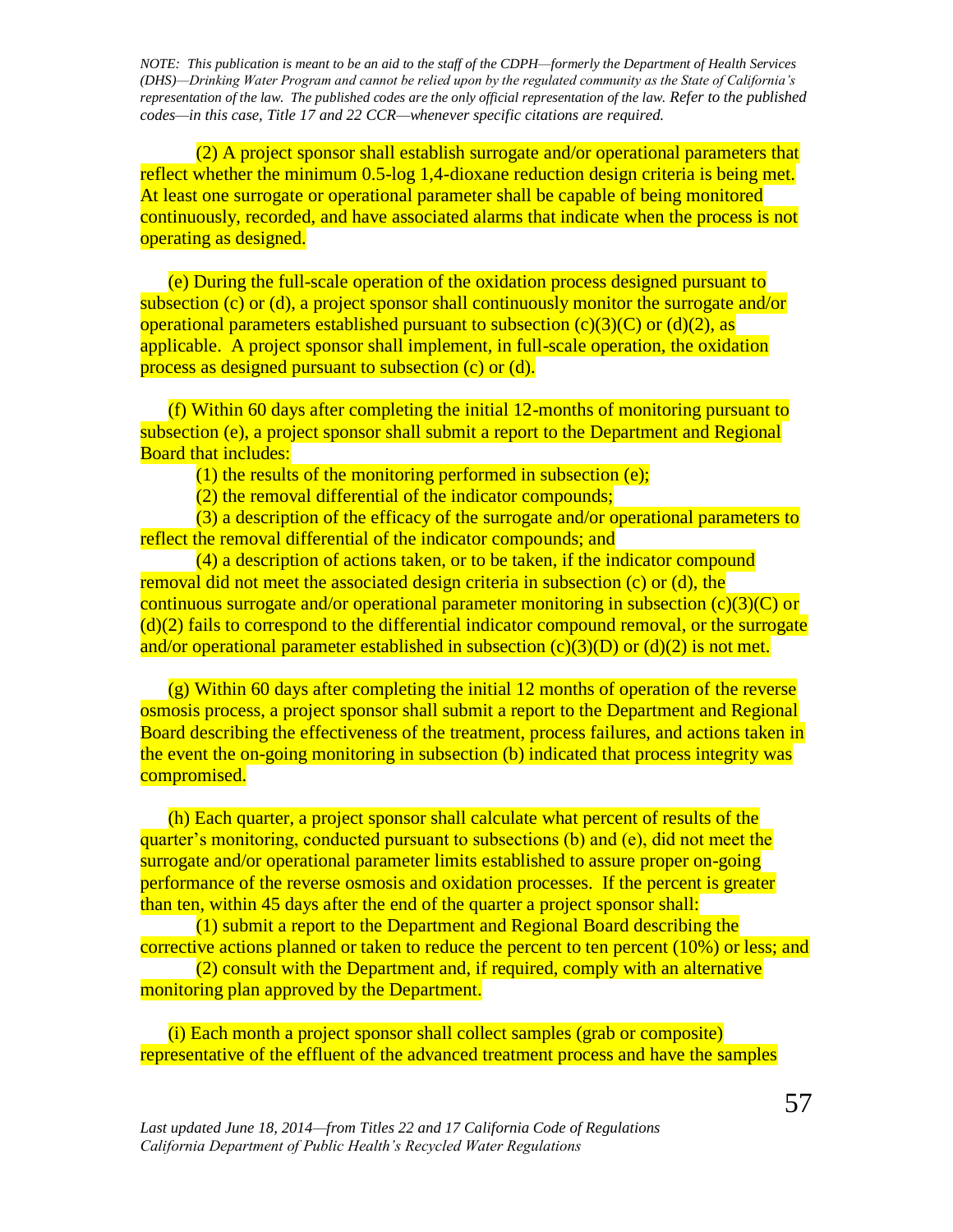*NOTE: This publication is meant to be an aid to the staff of the CDPH—formerly the Department of Health Services (DHS)—Drinking Water Program and cannot be relied upon by the regulated community as the State of California's representation of the law. The published codes are the only official representation of the law. Refer to the published codes—in this case, Title 17 and 22 CCR—whenever specific citations are required.*

(2) A project sponsor shall establish surrogate and/or operational parameters that reflect whether the minimum 0.5-log 1,4-dioxane reduction design criteria is being met. At least one surrogate or operational parameter shall be capable of being monitored continuously, recorded, and have associated alarms that indicate when the process is not operating as designed.

(e) During the full-scale operation of the oxidation process designed pursuant to subsection (c) or (d), a project sponsor shall continuously monitor the surrogate and/or operational parameters established pursuant to subsection (c)(3)(C) or (d)(2), as applicable. A project sponsor shall implement, in full-scale operation, the oxidation process as designed pursuant to subsection (c) or (d).

(f) Within 60 days after completing the initial 12-months of monitoring pursuant to subsection (e), a project sponsor shall submit a report to the Department and Regional Board that includes:

(1) the results of the monitoring performed in subsection (e);

(2) the removal differential of the indicator compounds;

(3) a description of the efficacy of the surrogate and/or operational parameters to reflect the removal differential of the indicator compounds; and

(4) a description of actions taken, or to be taken, if the indicator compound removal did not meet the associated design criteria in subsection (c) or (d), the continuous surrogate and/or operational parameter monitoring in subsection (c)(3)(C) or (d)(2) fails to correspond to the differential indicator compound removal, or the surrogate and/or operational parameter established in subsection (c)(3)(D) or (d)(2) is not met.

(g) Within 60 days after completing the initial 12 months of operation of the reverse osmosis process, a project sponsor shall submit a report to the Department and Regional Board describing the effectiveness of the treatment, process failures, and actions taken in the event the on-going monitoring in subsection (b) indicated that process integrity was compromised.

(h) Each quarter, a project sponsor shall calculate what percent of results of the quarter's monitoring, conducted pursuant to subsections (b) and (e), did not meet the surrogate and/or operational parameter limits established to assure proper on-going performance of the reverse osmosis and oxidation processes. If the percent is greater than ten, within 45 days after the end of the quarter a project sponsor shall:

(1) submit a report to the Department and Regional Board describing the corrective actions planned or taken to reduce the percent to ten percent (10%) or less; and

(2) consult with the Department and, if required, comply with an alternative monitoring plan approved by the Department.

(i) Each month a project sponsor shall collect samples (grab or composite) representative of the effluent of the advanced treatment process and have the samples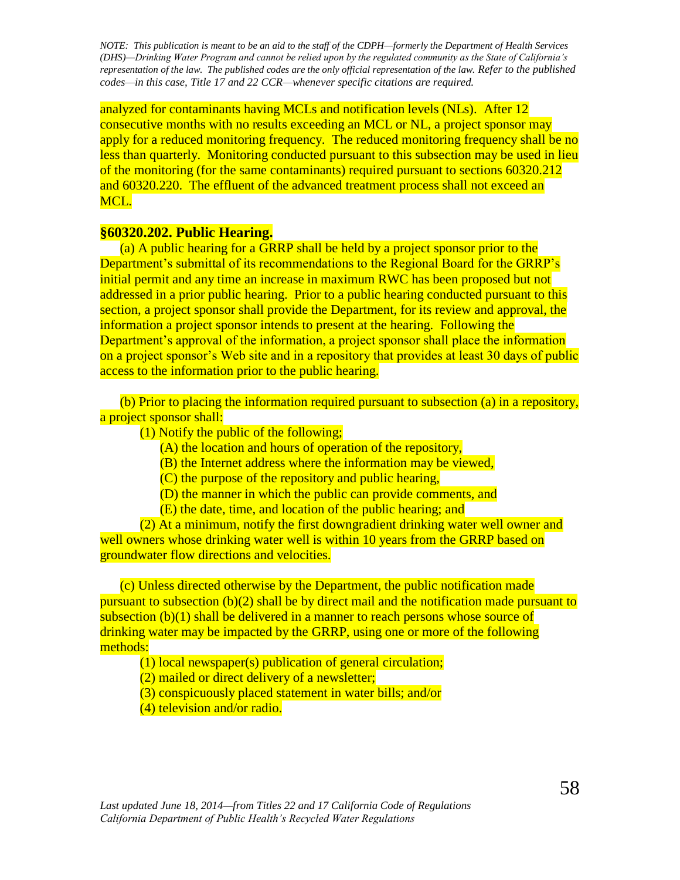analyzed for contaminants having MCLs and notification levels (NLs). After 12 consecutive months with no results exceeding an MCL or NL, a project sponsor may apply for a reduced monitoring frequency. The reduced monitoring frequency shall be no less than quarterly. Monitoring conducted pursuant to this subsection may be used in lieu of the monitoring (for the same contaminants) required pursuant to sections 60320.212 and 60320.220. The effluent of the advanced treatment process shall not exceed an MCL.

**§60320.202. Public Hearing.**

(a) A public hearing for a GRRP shall be held by a project sponsor prior to the Department's submittal of its recommendations to the Regional Board for the GRRP's initial permit and any time an increase in maximum RWC has been proposed but not addressed in a prior public hearing. Prior to a public hearing conducted pursuant to this section, a project sponsor shall provide the Department, for its review and approval, the information a project sponsor intends to present at the hearing. Following the Department's approval of the information, a project sponsor shall place the information on a project sponsor's Web site and in a repository that provides at least 30 days of public access to the information prior to the public hearing.

(b) Prior to placing the information required pursuant to subsection (a) in a repository, a project sponsor shall:

(1) Notify the public of the following;

(A) the location and hours of operation of the repository,

(B) the Internet address where the information may be viewed,

(C) the purpose of the repository and public hearing,

(D) the manner in which the public can provide comments, and

(E) the date, time, and location of the public hearing; and

(2) At a minimum, notify the first downgradient drinking water well owner and well owners whose drinking water well is within 10 years from the GRRP based on groundwater flow directions and velocities.

(c) Unless directed otherwise by the Department, the public notification made pursuant to subsection (b)(2) shall be by direct mail and the notification made pursuant to subsection (b)(1) shall be delivered in a manner to reach persons whose source of drinking water may be impacted by the GRRP, using one or more of the following methods:

(1) local newspaper(s) publication of general circulation;

(2) mailed or direct delivery of a newsletter;

(3) conspicuously placed statement in water bills; and/or

(4) television and/or radio.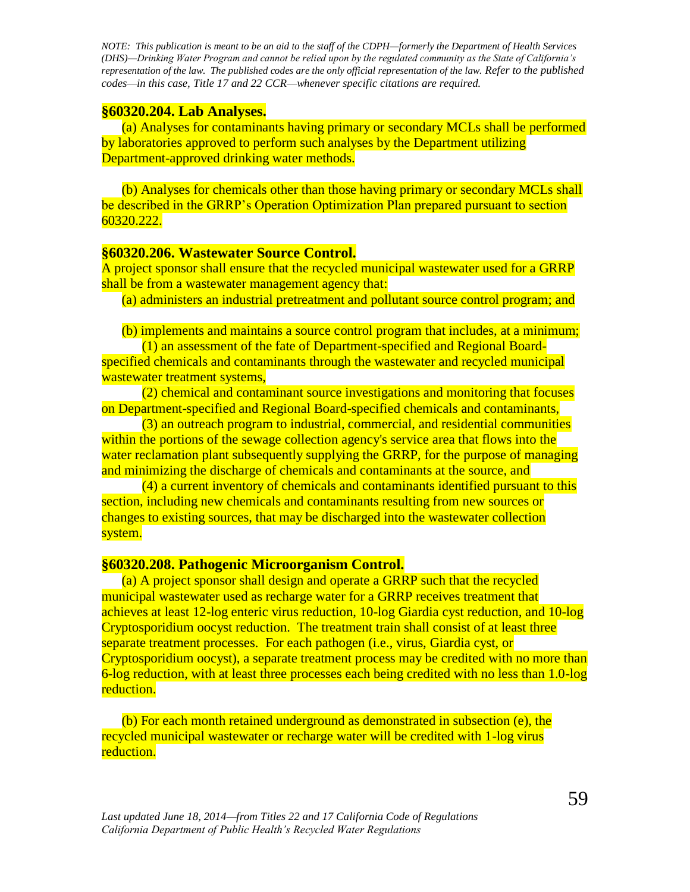*NOTE: This publication is meant to be an aid to the staff of the CDPH—formerly the Department of Health Services (DHS)—Drinking Water Program and cannot be relied upon by the regulated community as the State of California's representation of the law. The published codes are the only official representation of the law. Refer to the published codes—in this case, Title 17 and 22 CCR—whenever specific citations are required.*

**§60320.204. Lab Analyses.**

(a) Analyses for contaminants having primary or secondary MCLs shall be performed by laboratories approved to perform such analyses by the Department utilizing Department-approved drinking water methods.

(b) Analyses for chemicals other than those having primary or secondary MCLs shall be described in the GRRP's Operation Optimization Plan prepared pursuant to section 60320.222.

**§60320.206. Wastewater Source Control.**

A project sponsor shall ensure that the recycled municipal wastewater used for a GRRP shall be from a wastewater management agency that:

(a) administers an industrial pretreatment and pollutant source control program; and

(b) implements and maintains a source control program that includes, at a minimum;

(1) an assessment of the fate of Department-specified and Regional Board-specified chemicals and contaminants through the wastewater and recycled municipal wastewater treatment systems,

(2) chemical and contaminant source investigations and monitoring that focuses on Department-specified and Regional Board-specified chemicals and contaminants,

(3) an outreach program to industrial, commercial, and residential communities within the portions of the sewage collection agency's service area that flows into the water reclamation plant subsequently supplying the GRRP, for the purpose of managing and minimizing the discharge of chemicals and contaminants at the source, and

(4) a current inventory of chemicals and contaminants identified pursuant to this section, including new chemicals and contaminants resulting from new sources or changes to existing sources, that may be discharged into the wastewater collection system.

**§60320.208. Pathogenic Microorganism Control.**

(a) A project sponsor shall design and operate a GRRP such that the recycled municipal wastewater used as recharge water for a GRRP receives treatment that achieves at least 12-log enteric virus reduction, 10-log Giardia cyst reduction, and 10-log Cryptosporidium oocyst reduction. The treatment train shall consist of at least three separate treatment processes. For each pathogen (i.e., virus, Giardia cyst, or Cryptosporidium oocyst), a separate treatment process may be credited with no more than 6-log reduction, with at least three processes each being credited with no less than 1.0-log reduction.

(b) For each month retained underground as demonstrated in subsection (e), the recycled municipal wastewater or recharge water will be credited with 1-log virus reduction.

*Last updated June 18, 2014—from Titles 22 and 17 California Code of Regulations*
*California Department of Public Health's Recycled Water Regulations*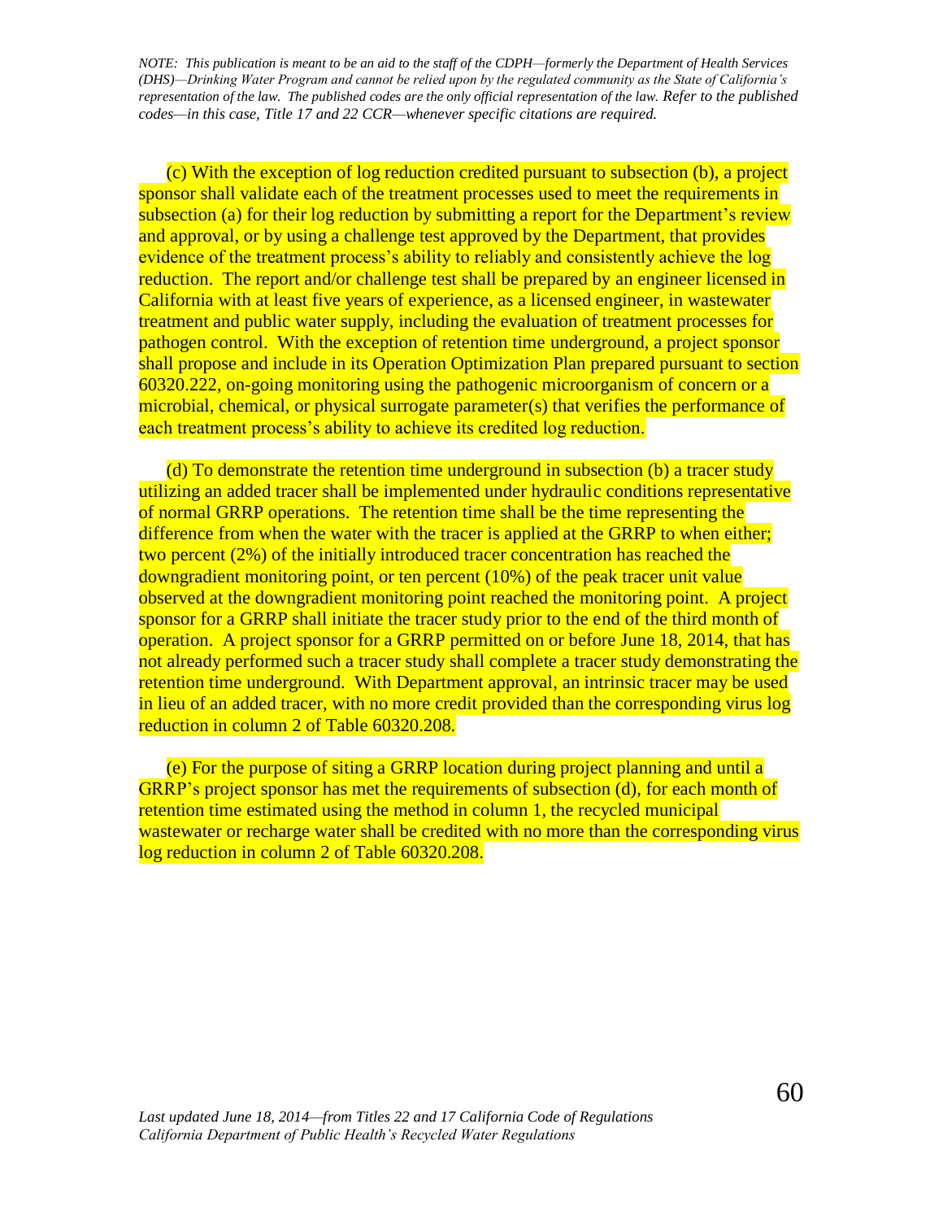(c) With the exception of log reduction credited pursuant to subsection (b), a project sponsor shall validate each of the treatment processes used to meet the requirements in subsection (a) for their log reduction by submitting a report for the Department's review and approval, or by using a challenge test approved by the Department, that provides evidence of the treatment process's ability to reliably and consistently achieve the log reduction. The report and/or challenge test shall be prepared by an engineer licensed in California with at least five years of experience, as a licensed engineer, in wastewater treatment and public water supply, including the evaluation of treatment processes for pathogen control. With the exception of retention time underground, a project sponsor shall propose and include in its Operation Optimization Plan prepared pursuant to section 60320.222, on-going monitoring using the pathogenic microorganism of concern or a microbial, chemical, or physical surrogate parameter(s) that verifies the performance of each treatment process's ability to achieve its credited log reduction.

(d) To demonstrate the retention time underground in subsection (b) a tracer study utilizing an added tracer shall be implemented under hydraulic conditions representative of normal GRRP operations. The retention time shall be the time representing the difference from when the water with the tracer is applied at the GRRP to when either; two percent (2%) of the initially introduced tracer concentration has reached the downgradient monitoring point, or ten percent (10%) of the peak tracer unit value observed at the downgradient monitoring point reached the monitoring point. A project sponsor for a GRRP shall initiate the tracer study prior to the end of the third month of operation. A project sponsor for a GRRP permitted on or before June 18, 2014, that has not already performed such a tracer study shall complete a tracer study demonstrating the retention time underground. With Department approval, an intrinsic tracer may be used in lieu of an added tracer, with no more credit provided than the corresponding virus log reduction in column 2 of Table 60320.208.

(e) For the purpose of siting a GRRP location during project planning and until a GRRP's project sponsor has met the requirements of subsection (d), for each month of retention time estimated using the method in column 1, the recycled municipal wastewater or recharge water shall be credited with no more than the corresponding virus log reduction in column 2 of Table 60320.208.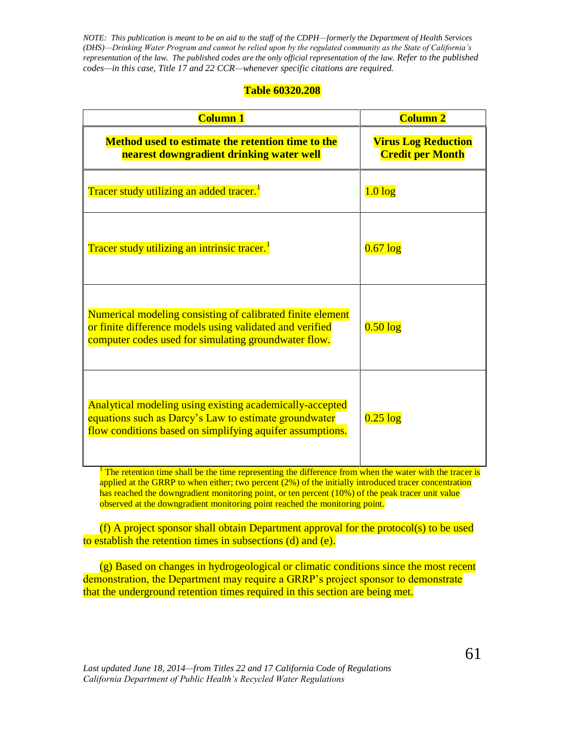*NOTE: This publication is meant to be an aid to the staff of the CDPH—formerly the Department of Health Services (DHS)—Drinking Water Program and cannot be relied upon by the regulated community as the State of California's representation of the law. The published codes are the only official representation of the law. Refer to the published codes—in this case, Title 17 and 22 CCR—whenever specific citations are required.*

**Table 60320.208**

| **Column 1** | **Column 2** |
|---|---|
| **Method used to estimate the retention time to the nearest downgradient drinking water well** | **Virus Log Reduction Credit per Month** |
| Tracer study utilizing an added tracer.[1] | 1.0 log |
| Tracer study utilizing an intrinsic tracer.[1] | 0.67 log |
| Numerical modeling consisting of calibrated finite element or finite difference models using validated and verified computer codes used for simulating groundwater flow. | 0.50 log |
| Analytical modeling using existing academically-accepted equations such as Darcy's Law to estimate groundwater flow conditions based on simplifying aquifer assumptions. | 0.25 log |

[1] The retention time shall be the time representing the difference from when the water with the tracer is applied at the GRRP to when either; two percent (2%) of the initially introduced tracer concentration has reached the downgradient monitoring point, or ten percent (10%) of the peak tracer unit value observed at the downgradient monitoring point reached the monitoring point.

(f) A project sponsor shall obtain Department approval for the protocol(s) to be used to establish the retention times in subsections (d) and (e).

(g) Based on changes in hydrogeological or climatic conditions since the most recent demonstration, the Department may require a GRRP's project sponsor to demonstrate that the underground retention times required in this section are being met.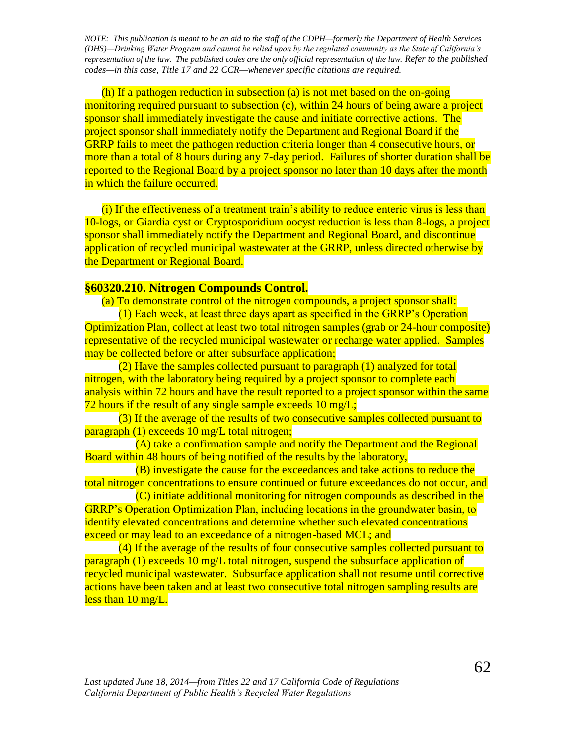*NOTE: This publication is meant to be an aid to the staff of the CDPH—formerly the Department of Health Services (DHS)—Drinking Water Program and cannot be relied upon by the regulated community as the State of California's representation of the law. The published codes are the only official representation of the law. Refer to the published codes—in this case, Title 17 and 22 CCR—whenever specific citations are required.*

(h) If a pathogen reduction in subsection (a) is not met based on the on-going monitoring required pursuant to subsection (c), within 24 hours of being aware a project sponsor shall immediately investigate the cause and initiate corrective actions. The project sponsor shall immediately notify the Department and Regional Board if the GRRP fails to meet the pathogen reduction criteria longer than 4 consecutive hours, or more than a total of 8 hours during any 7-day period. Failures of shorter duration shall be reported to the Regional Board by a project sponsor no later than 10 days after the month in which the failure occurred.

(i) If the effectiveness of a treatment train's ability to reduce enteric virus is less than 10-logs, or Giardia cyst or Cryptosporidium oocyst reduction is less than 8-logs, a project sponsor shall immediately notify the Department and Regional Board, and discontinue application of recycled municipal wastewater at the GRRP, unless directed otherwise by the Department or Regional Board.

**§60320.210. Nitrogen Compounds Control.**

(a) To demonstrate control of the nitrogen compounds, a project sponsor shall:

(1) Each week, at least three days apart as specified in the GRRP's Operation Optimization Plan, collect at least two total nitrogen samples (grab or 24-hour composite) representative of the recycled municipal wastewater or recharge water applied. Samples may be collected before or after subsurface application;

(2) Have the samples collected pursuant to paragraph (1) analyzed for total nitrogen, with the laboratory being required by a project sponsor to complete each analysis within 72 hours and have the result reported to a project sponsor within the same 72 hours if the result of any single sample exceeds 10 mg/L;

(3) If the average of the results of two consecutive samples collected pursuant to paragraph (1) exceeds 10 mg/L total nitrogen;

(A) take a confirmation sample and notify the Department and the Regional Board within 48 hours of being notified of the results by the laboratory,

(B) investigate the cause for the exceedances and take actions to reduce the total nitrogen concentrations to ensure continued or future exceedances do not occur, and

(C) initiate additional monitoring for nitrogen compounds as described in the GRRP's Operation Optimization Plan, including locations in the groundwater basin, to identify elevated concentrations and determine whether such elevated concentrations exceed or may lead to an exceedance of a nitrogen-based MCL; and

(4) If the average of the results of four consecutive samples collected pursuant to paragraph (1) exceeds 10 mg/L total nitrogen, suspend the subsurface application of recycled municipal wastewater. Subsurface application shall not resume until corrective actions have been taken and at least two consecutive total nitrogen sampling results are less than 10 mg/L.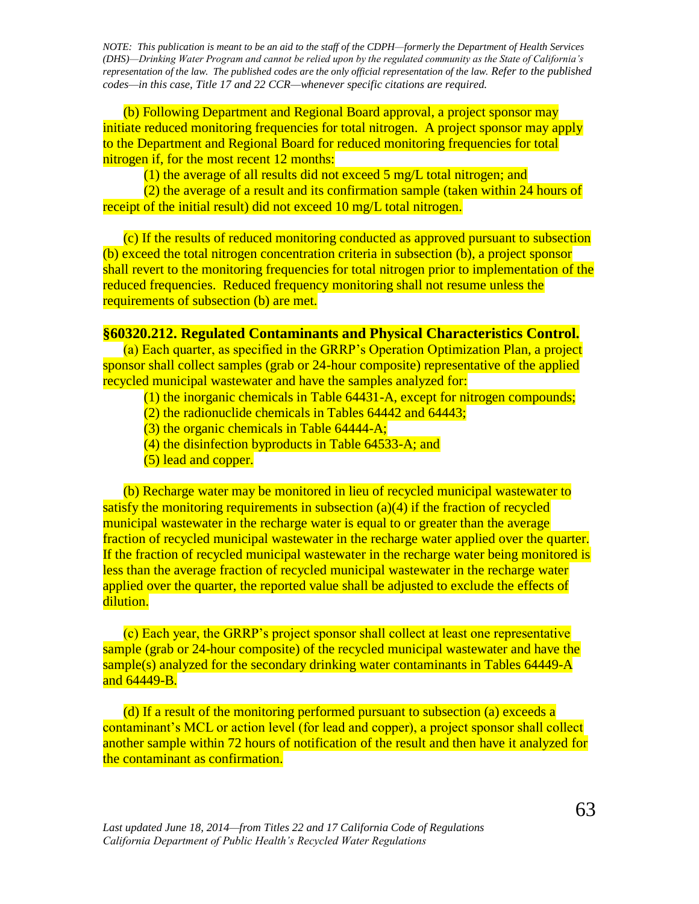*NOTE: This publication is meant to be an aid to the staff of the CDPH—formerly the Department of Health Services (DHS)—Drinking Water Program and cannot be relied upon by the regulated community as the State of California's representation of the law. The published codes are the only official representation of the law. Refer to the published codes—in this case, Title 17 and 22 CCR—whenever specific citations are required.*

(b) Following Department and Regional Board approval, a project sponsor may initiate reduced monitoring frequencies for total nitrogen. A project sponsor may apply to the Department and Regional Board for reduced monitoring frequencies for total nitrogen if, for the most recent 12 months:

(1) the average of all results did not exceed 5 mg/L total nitrogen; and

(2) the average of a result and its confirmation sample (taken within 24 hours of receipt of the initial result) did not exceed 10 mg/L total nitrogen.

(c) If the results of reduced monitoring conducted as approved pursuant to subsection (b) exceed the total nitrogen concentration criteria in subsection (b), a project sponsor shall revert to the monitoring frequencies for total nitrogen prior to implementation of the reduced frequencies. Reduced frequency monitoring shall not resume unless the requirements of subsection (b) are met.

### §60320.212. Regulated Contaminants and Physical Characteristics Control.

(a) Each quarter, as specified in the GRRP's Operation Optimization Plan, a project sponsor shall collect samples (grab or 24-hour composite) representative of the applied recycled municipal wastewater and have the samples analyzed for:

(1) the inorganic chemicals in Table 64431-A, except for nitrogen compounds;

(2) the radionuclide chemicals in Tables 64442 and 64443;

(3) the organic chemicals in Table 64444-A;

(4) the disinfection byproducts in Table 64533-A; and

(5) lead and copper.

(b) Recharge water may be monitored in lieu of recycled municipal wastewater to satisfy the monitoring requirements in subsection (a)(4) if the fraction of recycled municipal wastewater in the recharge water is equal to or greater than the average fraction of recycled municipal wastewater in the recharge water applied over the quarter. If the fraction of recycled municipal wastewater in the recharge water being monitored is less than the average fraction of recycled municipal wastewater in the recharge water applied over the quarter, the reported value shall be adjusted to exclude the effects of dilution.

(c) Each year, the GRRP's project sponsor shall collect at least one representative sample (grab or 24-hour composite) of the recycled municipal wastewater and have the sample(s) analyzed for the secondary drinking water contaminants in Tables 64449-A and 64449-B.

(d) If a result of the monitoring performed pursuant to subsection (a) exceeds a contaminant's MCL or action level (for lead and copper), a project sponsor shall collect another sample within 72 hours of notification of the result and then have it analyzed for the contaminant as confirmation.

*Last updated June 18, 2014—from Titles 22 and 17 California Code of Regulations*
*California Department of Public Health's Recycled Water Regulations*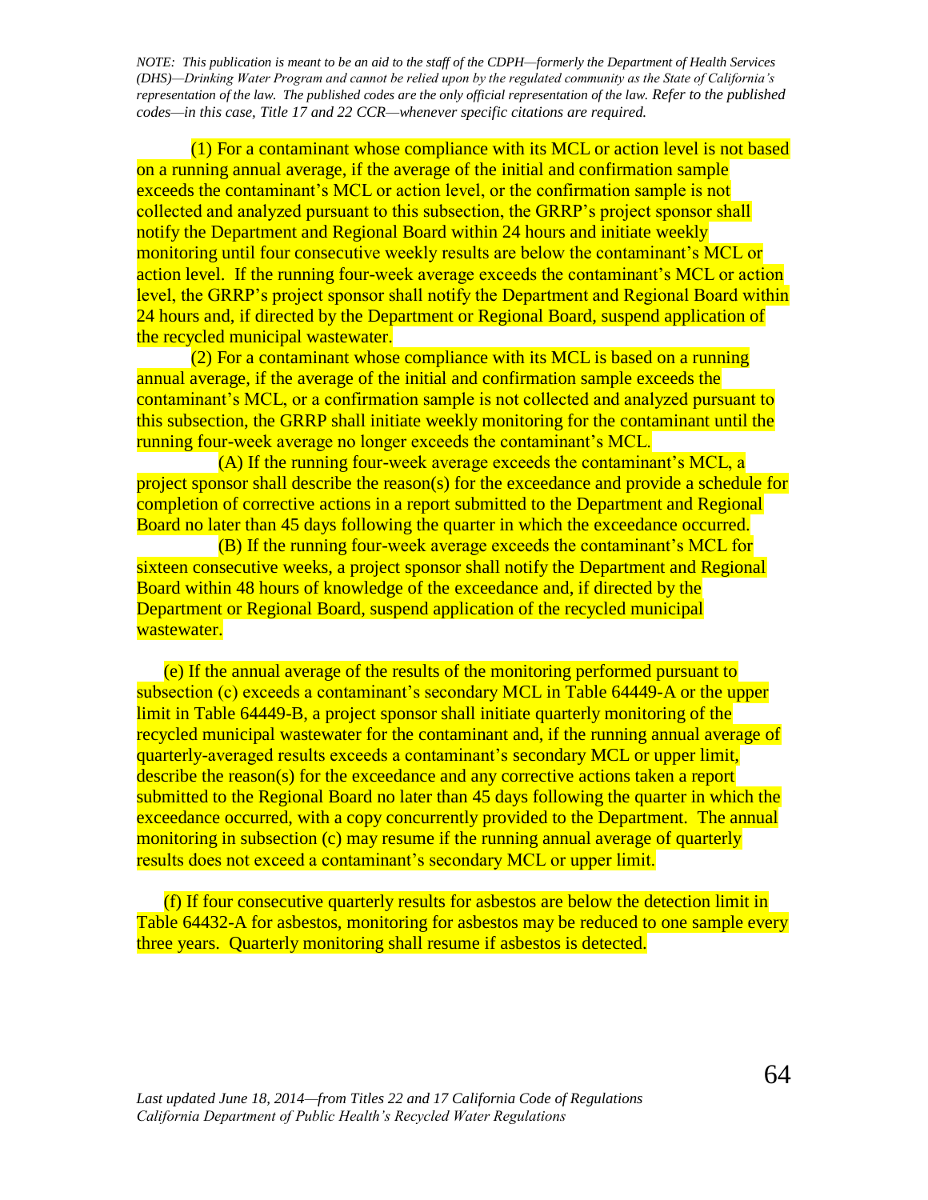(1) For a contaminant whose compliance with its MCL or action level is not based on a running annual average, if the average of the initial and confirmation sample exceeds the contaminant's MCL or action level, or the confirmation sample is not collected and analyzed pursuant to this subsection, the GRRP's project sponsor shall notify the Department and Regional Board within 24 hours and initiate weekly monitoring until four consecutive weekly results are below the contaminant's MCL or action level. If the running four-week average exceeds the contaminant's MCL or action level, the GRRP's project sponsor shall notify the Department and Regional Board within 24 hours and, if directed by the Department or Regional Board, suspend application of the recycled municipal wastewater.

(2) For a contaminant whose compliance with its MCL is based on a running annual average, if the average of the initial and confirmation sample exceeds the contaminant's MCL, or a confirmation sample is not collected and analyzed pursuant to this subsection, the GRRP shall initiate weekly monitoring for the contaminant until the running four-week average no longer exceeds the contaminant's MCL.

(A) If the running four-week average exceeds the contaminant's MCL, a project sponsor shall describe the reason(s) for the exceedance and provide a schedule for completion of corrective actions in a report submitted to the Department and Regional Board no later than 45 days following the quarter in which the exceedance occurred.

(B) If the running four-week average exceeds the contaminant's MCL for sixteen consecutive weeks, a project sponsor shall notify the Department and Regional Board within 48 hours of knowledge of the exceedance and, if directed by the Department or Regional Board, suspend application of the recycled municipal wastewater.

(e) If the annual average of the results of the monitoring performed pursuant to subsection (c) exceeds a contaminant's secondary MCL in Table 64449-A or the upper limit in Table 64449-B, a project sponsor shall initiate quarterly monitoring of the recycled municipal wastewater for the contaminant and, if the running annual average of quarterly-averaged results exceeds a contaminant's secondary MCL or upper limit, describe the reason(s) for the exceedance and any corrective actions taken a report submitted to the Regional Board no later than 45 days following the quarter in which the exceedance occurred, with a copy concurrently provided to the Department. The annual monitoring in subsection (c) may resume if the running annual average of quarterly results does not exceed a contaminant's secondary MCL or upper limit.

(f) If four consecutive quarterly results for asbestos are below the detection limit in Table 64432-A for asbestos, monitoring for asbestos may be reduced to one sample every three years. Quarterly monitoring shall resume if asbestos is detected.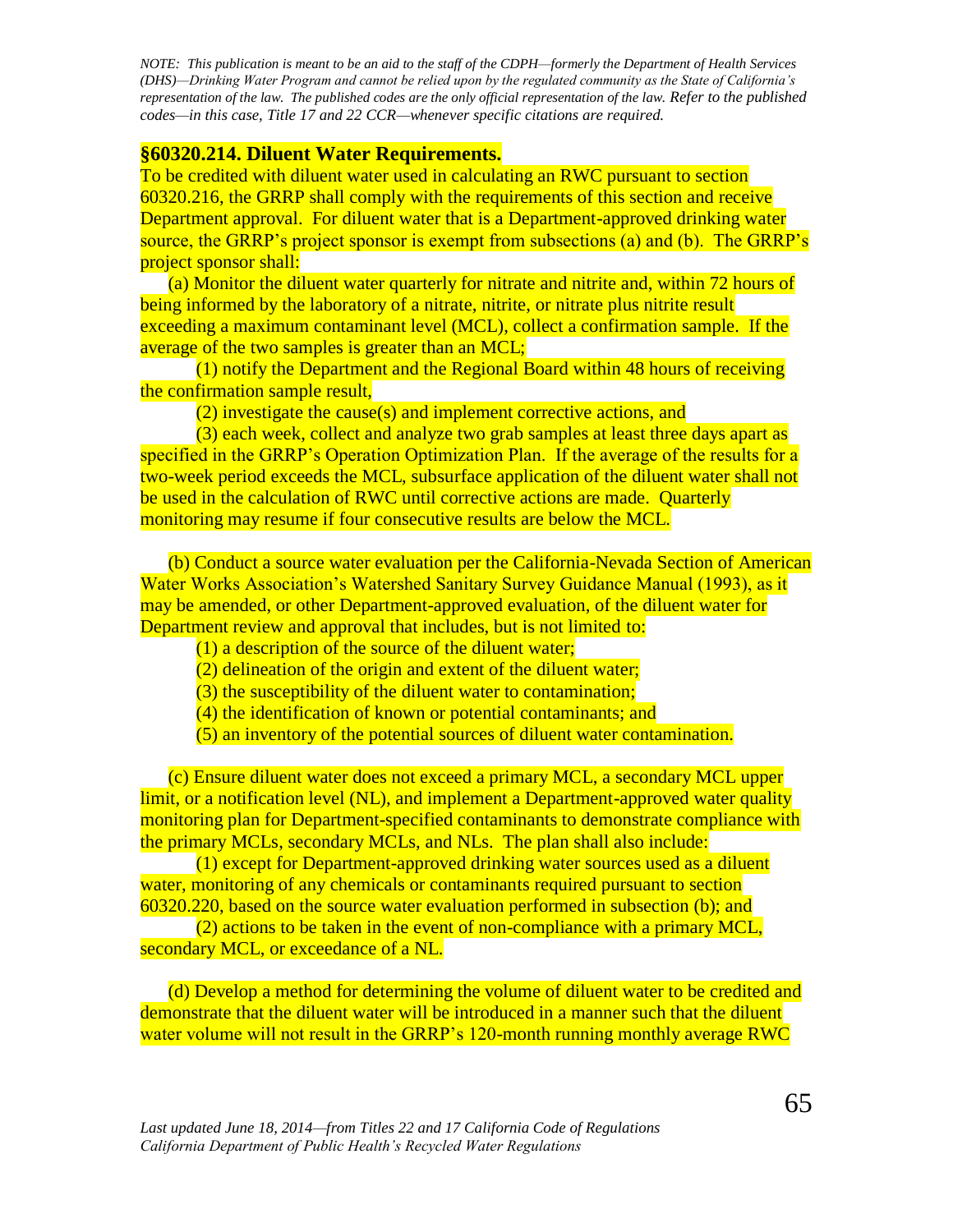*NOTE: This publication is meant to be an aid to the staff of the CDPH—formerly the Department of Health Services (DHS)—Drinking Water Program and cannot be relied upon by the regulated community as the State of California's representation of the law. The published codes are the only official representation of the law. Refer to the published codes—in this case, Title 17 and 22 CCR—whenever specific citations are required.*

**§60320.214. Diluent Water Requirements.**

To be credited with diluent water used in calculating an RWC pursuant to section 60320.216, the GRRP shall comply with the requirements of this section and receive Department approval. For diluent water that is a Department-approved drinking water source, the GRRP's project sponsor is exempt from subsections (a) and (b). The GRRP's project sponsor shall:

(a) Monitor the diluent water quarterly for nitrate and nitrite and, within 72 hours of being informed by the laboratory of a nitrate, nitrite, or nitrate plus nitrite result exceeding a maximum contaminant level (MCL), collect a confirmation sample. If the average of the two samples is greater than an MCL;

(1) notify the Department and the Regional Board within 48 hours of receiving the confirmation sample result,

(2) investigate the cause(s) and implement corrective actions, and

(3) each week, collect and analyze two grab samples at least three days apart as specified in the GRRP's Operation Optimization Plan. If the average of the results for a two-week period exceeds the MCL, subsurface application of the diluent water shall not be used in the calculation of RWC until corrective actions are made. Quarterly monitoring may resume if four consecutive results are below the MCL.

(b) Conduct a source water evaluation per the California-Nevada Section of American Water Works Association's Watershed Sanitary Survey Guidance Manual (1993), as it may be amended, or other Department-approved evaluation, of the diluent water for Department review and approval that includes, but is not limited to:

(1) a description of the source of the diluent water;

(2) delineation of the origin and extent of the diluent water;

(3) the susceptibility of the diluent water to contamination;

(4) the identification of known or potential contaminants; and

(5) an inventory of the potential sources of diluent water contamination.

(c) Ensure diluent water does not exceed a primary MCL, a secondary MCL upper limit, or a notification level (NL), and implement a Department-approved water quality monitoring plan for Department-specified contaminants to demonstrate compliance with the primary MCLs, secondary MCLs, and NLs. The plan shall also include:

(1) except for Department-approved drinking water sources used as a diluent water, monitoring of any chemicals or contaminants required pursuant to section 60320.220, based on the source water evaluation performed in subsection (b); and

(2) actions to be taken in the event of non-compliance with a primary MCL, secondary MCL, or exceedance of a NL.

(d) Develop a method for determining the volume of diluent water to be credited and demonstrate that the diluent water will be introduced in a manner such that the diluent water volume will not result in the GRRP's 120-month running monthly average RWC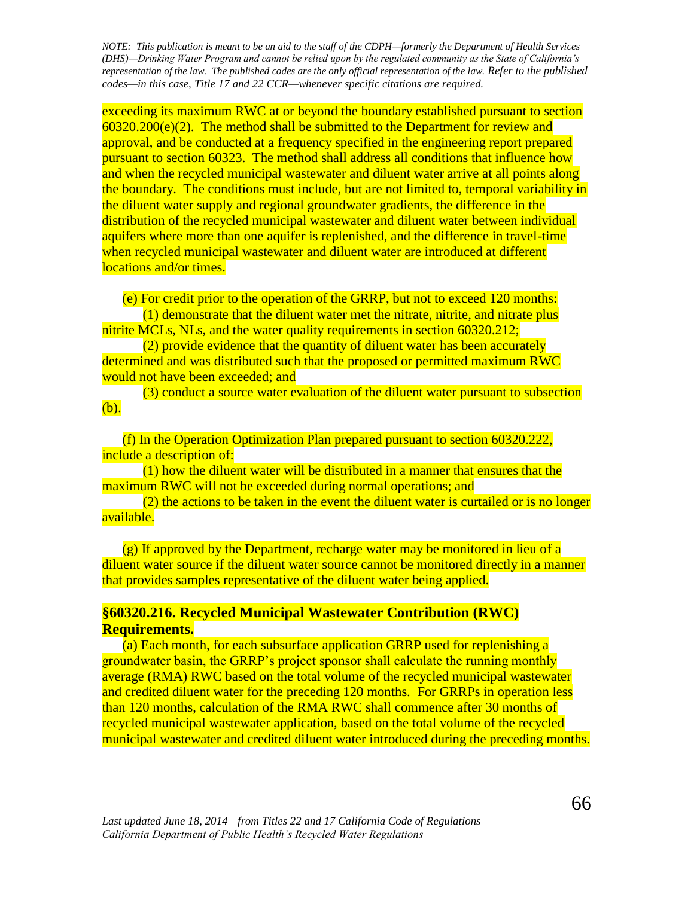*NOTE: This publication is meant to be an aid to the staff of the CDPH—formerly the Department of Health Services (DHS)—Drinking Water Program and cannot be relied upon by the regulated community as the State of California's representation of the law. The published codes are the only official representation of the law. Refer to the published codes—in this case, Title 17 and 22 CCR—whenever specific citations are required.*

exceeding its maximum RWC at or beyond the boundary established pursuant to section 60320.200(e)(2). The method shall be submitted to the Department for review and approval, and be conducted at a frequency specified in the engineering report prepared pursuant to section 60323. The method shall address all conditions that influence how and when the recycled municipal wastewater and diluent water arrive at all points along the boundary. The conditions must include, but are not limited to, temporal variability in the diluent water supply and regional groundwater gradients, the difference in the distribution of the recycled municipal wastewater and diluent water between individual aquifers where more than one aquifer is replenished, and the difference in travel-time when recycled municipal wastewater and diluent water are introduced at different locations and/or times.

(e) For credit prior to the operation of the GRRP, but not to exceed 120 months:

(1) demonstrate that the diluent water met the nitrate, nitrite, and nitrate plus nitrite MCLs, NLs, and the water quality requirements in section 60320.212;

(2) provide evidence that the quantity of diluent water has been accurately determined and was distributed such that the proposed or permitted maximum RWC would not have been exceeded; and

(3) conduct a source water evaluation of the diluent water pursuant to subsection (b).

(f) In the Operation Optimization Plan prepared pursuant to section 60320.222, include a description of:

(1) how the diluent water will be distributed in a manner that ensures that the maximum RWC will not be exceeded during normal operations; and

(2) the actions to be taken in the event the diluent water is curtailed or is no longer available.

(g) If approved by the Department, recharge water may be monitored in lieu of a diluent water source if the diluent water source cannot be monitored directly in a manner that provides samples representative of the diluent water being applied.

**§60320.216. Recycled Municipal Wastewater Contribution (RWC) Requirements.**

(a) Each month, for each subsurface application GRRP used for replenishing a groundwater basin, the GRRP's project sponsor shall calculate the running monthly average (RMA) RWC based on the total volume of the recycled municipal wastewater and credited diluent water for the preceding 120 months. For GRRPs in operation less than 120 months, calculation of the RMA RWC shall commence after 30 months of recycled municipal wastewater application, based on the total volume of the recycled municipal wastewater and credited diluent water introduced during the preceding months.

*Last updated June 18, 2014—from Titles 22 and 17 California Code of Regulations*
*California Department of Public Health's Recycled Water Regulations*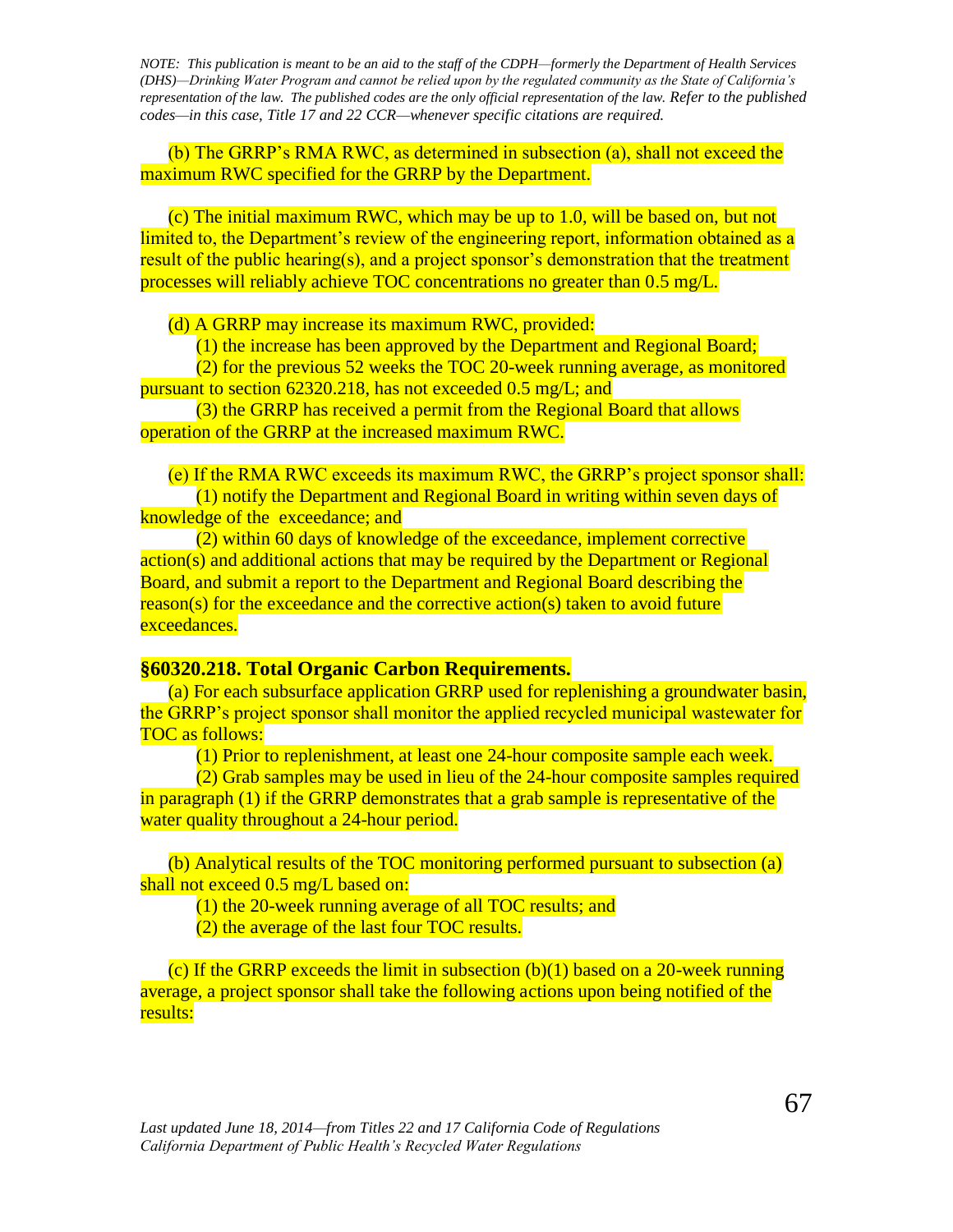(b) The GRRP's RMA RWC, as determined in subsection (a), shall not exceed the maximum RWC specified for the GRRP by the Department.

(c) The initial maximum RWC, which may be up to 1.0, will be based on, but not limited to, the Department's review of the engineering report, information obtained as a result of the public hearing(s), and a project sponsor's demonstration that the treatment processes will reliably achieve TOC concentrations no greater than 0.5 mg/L.

(d) A GRRP may increase its maximum RWC, provided:

(1) the increase has been approved by the Department and Regional Board;

(2) for the previous 52 weeks the TOC 20-week running average, as monitored pursuant to section 62320.218, has not exceeded 0.5 mg/L; and

(3) the GRRP has received a permit from the Regional Board that allows operation of the GRRP at the increased maximum RWC.

(e) If the RMA RWC exceeds its maximum RWC, the GRRP's project sponsor shall:

(1) notify the Department and Regional Board in writing within seven days of knowledge of the exceedance; and

(2) within 60 days of knowledge of the exceedance, implement corrective action(s) and additional actions that may be required by the Department or Regional Board, and submit a report to the Department and Regional Board describing the reason(s) for the exceedance and the corrective action(s) taken to avoid future exceedances.

### §60320.218. Total Organic Carbon Requirements.

(a) For each subsurface application GRRP used for replenishing a groundwater basin, the GRRP's project sponsor shall monitor the applied recycled municipal wastewater for TOC as follows:

(1) Prior to replenishment, at least one 24-hour composite sample each week.

(2) Grab samples may be used in lieu of the 24-hour composite samples required in paragraph (1) if the GRRP demonstrates that a grab sample is representative of the water quality throughout a 24-hour period.

(b) Analytical results of the TOC monitoring performed pursuant to subsection (a) shall not exceed 0.5 mg/L based on:

(1) the 20-week running average of all TOC results; and

(2) the average of the last four TOC results.

(c) If the GRRP exceeds the limit in subsection (b)(1) based on a 20-week running average, a project sponsor shall take the following actions upon being notified of the results: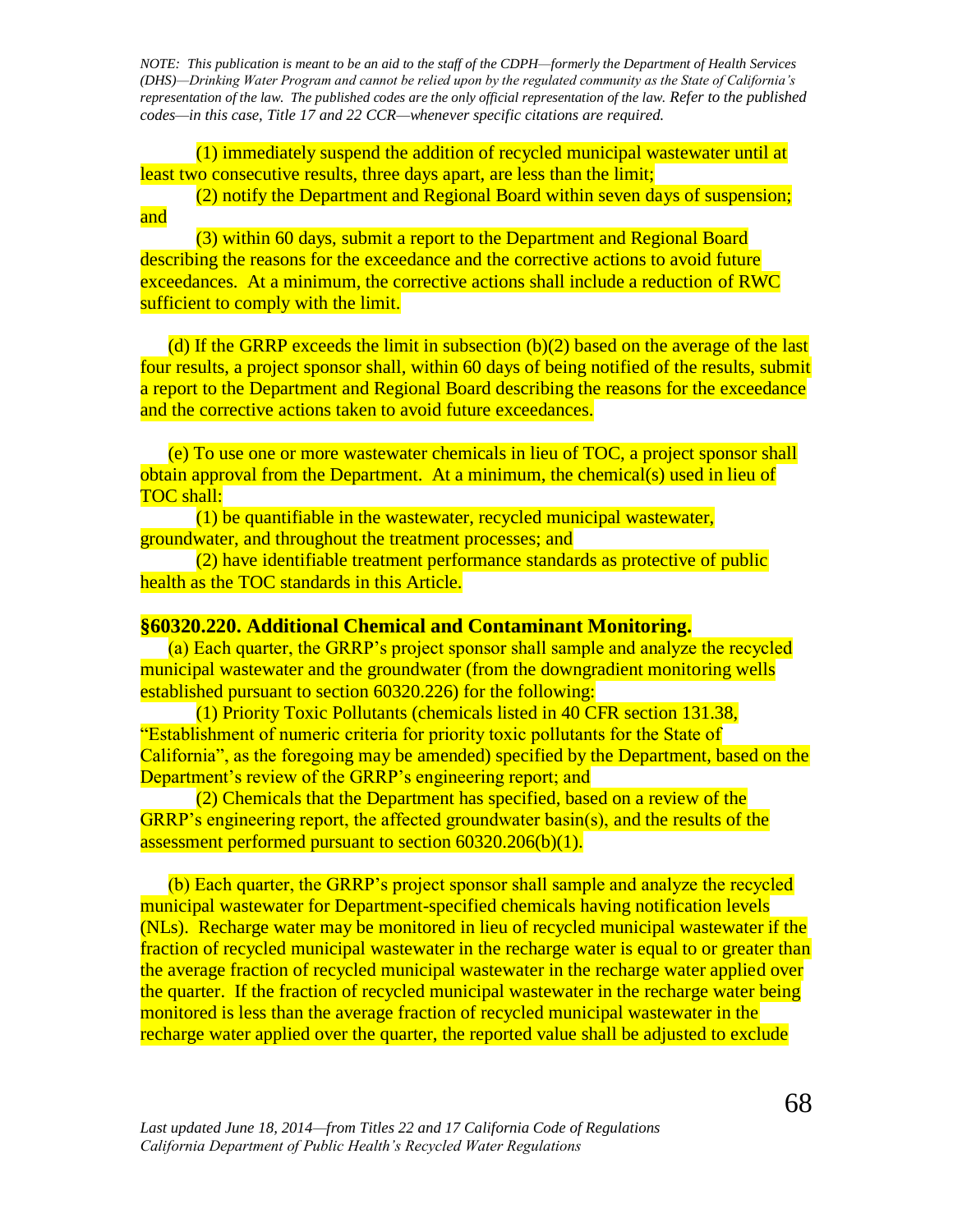*NOTE: This publication is meant to be an aid to the staff of the CDPH—formerly the Department of Health Services (DHS)—Drinking Water Program and cannot be relied upon by the regulated community as the State of California's representation of the law. The published codes are the only official representation of the law. Refer to the published codes—in this case, Title 17 and 22 CCR—whenever specific citations are required.*

(1) immediately suspend the addition of recycled municipal wastewater until at least two consecutive results, three days apart, are less than the limit;

(2) notify the Department and Regional Board within seven days of suspension; and

(3) within 60 days, submit a report to the Department and Regional Board describing the reasons for the exceedance and the corrective actions to avoid future exceedances. At a minimum, the corrective actions shall include a reduction of RWC sufficient to comply with the limit.

(d) If the GRRP exceeds the limit in subsection (b)(2) based on the average of the last four results, a project sponsor shall, within 60 days of being notified of the results, submit a report to the Department and Regional Board describing the reasons for the exceedance and the corrective actions taken to avoid future exceedances.

(e) To use one or more wastewater chemicals in lieu of TOC, a project sponsor shall obtain approval from the Department. At a minimum, the chemical(s) used in lieu of TOC shall:

(1) be quantifiable in the wastewater, recycled municipal wastewater, groundwater, and throughout the treatment processes; and

(2) have identifiable treatment performance standards as protective of public health as the TOC standards in this Article.

**§60320.220. Additional Chemical and Contaminant Monitoring.**

(a) Each quarter, the GRRP's project sponsor shall sample and analyze the recycled municipal wastewater and the groundwater (from the downgradient monitoring wells established pursuant to section 60320.226) for the following:

(1) Priority Toxic Pollutants (chemicals listed in 40 CFR section 131.38, "Establishment of numeric criteria for priority toxic pollutants for the State of California", as the foregoing may be amended) specified by the Department, based on the Department's review of the GRRP's engineering report; and

(2) Chemicals that the Department has specified, based on a review of the GRRP's engineering report, the affected groundwater basin(s), and the results of the assessment performed pursuant to section 60320.206(b)(1).

(b) Each quarter, the GRRP's project sponsor shall sample and analyze the recycled municipal wastewater for Department-specified chemicals having notification levels (NLs). Recharge water may be monitored in lieu of recycled municipal wastewater if the fraction of recycled municipal wastewater in the recharge water is equal to or greater than the average fraction of recycled municipal wastewater in the recharge water applied over the quarter. If the fraction of recycled municipal wastewater in the recharge water being monitored is less than the average fraction of recycled municipal wastewater in the recharge water applied over the quarter, the reported value shall be adjusted to exclude

*Last updated June 18, 2014—from Titles 22 and 17 California Code of Regulations*
*California Department of Public Health's Recycled Water Regulations*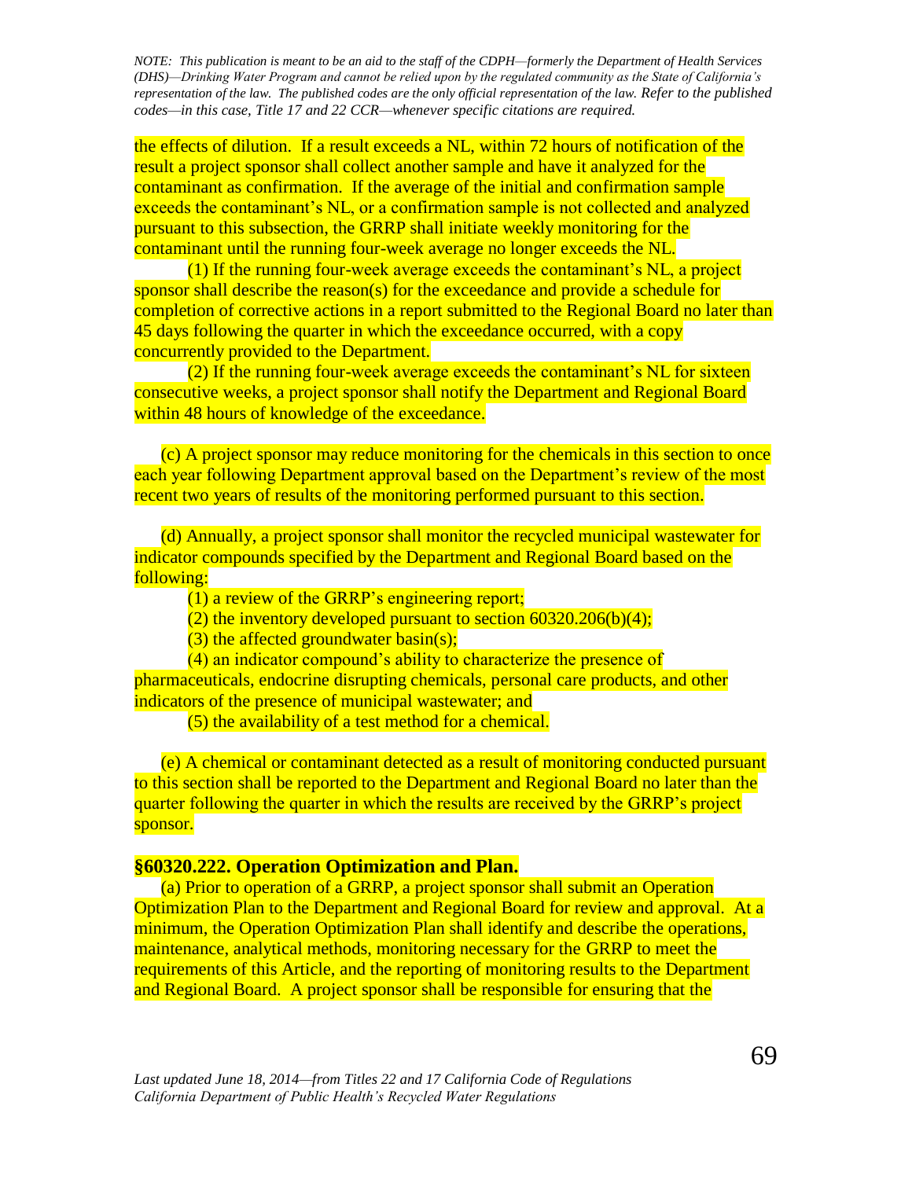the effects of dilution. If a result exceeds a NL, within 72 hours of notification of the result a project sponsor shall collect another sample and have it analyzed for the contaminant as confirmation. If the average of the initial and confirmation sample exceeds the contaminant's NL, or a confirmation sample is not collected and analyzed pursuant to this subsection, the GRRP shall initiate weekly monitoring for the contaminant until the running four-week average no longer exceeds the NL.

(1) If the running four-week average exceeds the contaminant's NL, a project sponsor shall describe the reason(s) for the exceedance and provide a schedule for completion of corrective actions in a report submitted to the Regional Board no later than 45 days following the quarter in which the exceedance occurred, with a copy concurrently provided to the Department.

(2) If the running four-week average exceeds the contaminant's NL for sixteen consecutive weeks, a project sponsor shall notify the Department and Regional Board within 48 hours of knowledge of the exceedance.

(c) A project sponsor may reduce monitoring for the chemicals in this section to once each year following Department approval based on the Department's review of the most recent two years of results of the monitoring performed pursuant to this section.

(d) Annually, a project sponsor shall monitor the recycled municipal wastewater for indicator compounds specified by the Department and Regional Board based on the following:

(1) a review of the GRRP's engineering report;

(2) the inventory developed pursuant to section 60320.206(b)(4);

(3) the affected groundwater basin(s);

(4) an indicator compound's ability to characterize the presence of pharmaceuticals, endocrine disrupting chemicals, personal care products, and other indicators of the presence of municipal wastewater; and

(5) the availability of a test method for a chemical.

(e) A chemical or contaminant detected as a result of monitoring conducted pursuant to this section shall be reported to the Department and Regional Board no later than the quarter following the quarter in which the results are received by the GRRP's project sponsor.

### §60320.222. Operation Optimization and Plan.

(a) Prior to operation of a GRRP, a project sponsor shall submit an Operation Optimization Plan to the Department and Regional Board for review and approval. At a minimum, the Operation Optimization Plan shall identify and describe the operations, maintenance, analytical methods, monitoring necessary for the GRRP to meet the requirements of this Article, and the reporting of monitoring results to the Department and Regional Board. A project sponsor shall be responsible for ensuring that the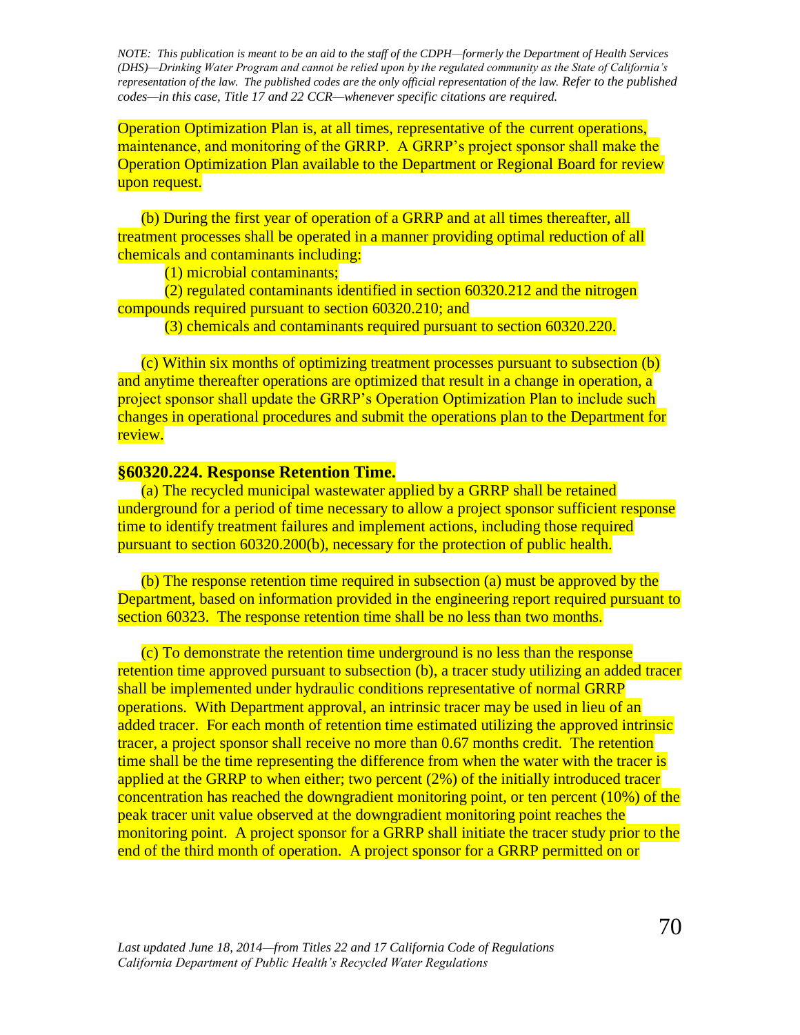Operation Optimization Plan is, at all times, representative of the current operations, maintenance, and monitoring of the GRRP. A GRRP's project sponsor shall make the Operation Optimization Plan available to the Department or Regional Board for review upon request.

(b) During the first year of operation of a GRRP and at all times thereafter, all treatment processes shall be operated in a manner providing optimal reduction of all chemicals and contaminants including:

(1) microbial contaminants;

(2) regulated contaminants identified in section 60320.212 and the nitrogen compounds required pursuant to section 60320.210; and

(3) chemicals and contaminants required pursuant to section 60320.220.

(c) Within six months of optimizing treatment processes pursuant to subsection (b) and anytime thereafter operations are optimized that result in a change in operation, a project sponsor shall update the GRRP's Operation Optimization Plan to include such changes in operational procedures and submit the operations plan to the Department for review.

**§60320.224. Response Retention Time.**

(a) The recycled municipal wastewater applied by a GRRP shall be retained underground for a period of time necessary to allow a project sponsor sufficient response time to identify treatment failures and implement actions, including those required pursuant to section 60320.200(b), necessary for the protection of public health.

(b) The response retention time required in subsection (a) must be approved by the Department, based on information provided in the engineering report required pursuant to section 60323. The response retention time shall be no less than two months.

(c) To demonstrate the retention time underground is no less than the response retention time approved pursuant to subsection (b), a tracer study utilizing an added tracer shall be implemented under hydraulic conditions representative of normal GRRP operations. With Department approval, an intrinsic tracer may be used in lieu of an added tracer. For each month of retention time estimated utilizing the approved intrinsic tracer, a project sponsor shall receive no more than 0.67 months credit. The retention time shall be the time representing the difference from when the water with the tracer is applied at the GRRP to when either; two percent (2%) of the initially introduced tracer concentration has reached the downgradient monitoring point, or ten percent (10%) of the peak tracer unit value observed at the downgradient monitoring point reaches the monitoring point. A project sponsor for a GRRP shall initiate the tracer study prior to the end of the third month of operation. A project sponsor for a GRRP permitted on or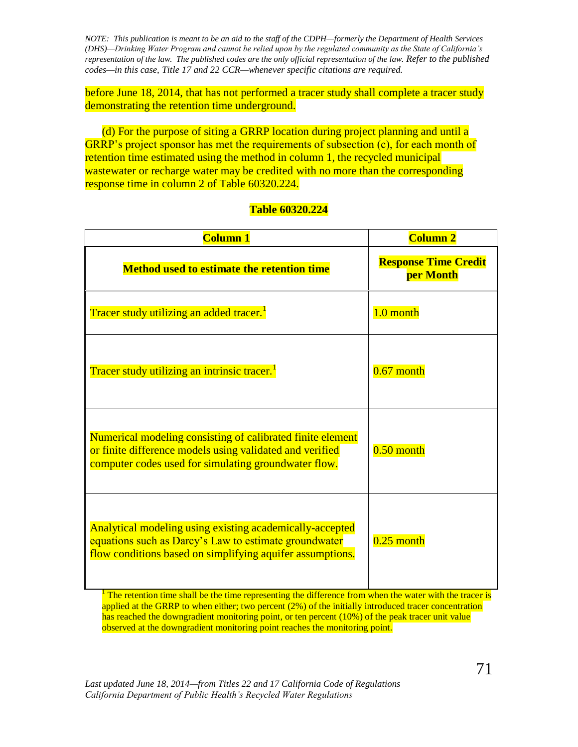*NOTE: This publication is meant to be an aid to the staff of the CDPH—formerly the Department of Health Services (DHS)—Drinking Water Program and cannot be relied upon by the regulated community as the State of California's representation of the law. The published codes are the only official representation of the law. Refer to the published codes—in this case, Title 17 and 22 CCR—whenever specific citations are required.*

before June 18, 2014, that has not performed a tracer study shall complete a tracer study demonstrating the retention time underground.

(d) For the purpose of siting a GRRP location during project planning and until a GRRP's project sponsor has met the requirements of subsection (c), for each month of retention time estimated using the method in column 1, the recycled municipal wastewater or recharge water may be credited with no more than the corresponding response time in column 2 of Table 60320.224.

**Table 60320.224**

| **Column 1** | **Column 2** |
|---|---|
| **Method used to estimate the retention time** | **Response Time Credit per Month** |
| Tracer study utilizing an added tracer.[1] | 1.0 month |
| Tracer study utilizing an intrinsic tracer.[1] | 0.67 month |
| Numerical modeling consisting of calibrated finite element or finite difference models using validated and verified computer codes used for simulating groundwater flow. | 0.50 month |
| Analytical modeling using existing academically-accepted equations such as Darcy's Law to estimate groundwater flow conditions based on simplifying aquifer assumptions. | 0.25 month |

[1] The retention time shall be the time representing the difference from when the water with the tracer is applied at the GRRP to when either; two percent (2%) of the initially introduced tracer concentration has reached the downgradient monitoring point, or ten percent (10%) of the peak tracer unit value observed at the downgradient monitoring point reaches the monitoring point.

*Last updated June 18, 2014—from Titles 22 and 17 California Code of Regulations*
*California Department of Public Health's Recycled Water Regulations*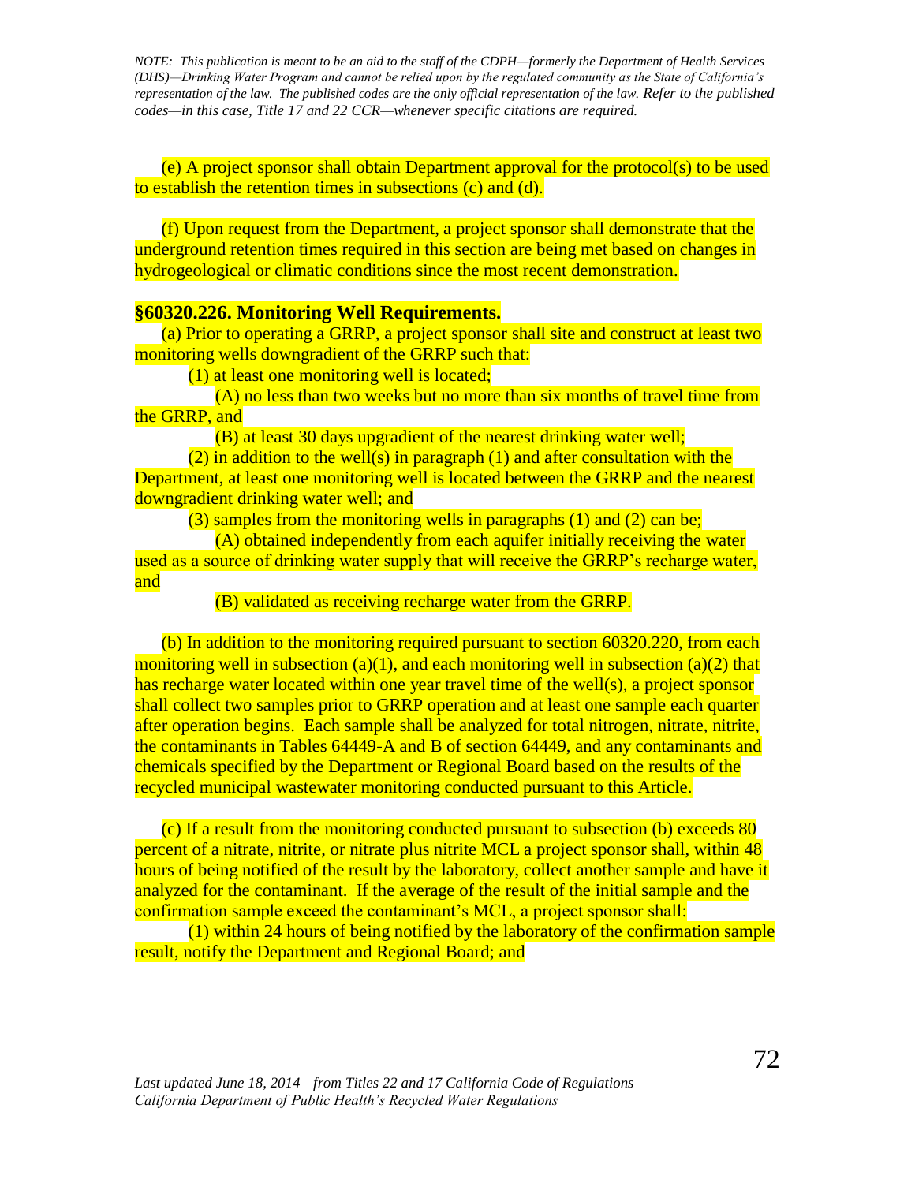*NOTE: This publication is meant to be an aid to the staff of the CDPH—formerly the Department of Health Services (DHS)—Drinking Water Program and cannot be relied upon by the regulated community as the State of California's representation of the law. The published codes are the only official representation of the law. Refer to the published codes—in this case, Title 17 and 22 CCR—whenever specific citations are required.*

(e) A project sponsor shall obtain Department approval for the protocol(s) to be used to establish the retention times in subsections (c) and (d).

(f) Upon request from the Department, a project sponsor shall demonstrate that the underground retention times required in this section are being met based on changes in hydrogeological or climatic conditions since the most recent demonstration.

**§60320.226. Monitoring Well Requirements.**

(a) Prior to operating a GRRP, a project sponsor shall site and construct at least two monitoring wells downgradient of the GRRP such that:

(1) at least one monitoring well is located;

(A) no less than two weeks but no more than six months of travel time from the GRRP, and

(B) at least 30 days upgradient of the nearest drinking water well;

(2) in addition to the well(s) in paragraph (1) and after consultation with the Department, at least one monitoring well is located between the GRRP and the nearest downgradient drinking water well; and

(3) samples from the monitoring wells in paragraphs (1) and (2) can be;

(A) obtained independently from each aquifer initially receiving the water used as a source of drinking water supply that will receive the GRRP's recharge water, and

(B) validated as receiving recharge water from the GRRP.

(b) In addition to the monitoring required pursuant to section 60320.220, from each monitoring well in subsection (a)(1), and each monitoring well in subsection (a)(2) that has recharge water located within one year travel time of the well(s), a project sponsor shall collect two samples prior to GRRP operation and at least one sample each quarter after operation begins. Each sample shall be analyzed for total nitrogen, nitrate, nitrite, the contaminants in Tables 64449-A and B of section 64449, and any contaminants and chemicals specified by the Department or Regional Board based on the results of the recycled municipal wastewater monitoring conducted pursuant to this Article.

(c) If a result from the monitoring conducted pursuant to subsection (b) exceeds 80 percent of a nitrate, nitrite, or nitrate plus nitrite MCL a project sponsor shall, within 48 hours of being notified of the result by the laboratory, collect another sample and have it analyzed for the contaminant. If the average of the result of the initial sample and the confirmation sample exceed the contaminant's MCL, a project sponsor shall:

(1) within 24 hours of being notified by the laboratory of the confirmation sample result, notify the Department and Regional Board; and

*Last updated June 18, 2014—from Titles 22 and 17 California Code of Regulations*
*California Department of Public Health's Recycled Water Regulations*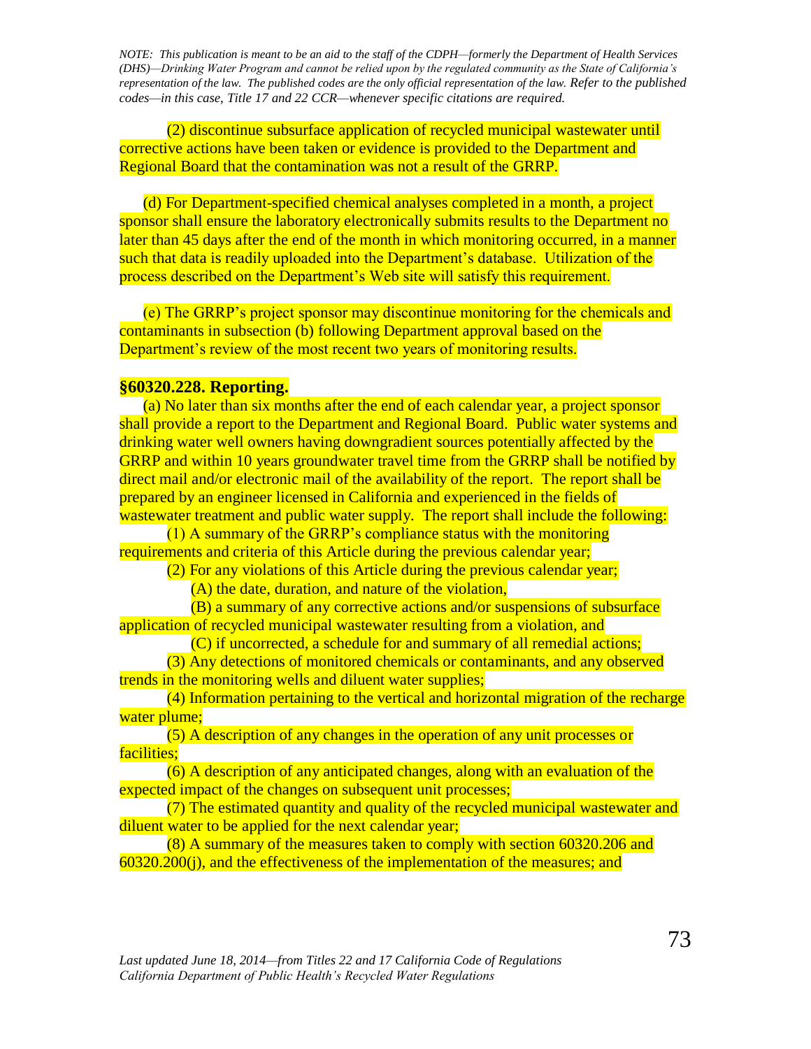(2) discontinue subsurface application of recycled municipal wastewater until corrective actions have been taken or evidence is provided to the Department and Regional Board that the contamination was not a result of the GRRP.

(d) For Department-specified chemical analyses completed in a month, a project sponsor shall ensure the laboratory electronically submits results to the Department no later than 45 days after the end of the month in which monitoring occurred, in a manner such that data is readily uploaded into the Department's database. Utilization of the process described on the Department's Web site will satisfy this requirement.

(e) The GRRP's project sponsor may discontinue monitoring for the chemicals and contaminants in subsection (b) following Department approval based on the Department's review of the most recent two years of monitoring results.

**§60320.228. Reporting.**

(a) No later than six months after the end of each calendar year, a project sponsor shall provide a report to the Department and Regional Board. Public water systems and drinking water well owners having downgradient sources potentially affected by the GRRP and within 10 years groundwater travel time from the GRRP shall be notified by direct mail and/or electronic mail of the availability of the report. The report shall be prepared by an engineer licensed in California and experienced in the fields of wastewater treatment and public water supply. The report shall include the following:

(1) A summary of the GRRP's compliance status with the monitoring requirements and criteria of this Article during the previous calendar year;

(2) For any violations of this Article during the previous calendar year;

(A) the date, duration, and nature of the violation,

(B) a summary of any corrective actions and/or suspensions of subsurface application of recycled municipal wastewater resulting from a violation, and

(C) if uncorrected, a schedule for and summary of all remedial actions;

(3) Any detections of monitored chemicals or contaminants, and any observed trends in the monitoring wells and diluent water supplies;

(4) Information pertaining to the vertical and horizontal migration of the recharge water plume;

(5) A description of any changes in the operation of any unit processes or facilities;

(6) A description of any anticipated changes, along with an evaluation of the expected impact of the changes on subsequent unit processes;

(7) The estimated quantity and quality of the recycled municipal wastewater and diluent water to be applied for the next calendar year;

(8) A summary of the measures taken to comply with section 60320.206 and 60320.200(j), and the effectiveness of the implementation of the measures; and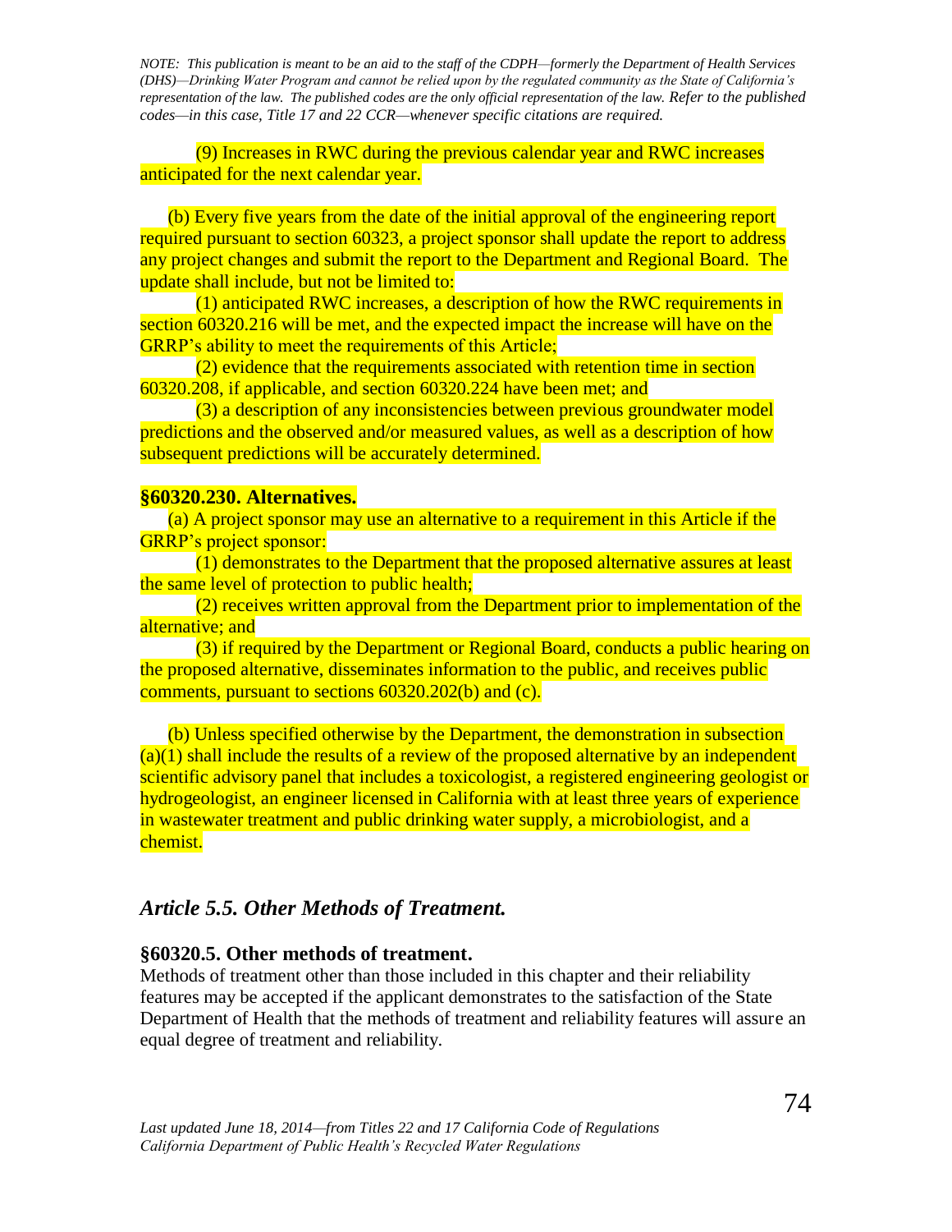(9) Increases in RWC during the previous calendar year and RWC increases anticipated for the next calendar year.

(b) Every five years from the date of the initial approval of the engineering report required pursuant to section 60323, a project sponsor shall update the report to address any project changes and submit the report to the Department and Regional Board. The update shall include, but not be limited to:

(1) anticipated RWC increases, a description of how the RWC requirements in section 60320.216 will be met, and the expected impact the increase will have on the GRRP's ability to meet the requirements of this Article;

(2) evidence that the requirements associated with retention time in section 60320.208, if applicable, and section 60320.224 have been met; and

(3) a description of any inconsistencies between previous groundwater model predictions and the observed and/or measured values, as well as a description of how subsequent predictions will be accurately determined.

**§60320.230. Alternatives.**

(a) A project sponsor may use an alternative to a requirement in this Article if the GRRP's project sponsor:

(1) demonstrates to the Department that the proposed alternative assures at least the same level of protection to public health;

(2) receives written approval from the Department prior to implementation of the alternative; and

(3) if required by the Department or Regional Board, conducts a public hearing on the proposed alternative, disseminates information to the public, and receives public comments, pursuant to sections 60320.202(b) and (c).

(b) Unless specified otherwise by the Department, the demonstration in subsection (a)(1) shall include the results of a review of the proposed alternative by an independent scientific advisory panel that includes a toxicologist, a registered engineering geologist or hydrogeologist, an engineer licensed in California with at least three years of experience in wastewater treatment and public drinking water supply, a microbiologist, and a chemist.

## *Article 5.5. Other Methods of Treatment.*

**§60320.5. Other methods of treatment.**

Methods of treatment other than those included in this chapter and their reliability features may be accepted if the applicant demonstrates to the satisfaction of the State Department of Health that the methods of treatment and reliability features will assure an equal degree of treatment and reliability.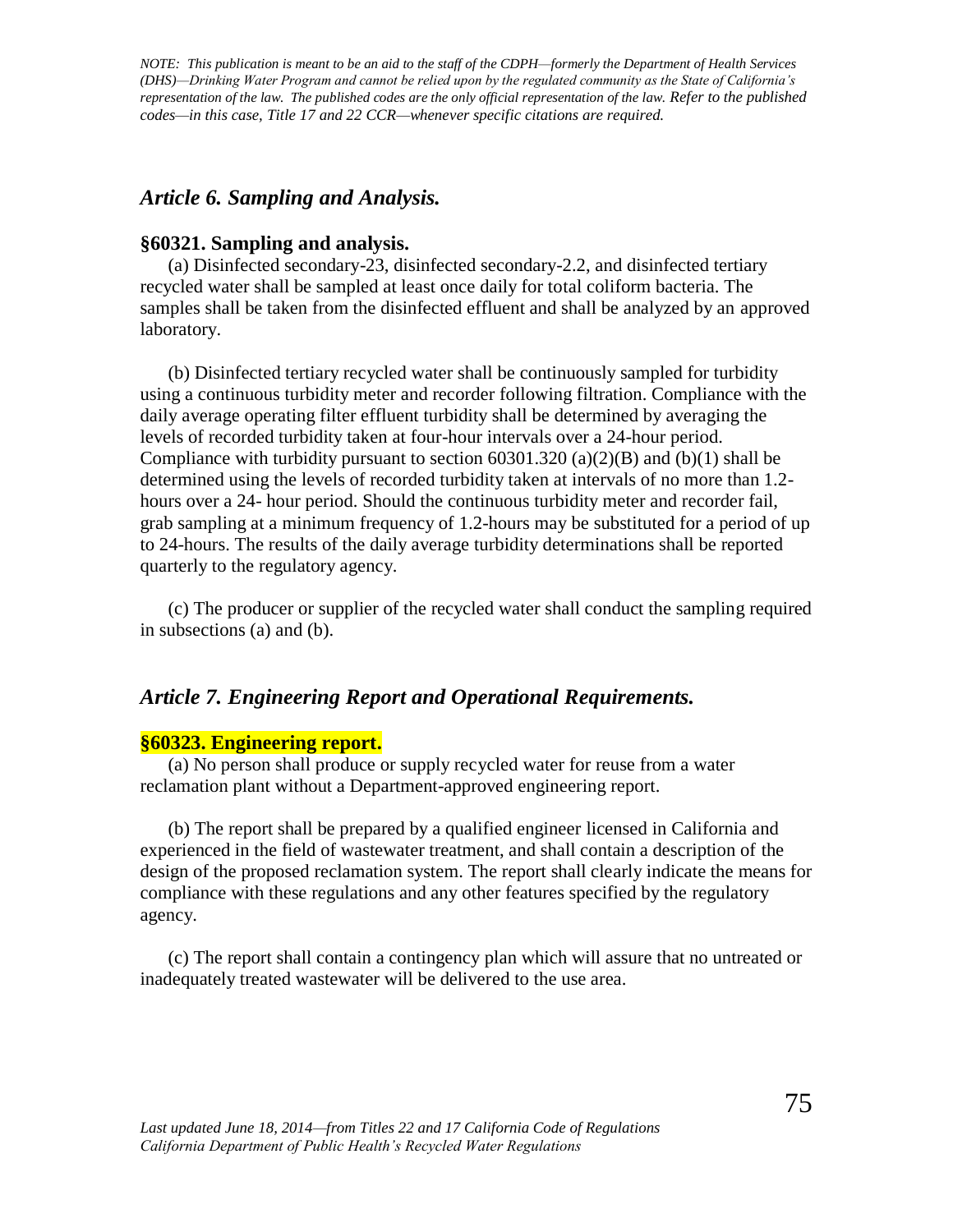*NOTE: This publication is meant to be an aid to the staff of the CDPH—formerly the Department of Health Services (DHS)—Drinking Water Program and cannot be relied upon by the regulated community as the State of California's representation of the law. The published codes are the only official representation of the law. Refer to the published codes—in this case, Title 17 and 22 CCR—whenever specific citations are required.*

## *Article 6. Sampling and Analysis.*

### §60321. Sampling and analysis.

(a) Disinfected secondary-23, disinfected secondary-2.2, and disinfected tertiary recycled water shall be sampled at least once daily for total coliform bacteria. The samples shall be taken from the disinfected effluent and shall be analyzed by an approved laboratory.

(b) Disinfected tertiary recycled water shall be continuously sampled for turbidity using a continuous turbidity meter and recorder following filtration. Compliance with the daily average operating filter effluent turbidity shall be determined by averaging the levels of recorded turbidity taken at four-hour intervals over a 24-hour period. Compliance with turbidity pursuant to section 60301.320 (a)(2)(B) and (b)(1) shall be determined using the levels of recorded turbidity taken at intervals of no more than 1.2-hours over a 24- hour period. Should the continuous turbidity meter and recorder fail, grab sampling at a minimum frequency of 1.2-hours may be substituted for a period of up to 24-hours. The results of the daily average turbidity determinations shall be reported quarterly to the regulatory agency.

(c) The producer or supplier of the recycled water shall conduct the sampling required in subsections (a) and (b).

## *Article 7. Engineering Report and Operational Requirements.*

### §60323. Engineering report.

(a) No person shall produce or supply recycled water for reuse from a water reclamation plant without a Department-approved engineering report.

(b) The report shall be prepared by a qualified engineer licensed in California and experienced in the field of wastewater treatment, and shall contain a description of the design of the proposed reclamation system. The report shall clearly indicate the means for compliance with these regulations and any other features specified by the regulatory agency.

(c) The report shall contain a contingency plan which will assure that no untreated or inadequately treated wastewater will be delivered to the use area.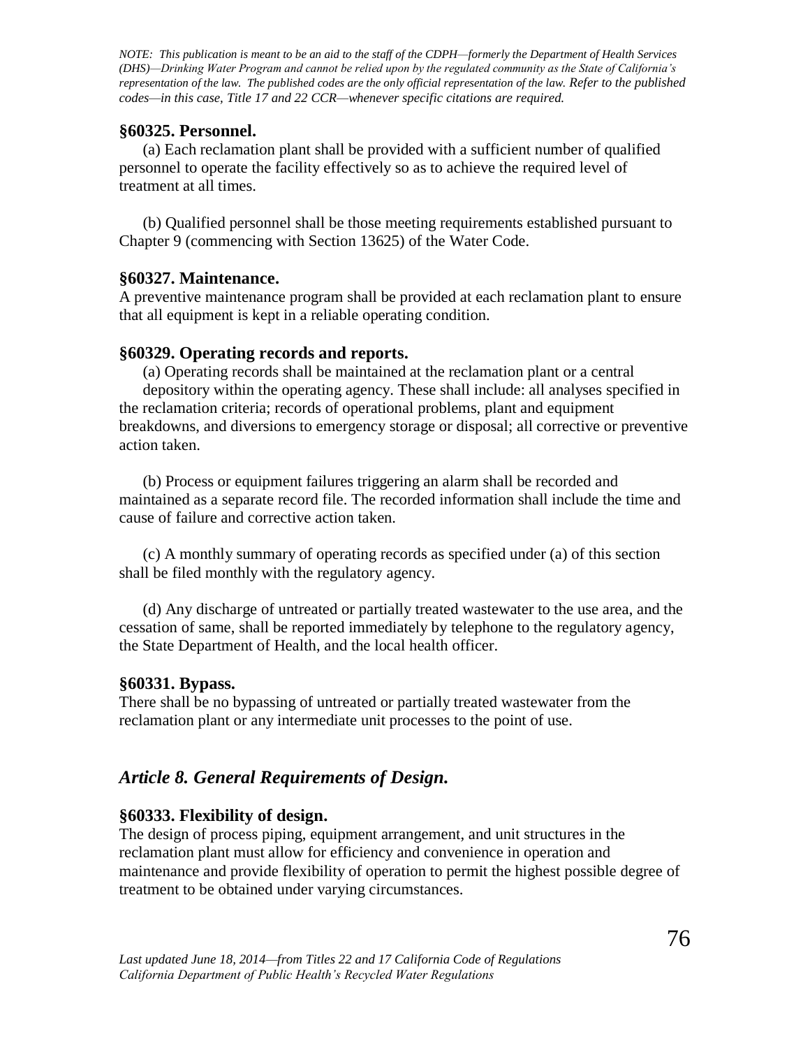*NOTE: This publication is meant to be an aid to the staff of the CDPH—formerly the Department of Health Services (DHS)—Drinking Water Program and cannot be relied upon by the regulated community as the State of California's representation of the law. The published codes are the only official representation of the law. Refer to the published codes—in this case, Title 17 and 22 CCR—whenever specific citations are required.*

### §60325. Personnel.

(a) Each reclamation plant shall be provided with a sufficient number of qualified personnel to operate the facility effectively so as to achieve the required level of treatment at all times.

(b) Qualified personnel shall be those meeting requirements established pursuant to Chapter 9 (commencing with Section 13625) of the Water Code.

### §60327. Maintenance.

A preventive maintenance program shall be provided at each reclamation plant to ensure that all equipment is kept in a reliable operating condition.

### §60329. Operating records and reports.

(a) Operating records shall be maintained at the reclamation plant or a central depository within the operating agency. These shall include: all analyses specified in the reclamation criteria; records of operational problems, plant and equipment breakdowns, and diversions to emergency storage or disposal; all corrective or preventive action taken.

(b) Process or equipment failures triggering an alarm shall be recorded and maintained as a separate record file. The recorded information shall include the time and cause of failure and corrective action taken.

(c) A monthly summary of operating records as specified under (a) of this section shall be filed monthly with the regulatory agency.

(d) Any discharge of untreated or partially treated wastewater to the use area, and the cessation of same, shall be reported immediately by telephone to the regulatory agency, the State Department of Health, and the local health officer.

### §60331. Bypass.

There shall be no bypassing of untreated or partially treated wastewater from the reclamation plant or any intermediate unit processes to the point of use.

## *Article 8. General Requirements of Design.*

### §60333. Flexibility of design.

The design of process piping, equipment arrangement, and unit structures in the reclamation plant must allow for efficiency and convenience in operation and maintenance and provide flexibility of operation to permit the highest possible degree of treatment to be obtained under varying circumstances.

*Last updated June 18, 2014—from Titles 22 and 17 California Code of Regulations*
*California Department of Public Health's Recycled Water Regulations*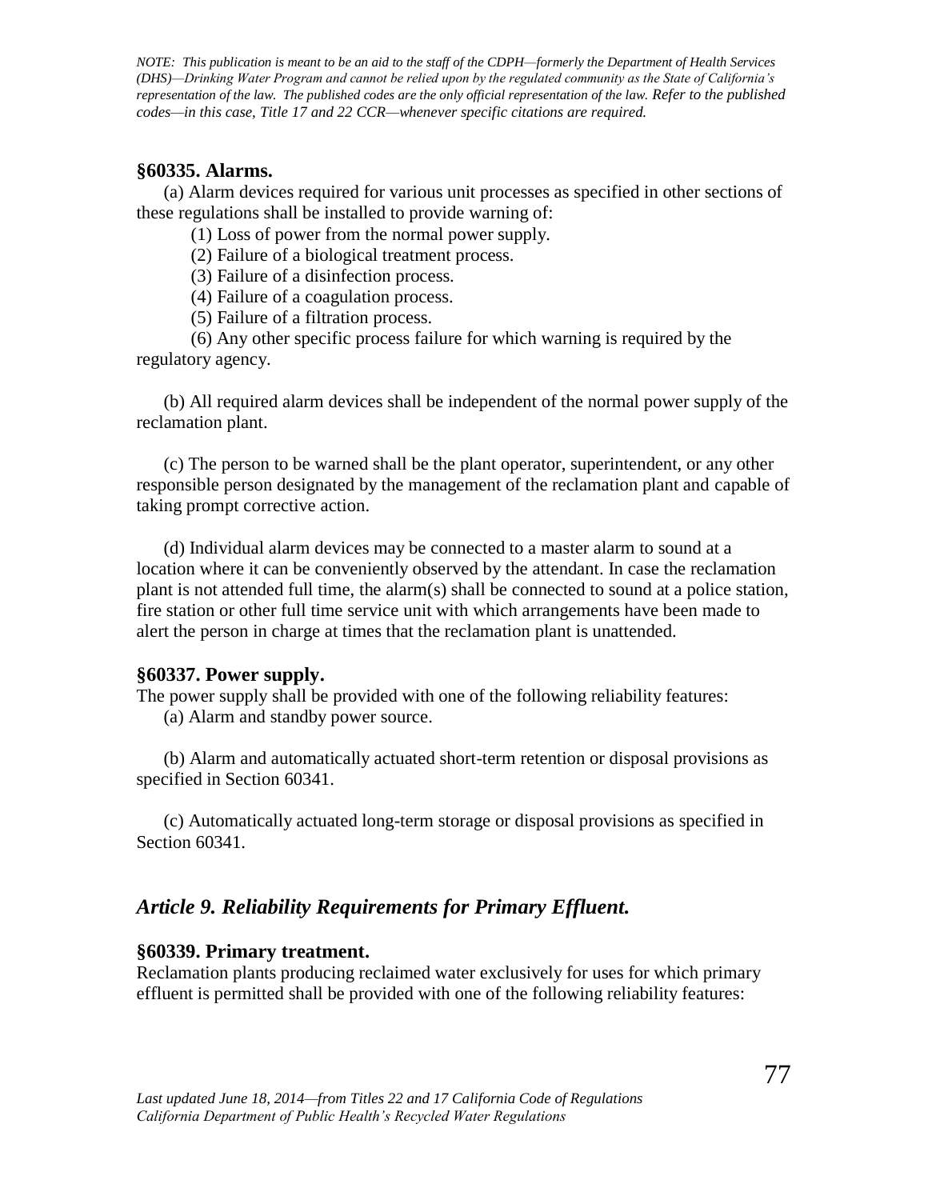*NOTE: This publication is meant to be an aid to the staff of the CDPH—formerly the Department of Health Services (DHS)—Drinking Water Program and cannot be relied upon by the regulated community as the State of California's representation of the law. The published codes are the only official representation of the law. Refer to the published codes—in this case, Title 17 and 22 CCR—whenever specific citations are required.*

### §60335. Alarms.

(a) Alarm devices required for various unit processes as specified in other sections of these regulations shall be installed to provide warning of:

(1) Loss of power from the normal power supply.

(2) Failure of a biological treatment process.

(3) Failure of a disinfection process.

(4) Failure of a coagulation process.

(5) Failure of a filtration process.

(6) Any other specific process failure for which warning is required by the regulatory agency.

(b) All required alarm devices shall be independent of the normal power supply of the reclamation plant.

(c) The person to be warned shall be the plant operator, superintendent, or any other responsible person designated by the management of the reclamation plant and capable of taking prompt corrective action.

(d) Individual alarm devices may be connected to a master alarm to sound at a location where it can be conveniently observed by the attendant. In case the reclamation plant is not attended full time, the alarm(s) shall be connected to sound at a police station, fire station or other full time service unit with which arrangements have been made to alert the person in charge at times that the reclamation plant is unattended.

### §60337. Power supply.

The power supply shall be provided with one of the following reliability features:

(a) Alarm and standby power source.

(b) Alarm and automatically actuated short-term retention or disposal provisions as specified in Section 60341.

(c) Automatically actuated long-term storage or disposal provisions as specified in Section 60341.

## *Article 9. Reliability Requirements for Primary Effluent.*

### §60339. Primary treatment.

Reclamation plants producing reclaimed water exclusively for uses for which primary effluent is permitted shall be provided with one of the following reliability features: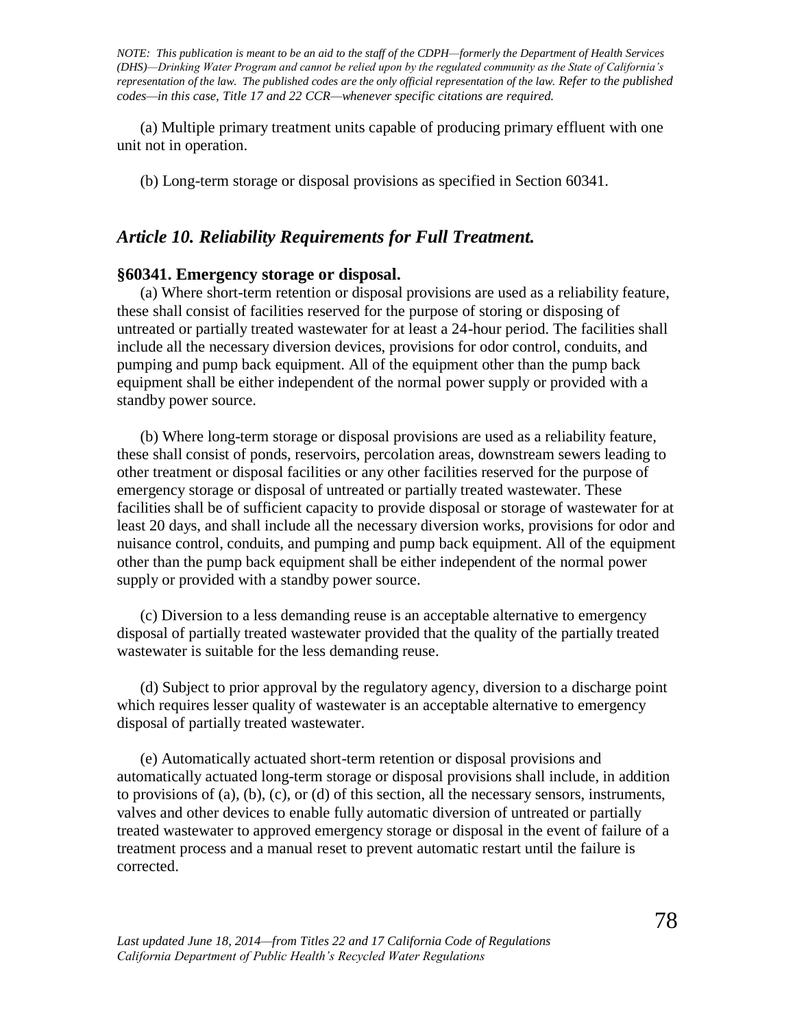(a) Multiple primary treatment units capable of producing primary effluent with one unit not in operation.

(b) Long-term storage or disposal provisions as specified in Section 60341.

## *Article 10. Reliability Requirements for Full Treatment.*

### §60341. Emergency storage or disposal.

(a) Where short-term retention or disposal provisions are used as a reliability feature, these shall consist of facilities reserved for the purpose of storing or disposing of untreated or partially treated wastewater for at least a 24-hour period. The facilities shall include all the necessary diversion devices, provisions for odor control, conduits, and pumping and pump back equipment. All of the equipment other than the pump back equipment shall be either independent of the normal power supply or provided with a standby power source.

(b) Where long-term storage or disposal provisions are used as a reliability feature, these shall consist of ponds, reservoirs, percolation areas, downstream sewers leading to other treatment or disposal facilities or any other facilities reserved for the purpose of emergency storage or disposal of untreated or partially treated wastewater. These facilities shall be of sufficient capacity to provide disposal or storage of wastewater for at least 20 days, and shall include all the necessary diversion works, provisions for odor and nuisance control, conduits, and pumping and pump back equipment. All of the equipment other than the pump back equipment shall be either independent of the normal power supply or provided with a standby power source.

(c) Diversion to a less demanding reuse is an acceptable alternative to emergency disposal of partially treated wastewater provided that the quality of the partially treated wastewater is suitable for the less demanding reuse.

(d) Subject to prior approval by the regulatory agency, diversion to a discharge point which requires lesser quality of wastewater is an acceptable alternative to emergency disposal of partially treated wastewater.

(e) Automatically actuated short-term retention or disposal provisions and automatically actuated long-term storage or disposal provisions shall include, in addition to provisions of (a), (b), (c), or (d) of this section, all the necessary sensors, instruments, valves and other devices to enable fully automatic diversion of untreated or partially treated wastewater to approved emergency storage or disposal in the event of failure of a treatment process and a manual reset to prevent automatic restart until the failure is corrected.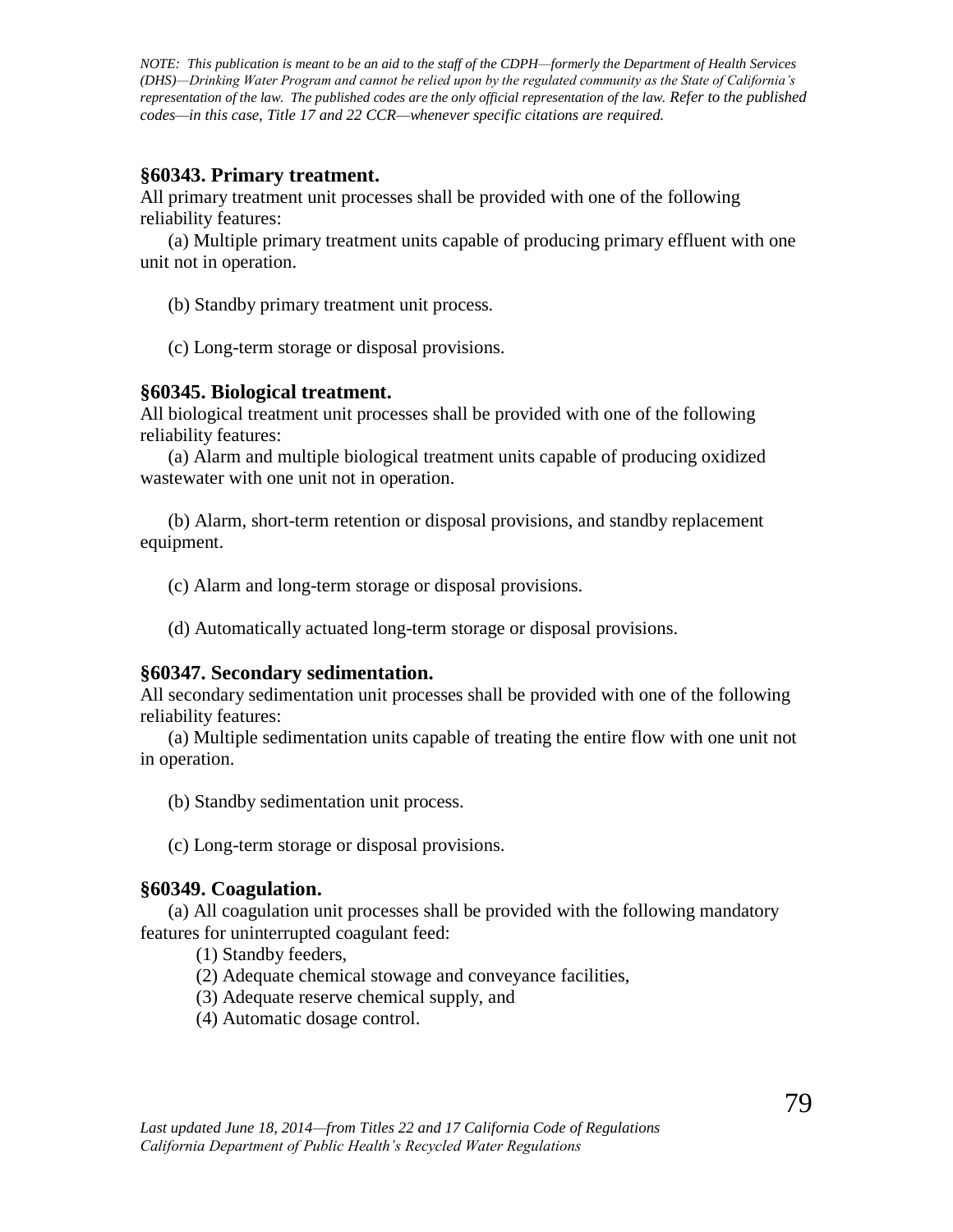*NOTE: This publication is meant to be an aid to the staff of the CDPH—formerly the Department of Health Services (DHS)—Drinking Water Program and cannot be relied upon by the regulated community as the State of California's representation of the law. The published codes are the only official representation of the law. Refer to the published codes—in this case, Title 17 and 22 CCR—whenever specific citations are required.*

### §60343. Primary treatment.

All primary treatment unit processes shall be provided with one of the following reliability features:

(a) Multiple primary treatment units capable of producing primary effluent with one unit not in operation.

(b) Standby primary treatment unit process.

(c) Long-term storage or disposal provisions.

### §60345. Biological treatment.

All biological treatment unit processes shall be provided with one of the following reliability features:

(a) Alarm and multiple biological treatment units capable of producing oxidized wastewater with one unit not in operation.

(b) Alarm, short-term retention or disposal provisions, and standby replacement equipment.

(c) Alarm and long-term storage or disposal provisions.

(d) Automatically actuated long-term storage or disposal provisions.

### §60347. Secondary sedimentation.

All secondary sedimentation unit processes shall be provided with one of the following reliability features:

(a) Multiple sedimentation units capable of treating the entire flow with one unit not in operation.

(b) Standby sedimentation unit process.

(c) Long-term storage or disposal provisions.

### §60349. Coagulation.

(a) All coagulation unit processes shall be provided with the following mandatory features for uninterrupted coagulant feed:

(1) Standby feeders,
(2) Adequate chemical stowage and conveyance facilities,
(3) Adequate reserve chemical supply, and
(4) Automatic dosage control.

*Last updated June 18, 2014—from Titles 22 and 17 California Code of Regulations*
*California Department of Public Health's Recycled Water Regulations*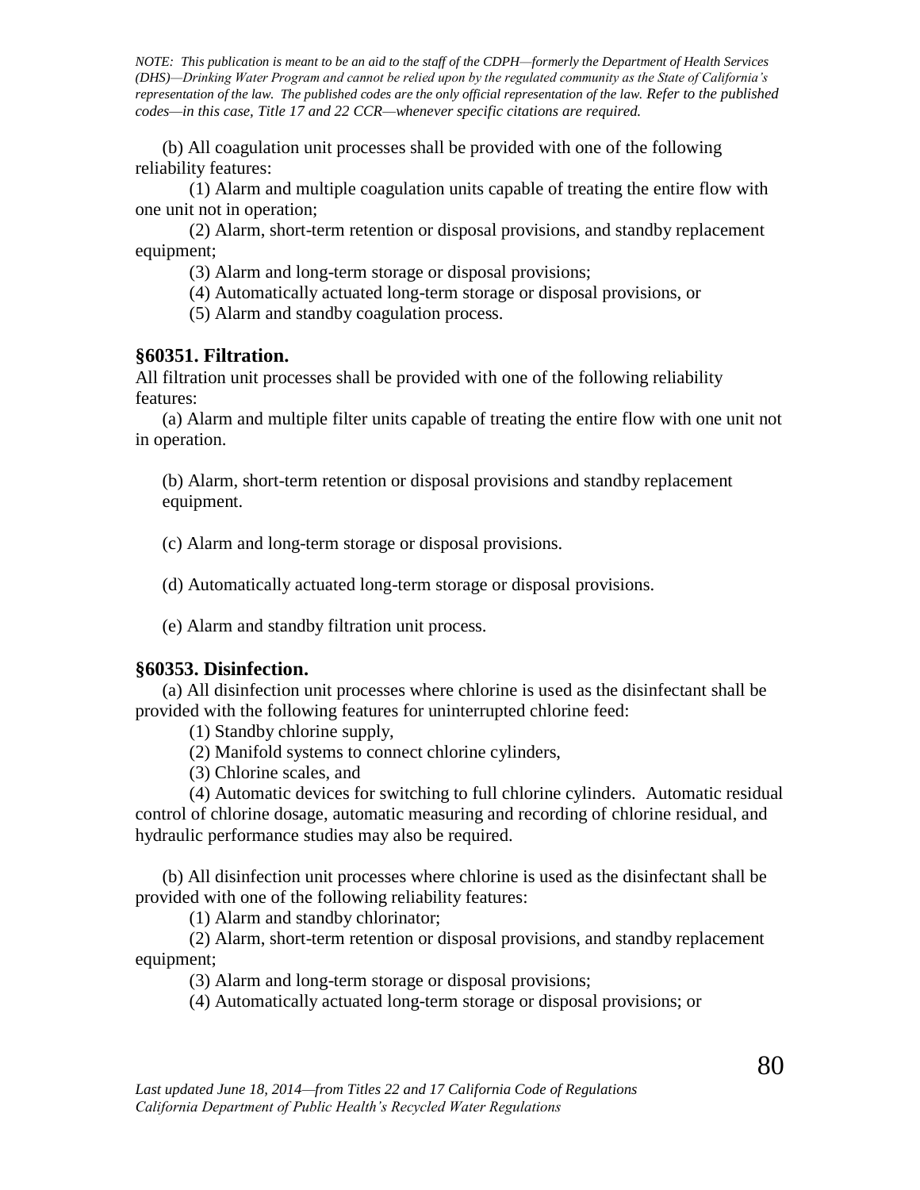*NOTE: This publication is meant to be an aid to the staff of the CDPH—formerly the Department of Health Services (DHS)—Drinking Water Program and cannot be relied upon by the regulated community as the State of California's representation of the law. The published codes are the only official representation of the law. Refer to the published codes—in this case, Title 17 and 22 CCR—whenever specific citations are required.*

(b) All coagulation unit processes shall be provided with one of the following reliability features:

(1) Alarm and multiple coagulation units capable of treating the entire flow with one unit not in operation;

(2) Alarm, short-term retention or disposal provisions, and standby replacement equipment;

(3) Alarm and long-term storage or disposal provisions;

(4) Automatically actuated long-term storage or disposal provisions, or

(5) Alarm and standby coagulation process.

### §60351. Filtration.

All filtration unit processes shall be provided with one of the following reliability features:

(a) Alarm and multiple filter units capable of treating the entire flow with one unit not in operation.

(b) Alarm, short-term retention or disposal provisions and standby replacement equipment.

(c) Alarm and long-term storage or disposal provisions.

(d) Automatically actuated long-term storage or disposal provisions.

(e) Alarm and standby filtration unit process.

### §60353. Disinfection.

(a) All disinfection unit processes where chlorine is used as the disinfectant shall be provided with the following features for uninterrupted chlorine feed:

(1) Standby chlorine supply,

(2) Manifold systems to connect chlorine cylinders,

(3) Chlorine scales, and

(4) Automatic devices for switching to full chlorine cylinders. Automatic residual control of chlorine dosage, automatic measuring and recording of chlorine residual, and hydraulic performance studies may also be required.

(b) All disinfection unit processes where chlorine is used as the disinfectant shall be provided with one of the following reliability features:

(1) Alarm and standby chlorinator;

(2) Alarm, short-term retention or disposal provisions, and standby replacement equipment;

(3) Alarm and long-term storage or disposal provisions;

(4) Automatically actuated long-term storage or disposal provisions; or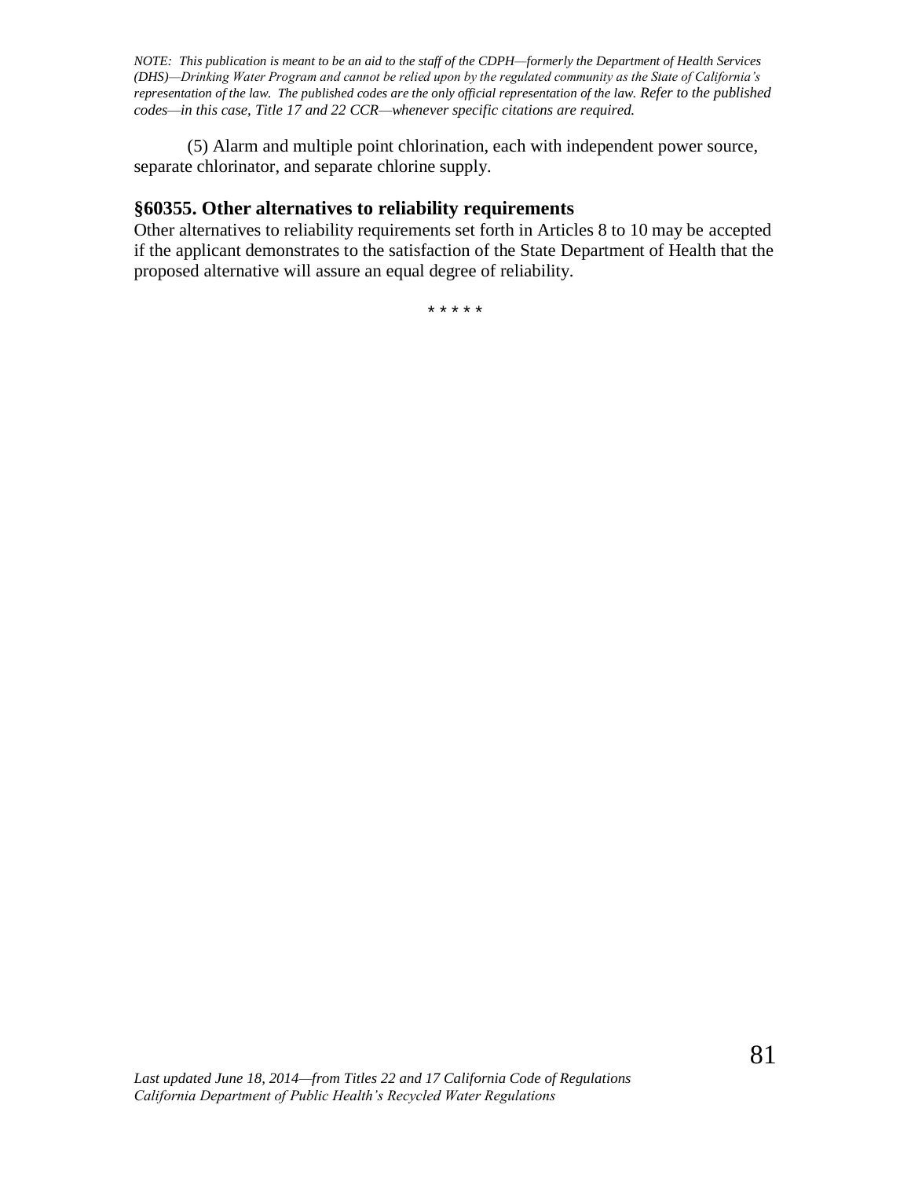(5) Alarm and multiple point chlorination, each with independent power source, separate chlorinator, and separate chlorine supply.

## §60355. Other alternatives to reliability requirements

Other alternatives to reliability requirements set forth in Articles 8 to 10 may be accepted if the applicant demonstrates to the satisfaction of the State Department of Health that the proposed alternative will assure an equal degree of reliability.

* * * * *